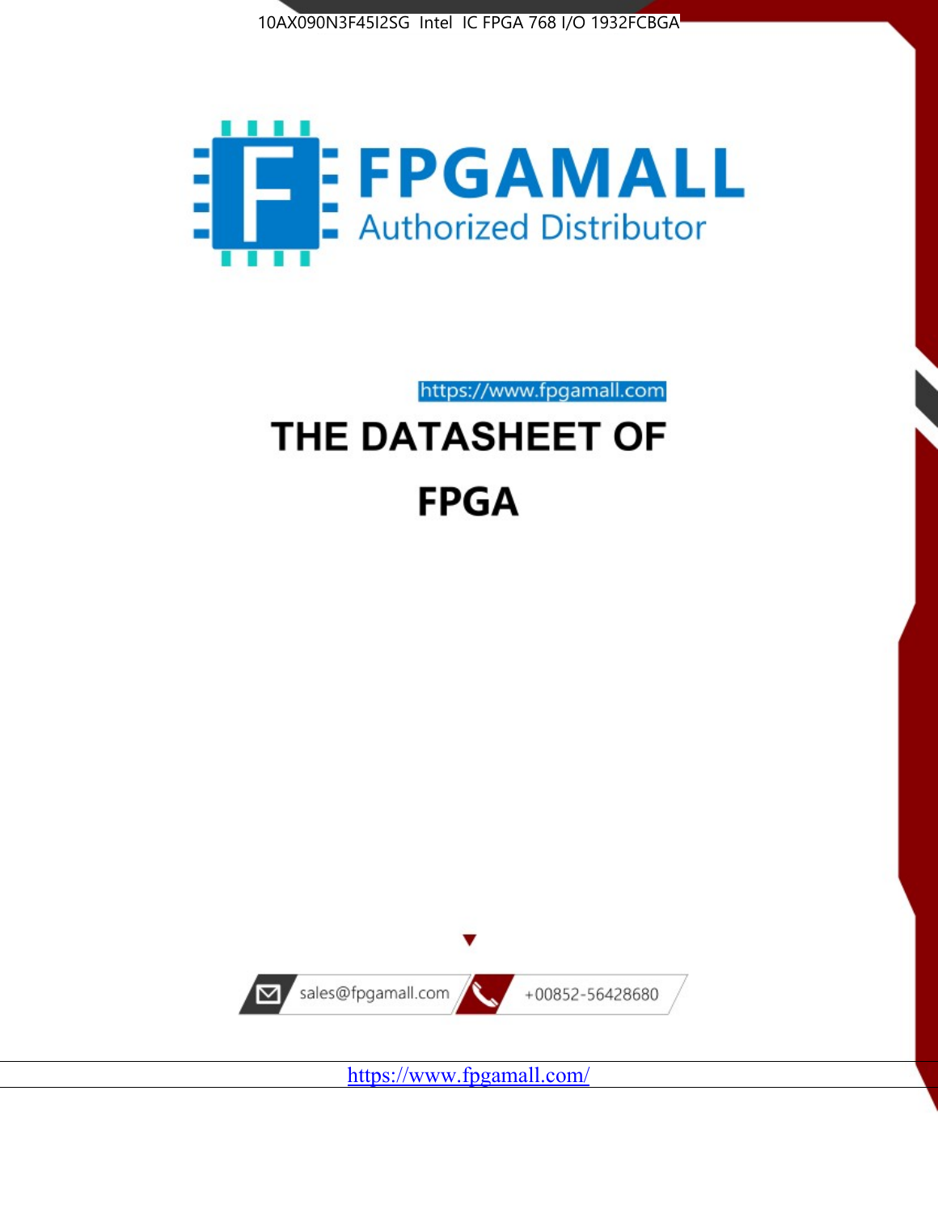10AX090N3F45I2SG Intel IC FPGA 768 I/O 1932FCBGA

FPGAMALL

Authorized Distributor

https://www.fpgamall.com

# THE DATASHEET OF

# FPGA

sales@fpgamall.com

+00852-56428680

https://www.fpgamall.com/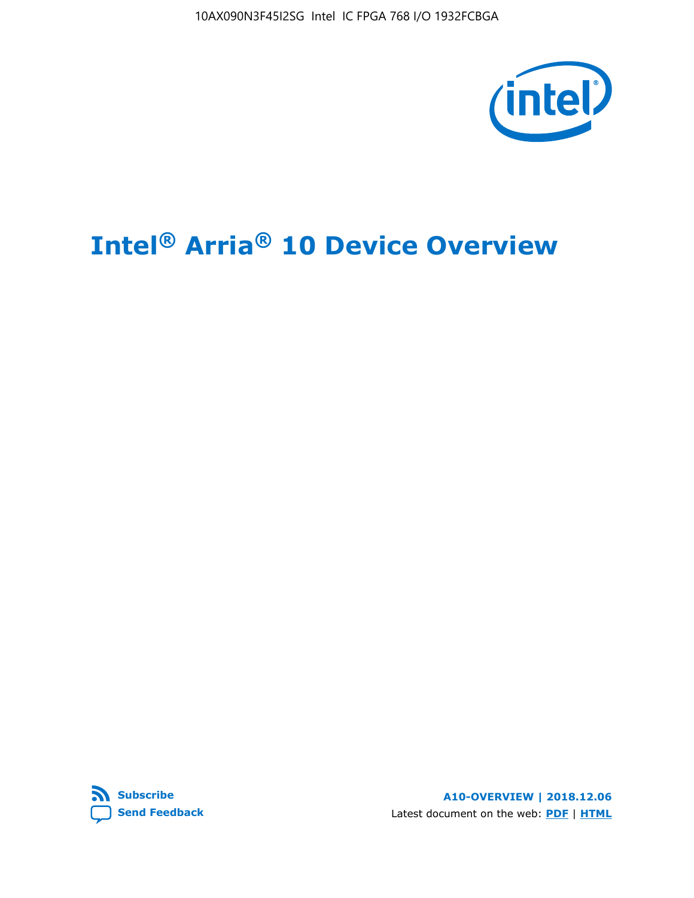# Intel® Arria® 10 Device Overview

Subscribe

Send Feedback

A10-OVERVIEW | 2018.12.06

Latest document on the web: PDF | HTML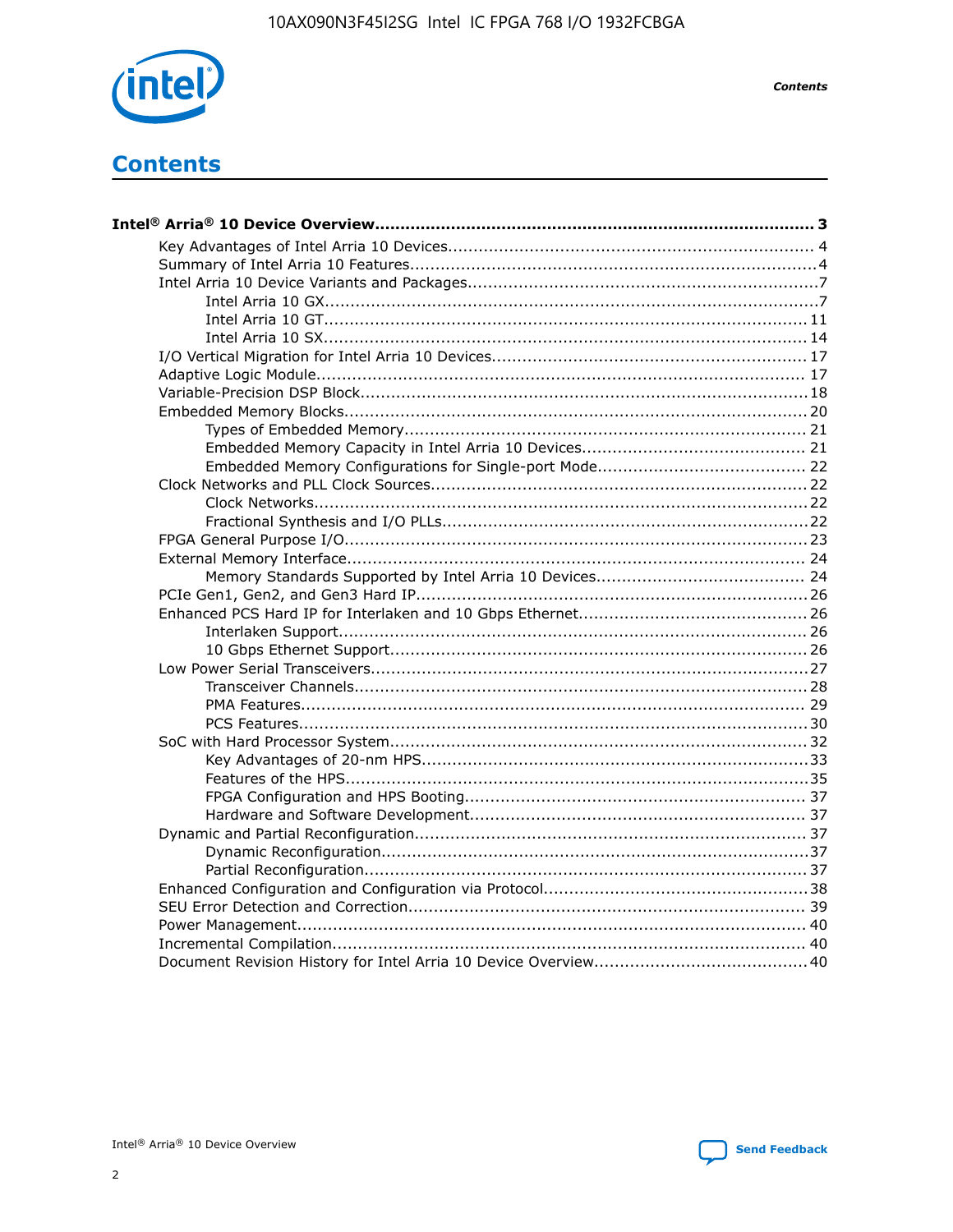# Contents

**Intel® Arria® 10 Device Overview....................................................................................... 3**

- Key Advantages of Intel Arria 10 Devices........................................................................ 4
- Summary of Intel Arria 10 Features................................................................................4
- Intel Arria 10 Device Variants and Packages.....................................................................7
  - Intel Arria 10 GX.................................................................................................7
  - Intel Arria 10 GT............................................................................................... 11
  - Intel Arria 10 SX............................................................................................... 14
- I/O Vertical Migration for Intel Arria 10 Devices.............................................................. 17
- Adaptive Logic Module................................................................................................ 17
- Variable-Precision DSP Block.........................................................................................18
- Embedded Memory Blocks........................................................................................... 20
  - Types of Embedded Memory............................................................................... 21
  - Embedded Memory Capacity in Intel Arria 10 Devices............................................ 21
  - Embedded Memory Configurations for Single-port Mode......................................... 22
- Clock Networks and PLL Clock Sources.......................................................................... 22
  - Clock Networks................................................................................................. 22
  - Fractional Synthesis and I/O PLLs........................................................................22
- FPGA General Purpose I/O.......................................................................................... 23
- External Memory Interface.......................................................................................... 24
  - Memory Standards Supported by Intel Arria 10 Devices......................................... 24
- PCIe Gen1, Gen2, and Gen3 Hard IP............................................................................. 26
- Enhanced PCS Hard IP for Interlaken and 10 Gbps Ethernet............................................. 26
  - Interlaken Support............................................................................................ 26
  - 10 Gbps Ethernet Support.................................................................................. 26
- Low Power Serial Transceivers...................................................................................... 27
  - Transceiver Channels......................................................................................... 28
  - PMA Features................................................................................................... 29
  - PCS Features.................................................................................................... 30
- SoC with Hard Processor System.................................................................................. 32
  - Key Advantages of 20-nm HPS............................................................................33
  - Features of the HPS...........................................................................................35
  - FPGA Configuration and HPS Booting................................................................... 37
  - Hardware and Software Development.................................................................. 37
- Dynamic and Partial Reconfiguration............................................................................. 37
  - Dynamic Reconfiguration....................................................................................37
  - Partial Reconfiguration....................................................................................... 37
- Enhanced Configuration and Configuration via Protocol....................................................38
- SEU Error Detection and Correction.............................................................................. 39
- Power Management.................................................................................................... 40
- Incremental Compilation............................................................................................. 40
- Document Revision History for Intel Arria 10 Device Overview.......................................... 40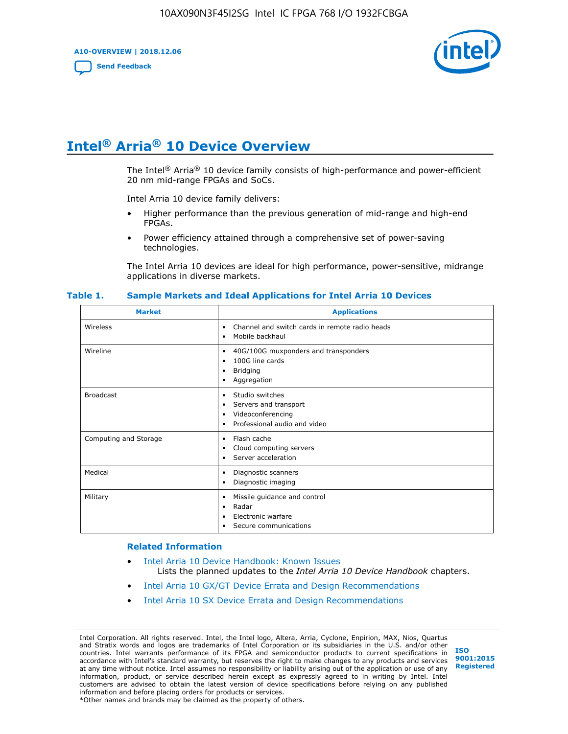# Intel® Arria® 10 Device Overview

The Intel® Arria® 10 device family consists of high-performance and power-efficient 20 nm mid-range FPGAs and SoCs.

Intel Arria 10 device family delivers:

- Higher performance than the previous generation of mid-range and high-end FPGAs.
- Power efficiency attained through a comprehensive set of power-saving technologies.

The Intel Arria 10 devices are ideal for high performance, power-sensitive, midrange applications in diverse markets.

**Table 1. Sample Markets and Ideal Applications for Intel Arria 10 Devices**

| Market | Applications |
| --- | --- |
| Wireless | • Channel and switch cards in remote radio heads<br>• Mobile backhaul |
| Wireline | • 40G/100G muxponders and transponders<br>• 100G line cards<br>• Bridging<br>• Aggregation |
| Broadcast | • Studio switches<br>• Servers and transport<br>• Videoconferencing<br>• Professional audio and video |
| Computing and Storage | • Flash cache<br>• Cloud computing servers<br>• Server acceleration |
| Medical | • Diagnostic scanners<br>• Diagnostic imaging |
| Military | • Missile guidance and control<br>• Radar<br>• Electronic warfare<br>• Secure communications |

## Related Information

- Intel Arria 10 Device Handbook: Known Issues
  Lists the planned updates to the *Intel Arria 10 Device Handbook* chapters.
- Intel Arria 10 GX/GT Device Errata and Design Recommendations
- Intel Arria 10 SX Device Errata and Design Recommendations

Intel Corporation. All rights reserved. Intel, the Intel logo, Altera, Arria, Cyclone, Enpirion, MAX, Nios, Quartus and Stratix words and logos are trademarks of Intel Corporation or its subsidiaries in the U.S. and/or other countries. Intel warrants performance of its FPGA and semiconductor products to current specifications in accordance with Intel's standard warranty, but reserves the right to make changes to any products and services at any time without notice. Intel assumes no responsibility or liability arising out of the application or use of any information, product, or service described herein except as expressly agreed to in writing by Intel. Intel customers are advised to obtain the latest version of device specifications before relying on any published information and before placing orders for products or services.
*Other names and brands may be claimed as the property of others.

ISO 9001:2015 Registered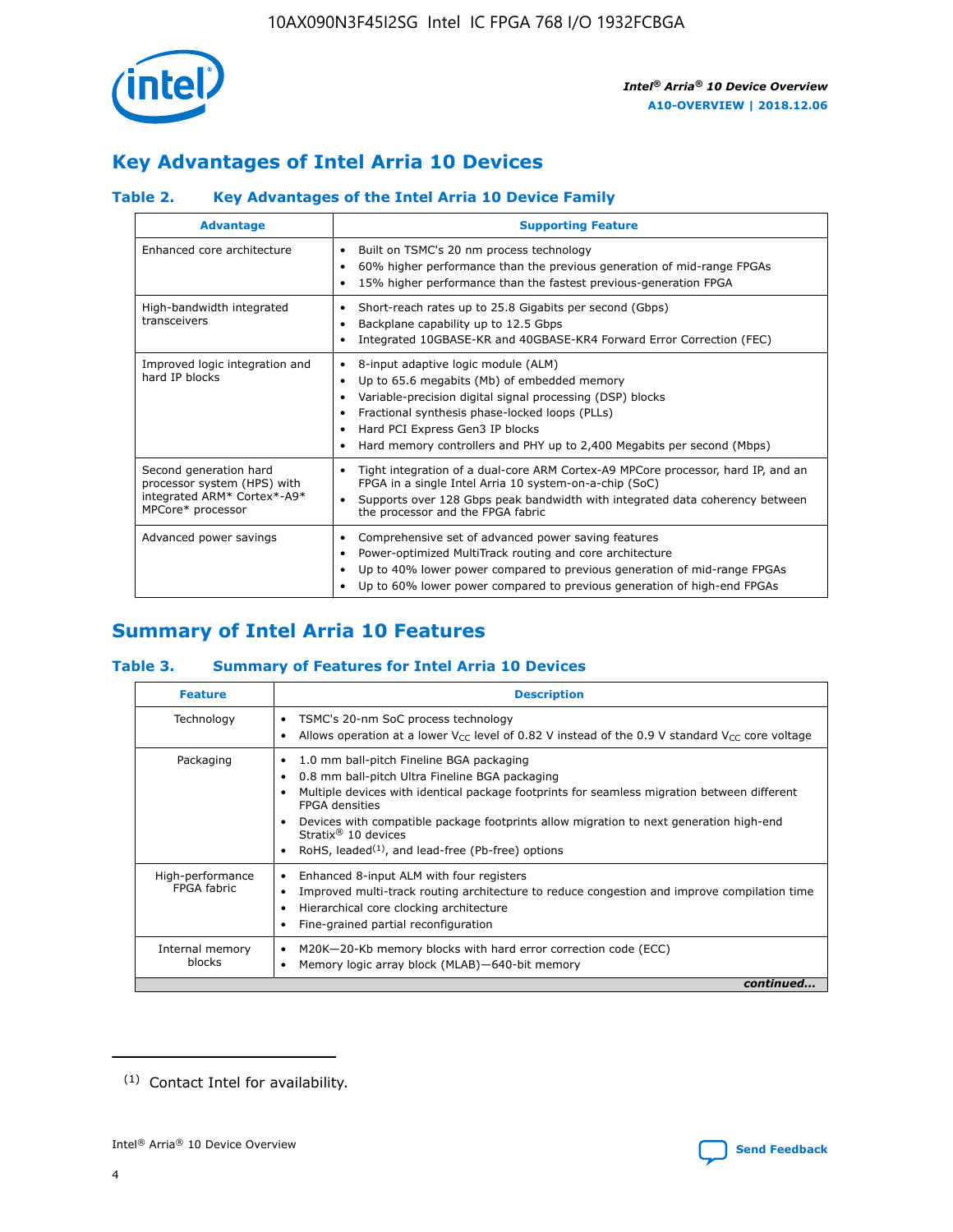## Key Advantages of Intel Arria 10 Devices

### Table 2. Key Advantages of the Intel Arria 10 Device Family

| Advantage | Supporting Feature |
|---|---|
| Enhanced core architecture | • Built on TSMC's 20 nm process technology<br>• 60% higher performance than the previous generation of mid-range FPGAs<br>• 15% higher performance than the fastest previous-generation FPGA |
| High-bandwidth integrated transceivers | • Short-reach rates up to 25.8 Gigabits per second (Gbps)<br>• Backplane capability up to 12.5 Gbps<br>• Integrated 10GBASE-KR and 40GBASE-KR4 Forward Error Correction (FEC) |
| Improved logic integration and hard IP blocks | • 8-input adaptive logic module (ALM)<br>• Up to 65.6 megabits (Mb) of embedded memory<br>• Variable-precision digital signal processing (DSP) blocks<br>• Fractional synthesis phase-locked loops (PLLs)<br>• Hard PCI Express Gen3 IP blocks<br>• Hard memory controllers and PHY up to 2,400 Megabits per second (Mbps) |
| Second generation hard processor system (HPS) with integrated ARM* Cortex*-A9* MPCore* processor | • Tight integration of a dual-core ARM Cortex-A9 MPCore processor, hard IP, and an FPGA in a single Intel Arria 10 system-on-a-chip (SoC)<br>• Supports over 128 Gbps peak bandwidth with integrated data coherency between the processor and the FPGA fabric |
| Advanced power savings | • Comprehensive set of advanced power saving features<br>• Power-optimized MultiTrack routing and core architecture<br>• Up to 40% lower power compared to previous generation of mid-range FPGAs<br>• Up to 60% lower power compared to previous generation of high-end FPGAs |

## Summary of Intel Arria 10 Features

### Table 3. Summary of Features for Intel Arria 10 Devices

| Feature | Description |
|---|---|
| Technology | • TSMC's 20-nm SoC process technology<br>• Allows operation at a lower $V_{CC}$ level of 0.82 V instead of the 0.9 V standard $V_{CC}$ core voltage |
| Packaging | • 1.0 mm ball-pitch Fineline BGA packaging<br>• 0.8 mm ball-pitch Ultra Fineline BGA packaging<br>• Multiple devices with identical package footprints for seamless migration between different FPGA densities<br>• Devices with compatible package footprints allow migration to next generation high-end Stratix® 10 devices<br>• RoHS, leaded[(1)], and lead-free (Pb-free) options |
| High-performance FPGA fabric | • Enhanced 8-input ALM with four registers<br>• Improved multi-track routing architecture to reduce congestion and improve compilation time<br>• Hierarchical core clocking architecture<br>• Fine-grained partial reconfiguration |
| Internal memory blocks | • M20K—20-Kb memory blocks with hard error correction code (ECC)<br>• Memory logic array block (MLAB)—640-bit memory |

*continued...*

(1) Contact Intel for availability.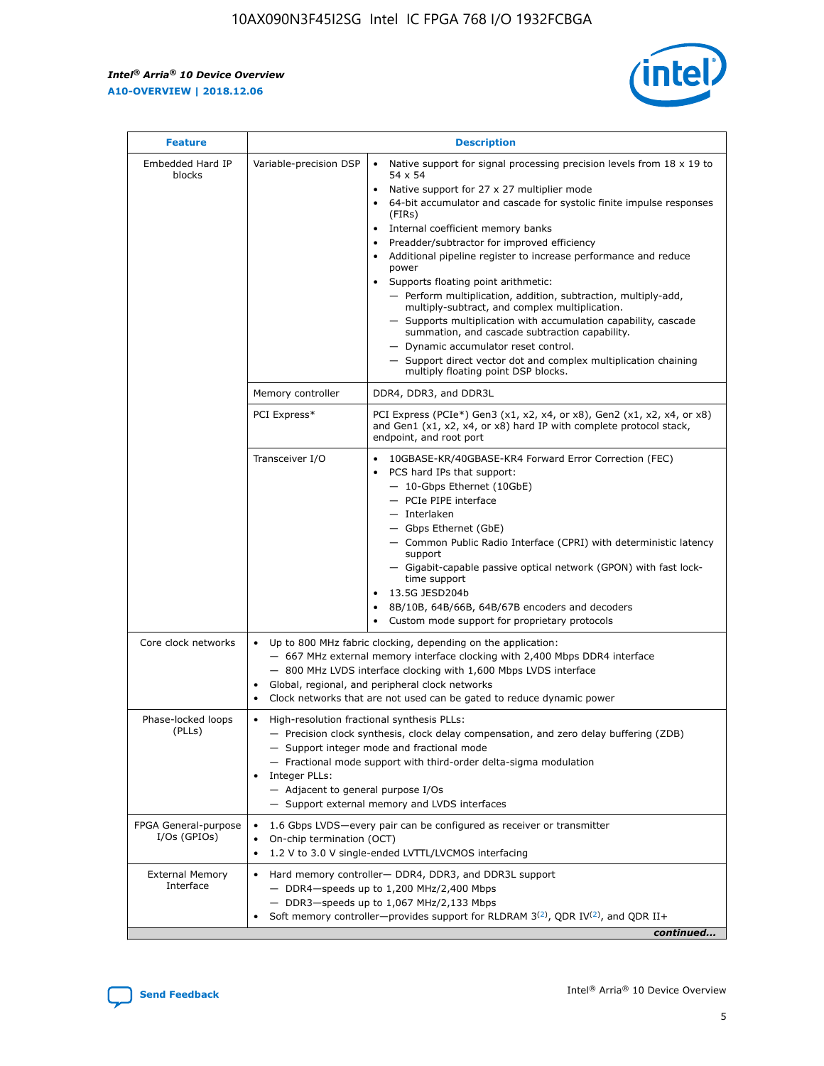| Feature | Description | |
|---|---|---|
| Embedded Hard IP blocks | Variable-precision DSP | • Native support for signal processing precision levels from 18 x 19 to 54 x 54<br>• Native support for 27 x 27 multiplier mode<br>• 64-bit accumulator and cascade for systolic finite impulse responses (FIRs)<br>• Internal coefficient memory banks<br>• Preadder/subtractor for improved efficiency<br>• Additional pipeline register to increase performance and reduce power<br>• Supports floating point arithmetic:<br>— Perform multiplication, addition, subtraction, multiply-add, multiply-subtract, and complex multiplication.<br>— Supports multiplication with accumulation capability, cascade summation, and cascade subtraction capability.<br>— Dynamic accumulator reset control.<br>— Support direct vector dot and complex multiplication chaining multiply floating point DSP blocks. |
| | Memory controller | DDR4, DDR3, and DDR3L |
| | PCI Express* | PCI Express (PCIe*) Gen3 (x1, x2, x4, or x8), Gen2 (x1, x2, x4, or x8) and Gen1 (x1, x2, x4, or x8) hard IP with complete protocol stack, endpoint, and root port |
| | Transceiver I/O | • 10GBASE-KR/40GBASE-KR4 Forward Error Correction (FEC)<br>• PCS hard IPs that support:<br>— 10-Gbps Ethernet (10GbE)<br>— PCIe PIPE interface<br>— Interlaken<br>— Gbps Ethernet (GbE)<br>— Common Public Radio Interface (CPRI) with deterministic latency support<br>— Gigabit-capable passive optical network (GPON) with fast lock-time support<br>• 13.5G JESD204b<br>• 8B/10B, 64B/66B, 64B/67B encoders and decoders<br>• Custom mode support for proprietary protocols |
| Core clock networks | • Up to 800 MHz fabric clocking, depending on the application:<br>— 667 MHz external memory interface clocking with 2,400 Mbps DDR4 interface<br>— 800 MHz LVDS interface clocking with 1,600 Mbps LVDS interface<br>• Global, regional, and peripheral clock networks<br>• Clock networks that are not used can be gated to reduce dynamic power | |
| Phase-locked loops (PLLs) | • High-resolution fractional synthesis PLLs:<br>— Precision clock synthesis, clock delay compensation, and zero delay buffering (ZDB)<br>— Support integer mode and fractional mode<br>— Fractional mode support with third-order delta-sigma modulation<br>• Integer PLLs:<br>— Adjacent to general purpose I/Os<br>— Support external memory and LVDS interfaces | |
| FPGA General-purpose I/Os (GPIOs) | • 1.6 Gbps LVDS—every pair can be configured as receiver or transmitter<br>• On-chip termination (OCT)<br>• 1.2 V to 3.0 V single-ended LVTTL/LVCMOS interfacing | |
| External Memory Interface | • Hard memory controller— DDR4, DDR3, and DDR3L support<br>— DDR4—speeds up to 1,200 MHz/2,400 Mbps<br>— DDR3—speeds up to 1,067 MHz/2,133 Mbps<br>• Soft memory controller—provides support for RLDRAM 3[(2)], QDR IV[(2)], and QDR II+ | |

*continued...*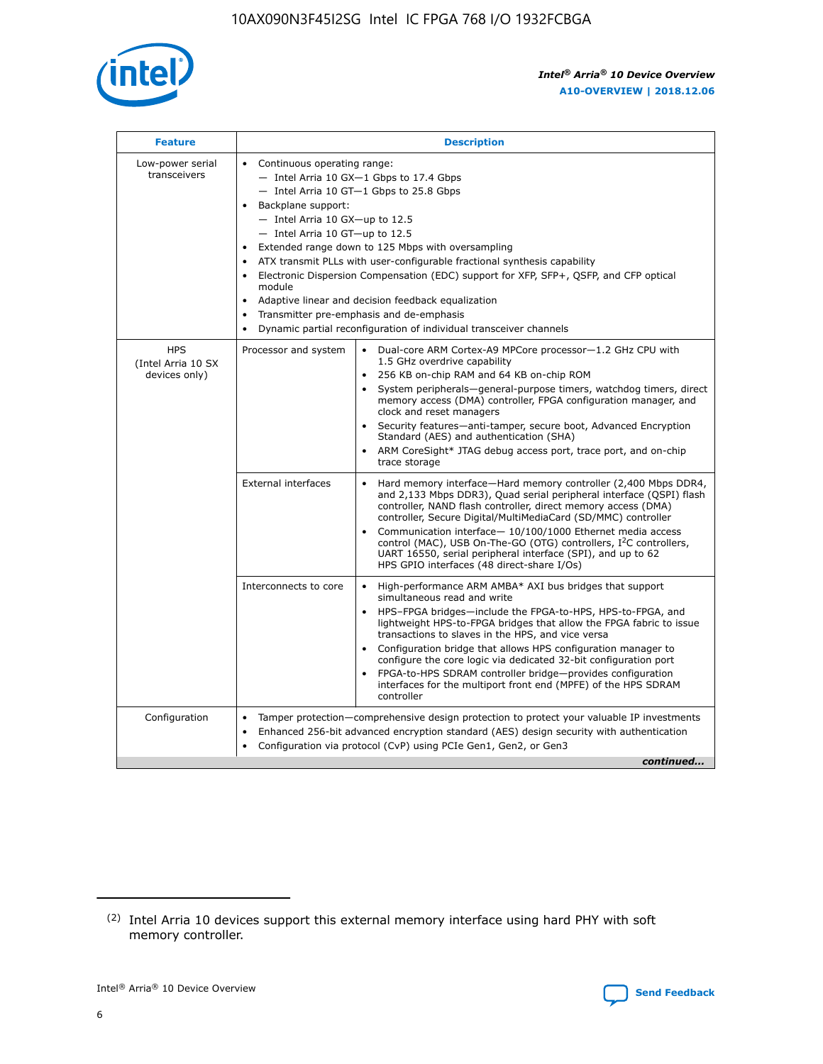| Feature | Description | |
|---|---|---|
| Low-power serial transceivers | • Continuous operating range:<br>— Intel Arria 10 GX—1 Gbps to 17.4 Gbps<br>— Intel Arria 10 GT—1 Gbps to 25.8 Gbps<br>• Backplane support:<br>— Intel Arria 10 GX—up to 12.5<br>— Intel Arria 10 GT—up to 12.5<br>• Extended range down to 125 Mbps with oversampling<br>• ATX transmit PLLs with user-configurable fractional synthesis capability<br>• Electronic Dispersion Compensation (EDC) support for XFP, SFP+, QSFP, and CFP optical module<br>• Adaptive linear and decision feedback equalization<br>• Transmitter pre-emphasis and de-emphasis<br>• Dynamic partial reconfiguration of individual transceiver channels | |
| HPS (Intel Arria 10 SX devices only) | Processor and system | • Dual-core ARM Cortex-A9 MPCore processor—1.2 GHz CPU with 1.5 GHz overdrive capability<br>• 256 KB on-chip RAM and 64 KB on-chip ROM<br>• System peripherals—general-purpose timers, watchdog timers, direct memory access (DMA) controller, FPGA configuration manager, and clock and reset managers<br>• Security features—anti-tamper, secure boot, Advanced Encryption Standard (AES) and authentication (SHA)<br>• ARM CoreSight* JTAG debug access port, trace port, and on-chip trace storage |
| | External interfaces | • Hard memory interface—Hard memory controller (2,400 Mbps DDR4, and 2,133 Mbps DDR3), Quad serial peripheral interface (QSPI) flash controller, NAND flash controller, direct memory access (DMA) controller, Secure Digital/MultiMediaCard (SD/MMC) controller<br>• Communication interface— 10/100/1000 Ethernet media access control (MAC), USB On-The-GO (OTG) controllers, I²C controllers, UART 16550, serial peripheral interface (SPI), and up to 62 HPS GPIO interfaces (48 direct-share I/Os) |
| | Interconnects to core | • High-performance ARM AMBA* AXI bus bridges that support simultaneous read and write<br>• HPS–FPGA bridges—include the FPGA-to-HPS, HPS-to-FPGA, and lightweight HPS-to-FPGA bridges that allow the FPGA fabric to issue transactions to slaves in the HPS, and vice versa<br>• Configuration bridge that allows HPS configuration manager to configure the core logic via dedicated 32-bit configuration port<br>• FPGA-to-HPS SDRAM controller bridge—provides configuration interfaces for the multiport front end (MPFE) of the HPS SDRAM controller |
| Configuration | • Tamper protection—comprehensive design protection to protect your valuable IP investments<br>• Enhanced 256-bit advanced encryption standard (AES) design security with authentication<br>• Configuration via protocol (CvP) using PCIe Gen1, Gen2, or Gen3 | |

*continued...*

(2) Intel Arria 10 devices support this external memory interface using hard PHY with soft memory controller.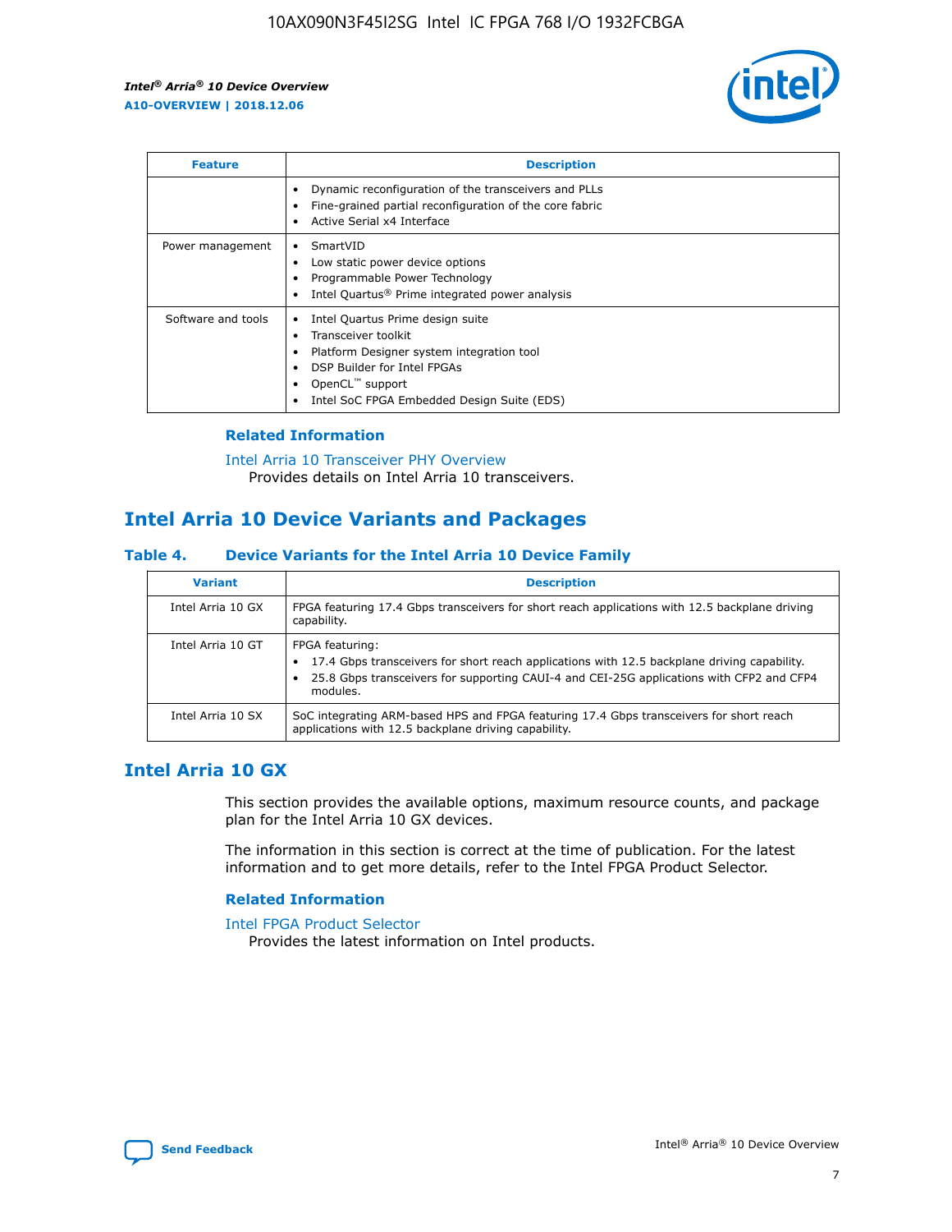| Feature | Description |
| --- | --- |
| | • Dynamic reconfiguration of the transceivers and PLLs<br>• Fine-grained partial reconfiguration of the core fabric<br>• Active Serial x4 Interface |
| Power management | • SmartVID<br>• Low static power device options<br>• Programmable Power Technology<br>• Intel Quartus® Prime integrated power analysis |
| Software and tools | • Intel Quartus Prime design suite<br>• Transceiver toolkit<br>• Platform Designer system integration tool<br>• DSP Builder for Intel FPGAs<br>• OpenCL™ support<br>• Intel SoC FPGA Embedded Design Suite (EDS) |

### Related Information

Intel Arria 10 Transceiver PHY Overview
Provides details on Intel Arria 10 transceivers.

## Intel Arria 10 Device Variants and Packages

### Table 4. Device Variants for the Intel Arria 10 Device Family

| Variant | Description |
| --- | --- |
| Intel Arria 10 GX | FPGA featuring 17.4 Gbps transceivers for short reach applications with 12.5 backplane driving capability. |
| Intel Arria 10 GT | FPGA featuring:<br>• 17.4 Gbps transceivers for short reach applications with 12.5 backplane driving capability.<br>• 25.8 Gbps transceivers for supporting CAUI-4 and CEI-25G applications with CFP2 and CFP4 modules. |
| Intel Arria 10 SX | SoC integrating ARM-based HPS and FPGA featuring 17.4 Gbps transceivers for short reach applications with 12.5 backplane driving capability. |

## Intel Arria 10 GX

This section provides the available options, maximum resource counts, and package plan for the Intel Arria 10 GX devices.

The information in this section is correct at the time of publication. For the latest information and to get more details, refer to the Intel FPGA Product Selector.

### Related Information

Intel FPGA Product Selector
Provides the latest information on Intel products.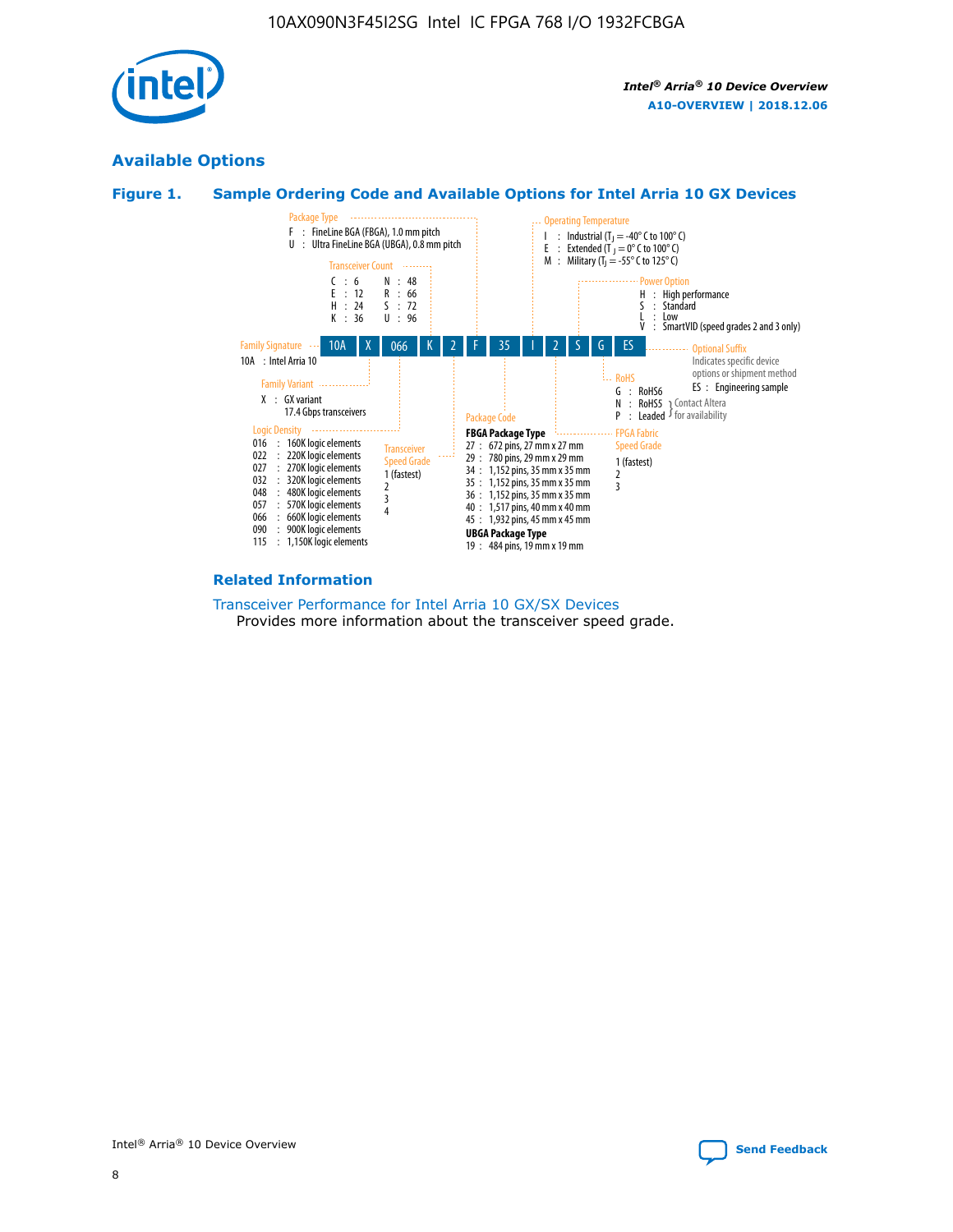## Available Options

### Figure 1. Sample Ordering Code and Available Options for Intel Arria 10 GX Devices

Sample ordering code: 10A X 066 K 2 F 35 I 2 S G ES

**Family Signature**
- 10A : Intel Arria 10

**Family Variant**
- X : GX variant 17.4 Gbps transceivers

**Logic Density**
- 016 : 160K logic elements
- 022 : 220K logic elements
- 027 : 270K logic elements
- 032 : 320K logic elements
- 048 : 480K logic elements
- 057 : 570K logic elements
- 066 : 660K logic elements
- 090 : 900K logic elements
- 115 : 1,150K logic elements

**Transceiver Count**
- C : 6
- E : 12
- H : 24
- K : 36
- N : 48
- R : 66
- S : 72
- U : 96

**Transceiver Speed Grade**
- 1 (fastest)
- 2
- 3
- 4

**Package Type**
- F : FineLine BGA (FBGA), 1.0 mm pitch
- U : Ultra FineLine BGA (UBGA), 0.8 mm pitch

**Package Code**

FBGA Package Type
- 27 : 672 pins, 27 mm x 27 mm
- 29 : 780 pins, 29 mm x 29 mm
- 34 : 1,152 pins, 35 mm x 35 mm
- 35 : 1,152 pins, 35 mm x 35 mm
- 36 : 1,152 pins, 35 mm x 35 mm
- 40 : 1,517 pins, 40 mm x 40 mm
- 45 : 1,932 pins, 45 mm x 45 mm

UBGA Package Type
- 19 : 484 pins, 19 mm x 19 mm

**Operating Temperature**
- I : Industrial ($T_J$ = -40° C to 100° C)
- E : Extended ($T_J$ = 0° C to 100° C)
- M : Military ($T_J$ = -55° C to 125° C)

**FPGA Fabric Speed Grade**
- 1 (fastest)
- 2
- 3

**Power Option**
- H : High performance
- S : Standard
- L : Low
- V : SmartVID (speed grades 2 and 3 only)

**RoHS**
- G : RoHS6
- N : RoHS5 (Contact Altera for availability)
- P : Leaded (Contact Altera for availability)

**Optional Suffix**

Indicates specific device options or shipment method
- ES : Engineering sample

### Related Information

Transceiver Performance for Intel Arria 10 GX/SX Devices

Provides more information about the transceiver speed grade.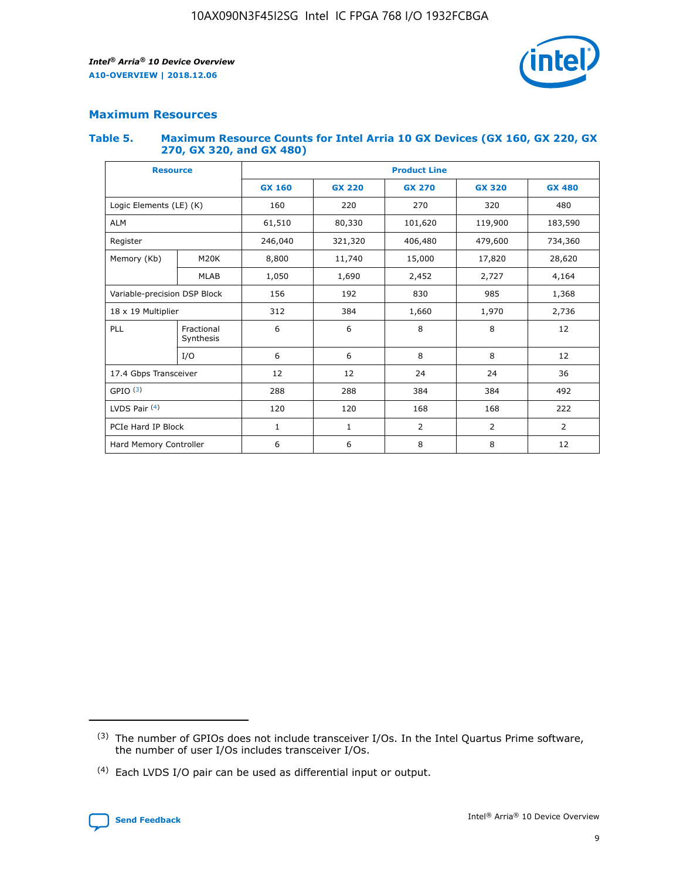## Maximum Resources

### Table 5. Maximum Resource Counts for Intel Arria 10 GX Devices (GX 160, GX 220, GX 270, GX 320, and GX 480)

| Resource | | Product Line | | | | |
|---|---|---|---|---|---|---|
| | | GX 160 | GX 220 | GX 270 | GX 320 | GX 480 |
| Logic Elements (LE) (K) | | 160 | 220 | 270 | 320 | 480 |
| ALM | | 61,510 | 80,330 | 101,620 | 119,900 | 183,590 |
| Register | | 246,040 | 321,320 | 406,480 | 479,600 | 734,360 |
| Memory (Kb) | M20K | 8,800 | 11,740 | 15,000 | 17,820 | 28,620 |
| | MLAB | 1,050 | 1,690 | 2,452 | 2,727 | 4,164 |
| Variable-precision DSP Block | | 156 | 192 | 830 | 985 | 1,368 |
| 18 x 19 Multiplier | | 312 | 384 | 1,660 | 1,970 | 2,736 |
| PLL | Fractional Synthesis | 6 | 6 | 8 | 8 | 12 |
| | I/O | 6 | 6 | 8 | 8 | 12 |
| 17.4 Gbps Transceiver | | 12 | 12 | 24 | 24 | 36 |
| GPIO [3] | | 288 | 288 | 384 | 384 | 492 |
| LVDS Pair [4] | | 120 | 120 | 168 | 168 | 222 |
| PCIe Hard IP Block | | 1 | 1 | 2 | 2 | 2 |
| Hard Memory Controller | | 6 | 6 | 8 | 8 | 12 |

(3) The number of GPIOs does not include transceiver I/Os. In the Intel Quartus Prime software, the number of user I/Os includes transceiver I/Os.

(4) Each LVDS I/O pair can be used as differential input or output.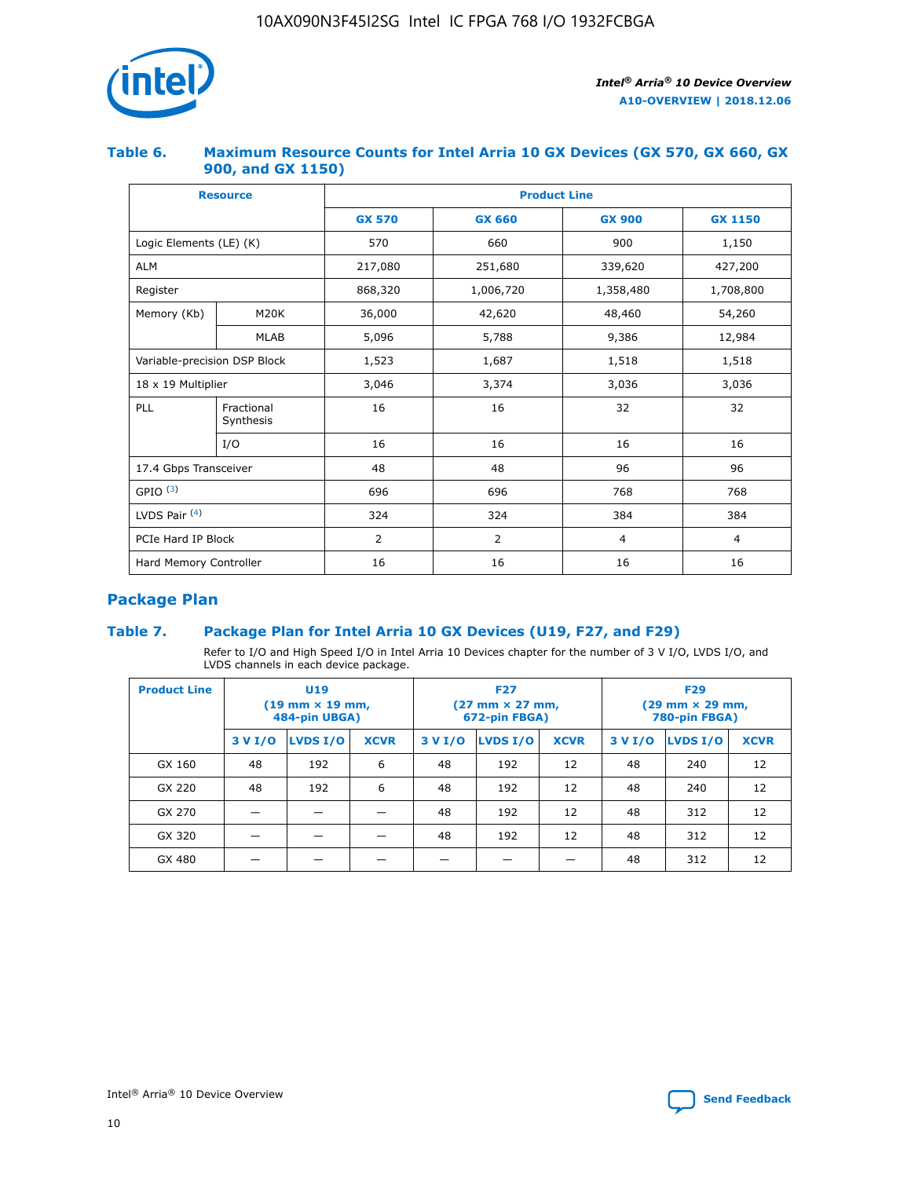### Table 6. Maximum Resource Counts for Intel Arria 10 GX Devices (GX 570, GX 660, GX 900, and GX 1150)

| Resource | | Product Line | | | |
|---|---|---|---|---|---|
| | | GX 570 | GX 660 | GX 900 | GX 1150 |
| Logic Elements (LE) (K) | | 570 | 660 | 900 | 1,150 |
| ALM | | 217,080 | 251,680 | 339,620 | 427,200 |
| Register | | 868,320 | 1,006,720 | 1,358,480 | 1,708,800 |
| Memory (Kb) | M20K | 36,000 | 42,620 | 48,460 | 54,260 |
| | MLAB | 5,096 | 5,788 | 9,386 | 12,984 |
| Variable-precision DSP Block | | 1,523 | 1,687 | 1,518 | 1,518 |
| 18 x 19 Multiplier | | 3,046 | 3,374 | 3,036 | 3,036 |
| PLL | Fractional Synthesis | 16 | 16 | 32 | 32 |
| | I/O | 16 | 16 | 16 | 16 |
| 17.4 Gbps Transceiver | | 48 | 48 | 96 | 96 |
| GPIO [3] | | 696 | 696 | 768 | 768 |
| LVDS Pair [4] | | 324 | 324 | 384 | 384 |
| PCIe Hard IP Block | | 2 | 2 | 4 | 4 |
| Hard Memory Controller | | 16 | 16 | 16 | 16 |

## Package Plan

### Table 7. Package Plan for Intel Arria 10 GX Devices (U19, F27, and F29)

Refer to I/O and High Speed I/O in Intel Arria 10 Devices chapter for the number of 3 V I/O, LVDS I/O, and LVDS channels in each device package.

| Product Line | U19 (19 mm × 19 mm, 484-pin UBGA) | | | F27 (27 mm × 27 mm, 672-pin FBGA) | | | F29 (29 mm × 29 mm, 780-pin FBGA) | | |
|---|---|---|---|---|---|---|---|---|---|
| | 3 V I/O | LVDS I/O | XCVR | 3 V I/O | LVDS I/O | XCVR | 3 V I/O | LVDS I/O | XCVR |
| GX 160 | 48 | 192 | 6 | 48 | 192 | 12 | 48 | 240 | 12 |
| GX 220 | 48 | 192 | 6 | 48 | 192 | 12 | 48 | 240 | 12 |
| GX 270 | — | — | — | 48 | 192 | 12 | 48 | 312 | 12 |
| GX 320 | — | — | — | 48 | 192 | 12 | 48 | 312 | 12 |
| GX 480 | — | — | — | — | — | — | 48 | 312 | 12 |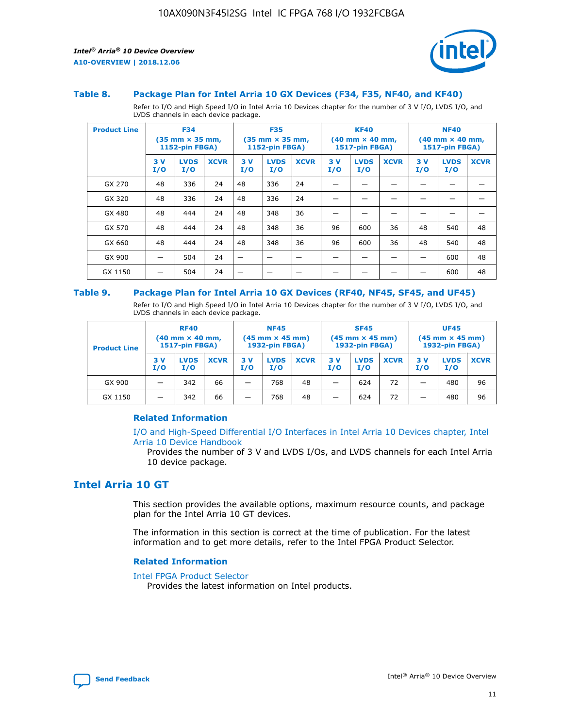### Table 8. Package Plan for Intel Arria 10 GX Devices (F34, F35, NF40, and KF40)

Refer to I/O and High Speed I/O in Intel Arria 10 Devices chapter for the number of 3 V I/O, LVDS I/O, and LVDS channels in each device package.

| Product Line | F34 (35 mm × 35 mm, 1152-pin FBGA) | | | F35 (35 mm × 35 mm, 1152-pin FBGA) | | | KF40 (40 mm × 40 mm, 1517-pin FBGA) | | | NF40 (40 mm × 40 mm, 1517-pin FBGA) | | |
|---|---|---|---|---|---|---|---|---|---|---|---|---|
| | 3 V I/O | LVDS I/O | XCVR | 3 V I/O | LVDS I/O | XCVR | 3 V I/O | LVDS I/O | XCVR | 3 V I/O | LVDS I/O | XCVR |
| GX 270 | 48 | 336 | 24 | 48 | 336 | 24 | — | — | — | — | — | — |
| GX 320 | 48 | 336 | 24 | 48 | 336 | 24 | — | — | — | — | — | — |
| GX 480 | 48 | 444 | 24 | 48 | 348 | 36 | — | — | — | — | — | — |
| GX 570 | 48 | 444 | 24 | 48 | 348 | 36 | 96 | 600 | 36 | 48 | 540 | 48 |
| GX 660 | 48 | 444 | 24 | 48 | 348 | 36 | 96 | 600 | 36 | 48 | 540 | 48 |
| GX 900 | — | 504 | 24 | — | — | — | — | — | — | — | 600 | 48 |
| GX 1150 | — | 504 | 24 | — | — | — | — | — | — | — | 600 | 48 |

### Table 9. Package Plan for Intel Arria 10 GX Devices (RF40, NF45, SF45, and UF45)

Refer to I/O and High Speed I/O in Intel Arria 10 Devices chapter for the number of 3 V I/O, LVDS I/O, and LVDS channels in each device package.

| Product Line | RF40 (40 mm × 40 mm, 1517-pin FBGA) | | | NF45 (45 mm × 45 mm) 1932-pin FBGA) | | | SF45 (45 mm × 45 mm) 1932-pin FBGA) | | | UF45 (45 mm × 45 mm) 1932-pin FBGA) | | |
|---|---|---|---|---|---|---|---|---|---|---|---|---|
| | 3 V I/O | LVDS I/O | XCVR | 3 V I/O | LVDS I/O | XCVR | 3 V I/O | LVDS I/O | XCVR | 3 V I/O | LVDS I/O | XCVR |
| GX 900 | — | 342 | 66 | — | 768 | 48 | — | 624 | 72 | — | 480 | 96 |
| GX 1150 | — | 342 | 66 | — | 768 | 48 | — | 624 | 72 | — | 480 | 96 |

#### Related Information

I/O and High-Speed Differential I/O Interfaces in Intel Arria 10 Devices chapter, Intel Arria 10 Device Handbook

Provides the number of 3 V and LVDS I/Os, and LVDS channels for each Intel Arria 10 device package.

## Intel Arria 10 GT

This section provides the available options, maximum resource counts, and package plan for the Intel Arria 10 GT devices.

The information in this section is correct at the time of publication. For the latest information and to get more details, refer to the Intel FPGA Product Selector.

#### Related Information

Intel FPGA Product Selector

Provides the latest information on Intel products.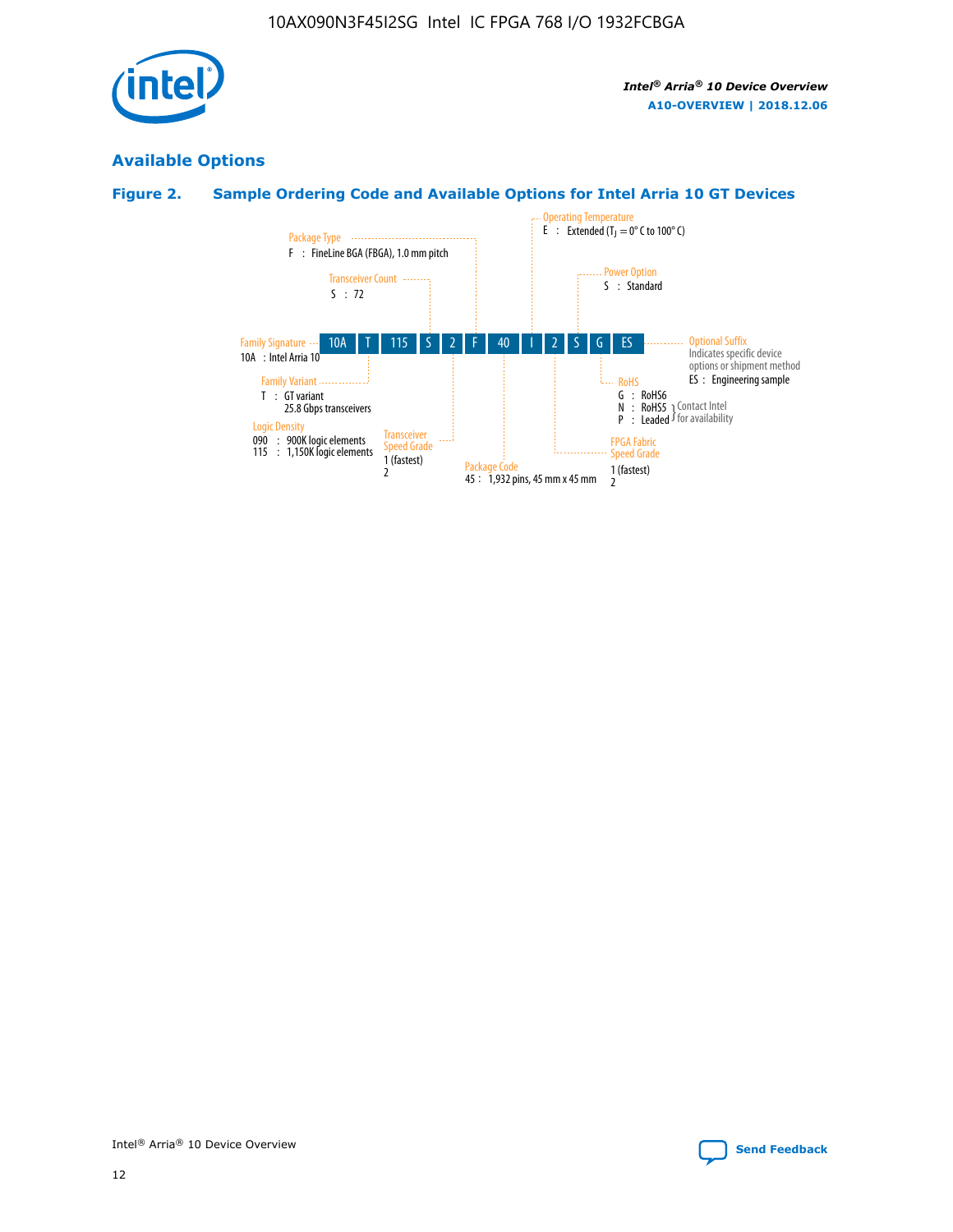## Available Options

### Figure 2. Sample Ordering Code and Available Options for Intel Arria 10 GT Devices

| 10A | T | 115 | S | 2 | F | 40 | I | 2 | S | G | ES |
|---|---|---|---|---|---|---|---|---|---|---|---|

**Family Signature**
10A : Intel Arria 10

**Family Variant**
T : GT variant
25.8 Gbps transceivers

**Logic Density**
090 : 900K logic elements
115 : 1,150K logic elements

**Transceiver Count**
S : 72

**Transceiver Speed Grade**
1 (fastest)
2

**Package Type**
F : FineLine BGA (FBGA), 1.0 mm pitch

**Package Code**
45 : 1,932 pins, 45 mm x 45 mm

**Operating Temperature**
E : Extended ($T_J$ = 0° C to 100° C)

**FPGA Fabric Speed Grade**
1 (fastest)
2

**Power Option**
S : Standard

**RoHS**
G : RoHS6
N : RoHS5 (Contact Intel for availability)
P : Leaded (Contact Intel for availability)

**Optional Suffix**
Indicates specific device options or shipment method
ES : Engineering sample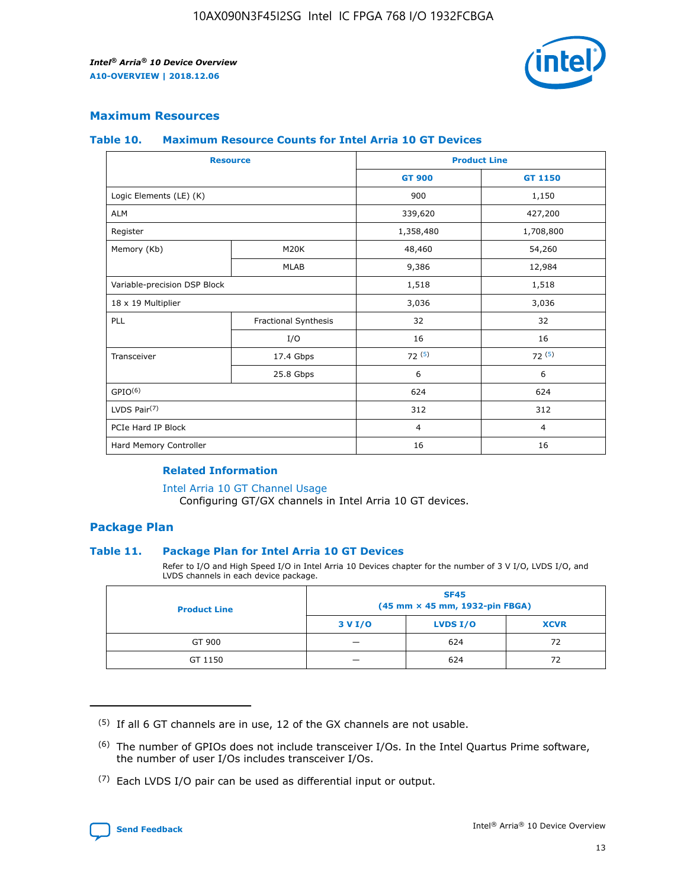## Maximum Resources

### Table 10. Maximum Resource Counts for Intel Arria 10 GT Devices

| Resource | | Product Line | |
|---|---|---|---|
| | | GT 900 | GT 1150 |
| Logic Elements (LE) (K) | | 900 | 1,150 |
| ALM | | 339,620 | 427,200 |
| Register | | 1,358,480 | 1,708,800 |
| Memory (Kb) | M20K | 48,460 | 54,260 |
| | MLAB | 9,386 | 12,984 |
| Variable-precision DSP Block | | 1,518 | 1,518 |
| 18 x 19 Multiplier | | 3,036 | 3,036 |
| PLL | Fractional Synthesis | 32 | 32 |
| | I/O | 16 | 16 |
| Transceiver | 17.4 Gbps | 72 [(5)] | 72 [(5)] |
| | 25.8 Gbps | 6 | 6 |
| GPIO[(6)] | | 624 | 624 |
| LVDS Pair[(7)] | | 312 | 312 |
| PCIe Hard IP Block | | 4 | 4 |
| Hard Memory Controller | | 16 | 16 |

#### Related Information

Intel Arria 10 GT Channel Usage
Configuring GT/GX channels in Intel Arria 10 GT devices.

## Package Plan

### Table 11. Package Plan for Intel Arria 10 GT Devices

Refer to I/O and High Speed I/O in Intel Arria 10 Devices chapter for the number of 3 V I/O, LVDS I/O, and LVDS channels in each device package.

| Product Line | SF45 (45 mm × 45 mm, 1932-pin FBGA) | | |
|---|---|---|---|
| | 3 V I/O | LVDS I/O | XCVR |
| GT 900 | — | 624 | 72 |
| GT 1150 | — | 624 | 72 |

(5) If all 6 GT channels are in use, 12 of the GX channels are not usable.

(6) The number of GPIOs does not include transceiver I/Os. In the Intel Quartus Prime software, the number of user I/Os includes transceiver I/Os.

(7) Each LVDS I/O pair can be used as differential input or output.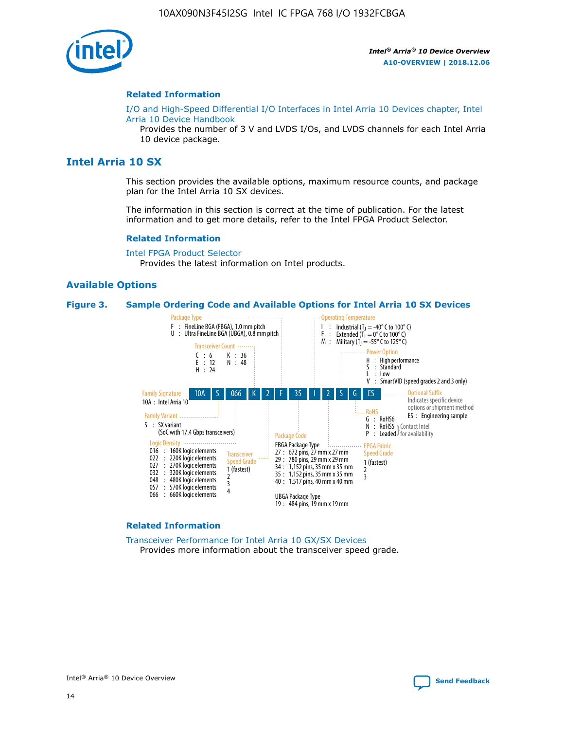## Related Information

I/O and High-Speed Differential I/O Interfaces in Intel Arria 10 Devices chapter, Intel Arria 10 Device Handbook

Provides the number of 3 V and LVDS I/Os, and LVDS channels for each Intel Arria 10 device package.

# Intel Arria 10 SX

This section provides the available options, maximum resource counts, and package plan for the Intel Arria 10 SX devices.

The information in this section is correct at the time of publication. For the latest information and to get more details, refer to the Intel FPGA Product Selector.

## Related Information

Intel FPGA Product Selector

Provides the latest information on Intel products.

## Available Options

**Figure 3. Sample Ordering Code and Available Options for Intel Arria 10 SX Devices**

Sample ordering code: 10A S 066 K 2 F 35 I 2 S G ES

**Family Signature**
- 10A : Intel Arria 10

**Family Variant**
- S : SX variant (SoC with 17.4 Gbps transceivers)

**Logic Density**
- 016 : 160K logic elements
- 022 : 220K logic elements
- 027 : 270K logic elements
- 032 : 320K logic elements
- 048 : 480K logic elements
- 057 : 570K logic elements
- 066 : 660K logic elements

**Transceiver Count**
- C : 6
- E : 12
- H : 24
- K : 36
- N : 48

**Transceiver Speed Grade**
- 1 (fastest)
- 2
- 3
- 4

**Package Type**
- F : FineLine BGA (FBGA), 1.0 mm pitch
- U : Ultra FineLine BGA (UBGA), 0.8 mm pitch

**Package Code**

FBGA Package Type
- 27 : 672 pins, 27 mm x 27 mm
- 29 : 780 pins, 29 mm x 29 mm
- 34 : 1,152 pins, 35 mm x 35 mm
- 35 : 1,152 pins, 35 mm x 35 mm
- 40 : 1,517 pins, 40 mm x 40 mm

UBGA Package Type
- 19 : 484 pins, 19 mm x 19 mm

**Operating Temperature**
- I : Industrial ($T_J$ = -40° C to 100° C)
- E : Extended ($T_J$ = 0° C to 100° C)
- M : Military ($T_J$ = -55° C to 125° C)

**FPGA Fabric Speed Grade**
- 1 (fastest)
- 2
- 3

**Power Option**
- H : High performance
- S : Standard
- L : Low
- V : SmartVID (speed grades 2 and 3 only)

**RoHS**
- G : RoHS6
- N : RoHS5 (Contact Intel for availability)
- P : Leaded (Contact Intel for availability)

**Optional Suffix**

Indicates specific device options or shipment method
- ES : Engineering sample

## Related Information

Transceiver Performance for Intel Arria 10 GX/SX Devices

Provides more information about the transceiver speed grade.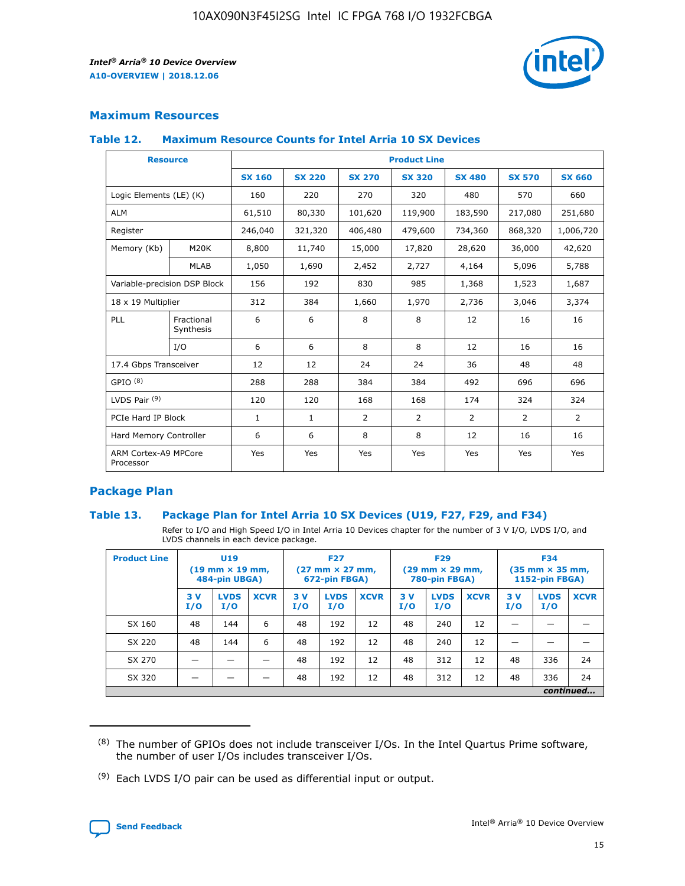## Maximum Resources

### Table 12. Maximum Resource Counts for Intel Arria 10 SX Devices

| Resource | | Product Line | | | | | | |
|---|---|---|---|---|---|---|---|---|
| | | SX 160 | SX 220 | SX 270 | SX 320 | SX 480 | SX 570 | SX 660 |
| Logic Elements (LE) (K) | | 160 | 220 | 270 | 320 | 480 | 570 | 660 |
| ALM | | 61,510 | 80,330 | 101,620 | 119,900 | 183,590 | 217,080 | 251,680 |
| Register | | 246,040 | 321,320 | 406,480 | 479,600 | 734,360 | 868,320 | 1,006,720 |
| Memory (Kb) | M20K | 8,800 | 11,740 | 15,000 | 17,820 | 28,620 | 36,000 | 42,620 |
| | MLAB | 1,050 | 1,690 | 2,452 | 2,727 | 4,164 | 5,096 | 5,788 |
| Variable-precision DSP Block | | 156 | 192 | 830 | 985 | 1,368 | 1,523 | 1,687 |
| 18 x 19 Multiplier | | 312 | 384 | 1,660 | 1,970 | 2,736 | 3,046 | 3,374 |
| PLL | Fractional Synthesis | 6 | 6 | 8 | 8 | 12 | 16 | 16 |
| | I/O | 6 | 6 | 8 | 8 | 12 | 16 | 16 |
| 17.4 Gbps Transceiver | | 12 | 12 | 24 | 24 | 36 | 48 | 48 |
| GPIO [(8)] | | 288 | 288 | 384 | 384 | 492 | 696 | 696 |
| LVDS Pair [(9)] | | 120 | 120 | 168 | 168 | 174 | 324 | 324 |
| PCIe Hard IP Block | | 1 | 1 | 2 | 2 | 2 | 2 | 2 |
| Hard Memory Controller | | 6 | 6 | 8 | 8 | 12 | 16 | 16 |
| ARM Cortex-A9 MPCore Processor | | Yes | Yes | Yes | Yes | Yes | Yes | Yes |

## Package Plan

### Table 13. Package Plan for Intel Arria 10 SX Devices (U19, F27, F29, and F34)

Refer to I/O and High Speed I/O in Intel Arria 10 Devices chapter for the number of 3 V I/O, LVDS I/O, and LVDS channels in each device package.

| Product Line | U19 (19 mm × 19 mm, 484-pin UBGA) | | | F27 (27 mm × 27 mm, 672-pin FBGA) | | | F29 (29 mm × 29 mm, 780-pin FBGA) | | | F34 (35 mm × 35 mm, 1152-pin FBGA) | | |
|---|---|---|---|---|---|---|---|---|---|---|---|---|
| | 3 V I/O | LVDS I/O | XCVR | 3 V I/O | LVDS I/O | XCVR | 3 V I/O | LVDS I/O | XCVR | 3 V I/O | LVDS I/O | XCVR |
| SX 160 | 48 | 144 | 6 | 48 | 192 | 12 | 48 | 240 | 12 | — | — | — |
| SX 220 | 48 | 144 | 6 | 48 | 192 | 12 | 48 | 240 | 12 | — | — | — |
| SX 270 | — | — | — | 48 | 192 | 12 | 48 | 312 | 12 | 48 | 336 | 24 |
| SX 320 | — | — | — | 48 | 192 | 12 | 48 | 312 | 12 | 48 | 336 | 24 |

*continued...*

(8) The number of GPIOs does not include transceiver I/Os. In the Intel Quartus Prime software, the number of user I/Os includes transceiver I/Os.

(9) Each LVDS I/O pair can be used as differential input or output.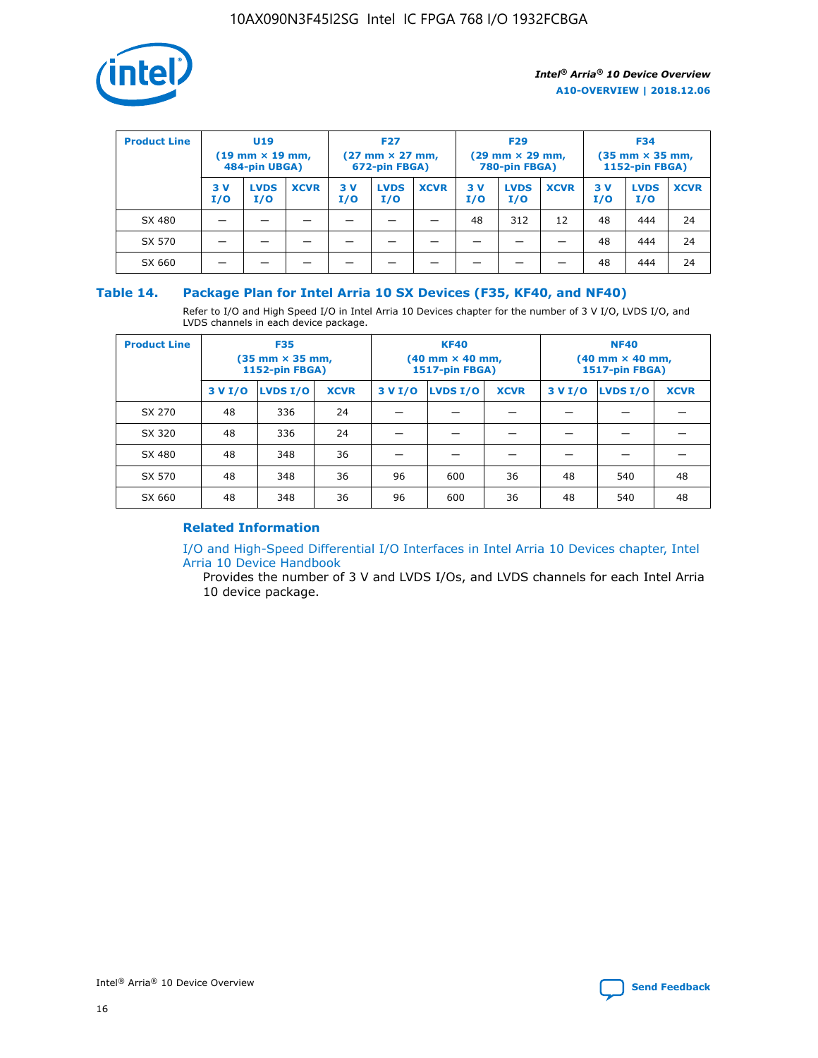| Product Line | U19 (19 mm × 19 mm, 484-pin UBGA) | | | F27 (27 mm × 27 mm, 672-pin FBGA) | | | F29 (29 mm × 29 mm, 780-pin FBGA) | | | F34 (35 mm × 35 mm, 1152-pin FBGA) | | |
|---|---|---|---|---|---|---|---|---|---|---|---|---|
| | 3 V I/O | LVDS I/O | XCVR | 3 V I/O | LVDS I/O | XCVR | 3 V I/O | LVDS I/O | XCVR | 3 V I/O | LVDS I/O | XCVR |
| SX 480 | — | — | — | — | — | — | 48 | 312 | 12 | 48 | 444 | 24 |
| SX 570 | — | — | — | — | — | — | — | — | — | 48 | 444 | 24 |
| SX 660 | — | — | — | — | — | — | — | — | — | 48 | 444 | 24 |

## Table 14. Package Plan for Intel Arria 10 SX Devices (F35, KF40, and NF40)

Refer to I/O and High Speed I/O in Intel Arria 10 Devices chapter for the number of 3 V I/O, LVDS I/O, and LVDS channels in each device package.

| Product Line | F35 (35 mm × 35 mm, 1152-pin FBGA) | | | KF40 (40 mm × 40 mm, 1517-pin FBGA) | | | NF40 (40 mm × 40 mm, 1517-pin FBGA) | | |
|---|---|---|---|---|---|---|---|---|---|
| | 3 V I/O | LVDS I/O | XCVR | 3 V I/O | LVDS I/O | XCVR | 3 V I/O | LVDS I/O | XCVR |
| SX 270 | 48 | 336 | 24 | — | — | — | — | — | — |
| SX 320 | 48 | 336 | 24 | — | — | — | — | — | — |
| SX 480 | 48 | 348 | 36 | — | — | — | — | — | — |
| SX 570 | 48 | 348 | 36 | 96 | 600 | 36 | 48 | 540 | 48 |
| SX 660 | 48 | 348 | 36 | 96 | 600 | 36 | 48 | 540 | 48 |

### Related Information

I/O and High-Speed Differential I/O Interfaces in Intel Arria 10 Devices chapter, Intel Arria 10 Device Handbook

Provides the number of 3 V and LVDS I/Os, and LVDS channels for each Intel Arria 10 device package.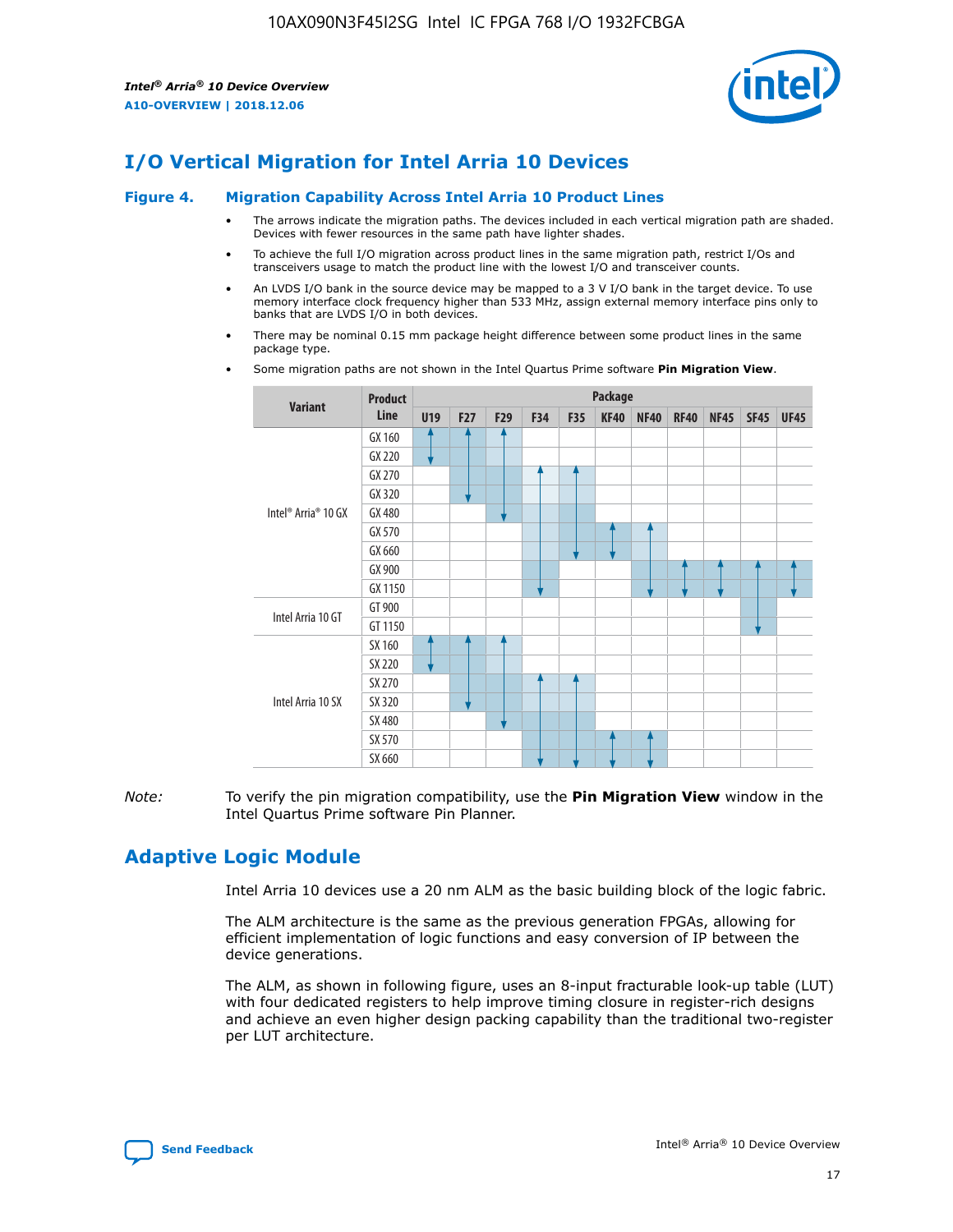# I/O Vertical Migration for Intel Arria 10 Devices

## Figure 4. Migration Capability Across Intel Arria 10 Product Lines

- The arrows indicate the migration paths. The devices included in each vertical migration path are shaded. Devices with fewer resources in the same path have lighter shades.
- To achieve the full I/O migration across product lines in the same migration path, restrict I/Os and transceivers usage to match the product line with the lowest I/O and transceiver counts.
- An LVDS I/O bank in the source device may be mapped to a 3 V I/O bank in the target device. To use memory interface clock frequency higher than 533 MHz, assign external memory interface pins only to banks that are LVDS I/O in both devices.
- There may be nominal 0.15 mm package height difference between some product lines in the same package type.
- Some migration paths are not shown in the Intel Quartus Prime software **Pin Migration View**.

| Variant | Product Line | U19 | F27 | F29 | F34 | F35 | KF40 | NF40 | RF40 | NF45 | SF45 | UF45 |
|---|---|---|---|---|---|---|---|---|---|---|---|---|
| Intel® Arria® 10 GX | GX 160 | | | | | | | | | | | |
| | GX 220 | | | | | | | | | | | |
| | GX 270 | | | | | | | | | | | |
| | GX 320 | | | | | | | | | | | |
| | GX 480 | | | | | | | | | | | |
| | GX 570 | | | | | | | | | | | |
| | GX 660 | | | | | | | | | | | |
| | GX 900 | | | | | | | | | | | |
| | GX 1150 | | | | | | | | | | | |
| Intel Arria 10 GT | GT 900 | | | | | | | | | | | |
| | GT 1150 | | | | | | | | | | | |
| Intel Arria 10 SX | SX 160 | | | | | | | | | | | |
| | SX 220 | | | | | | | | | | | |
| | SX 270 | | | | | | | | | | | |
| | SX 320 | | | | | | | | | | | |
| | SX 480 | | | | | | | | | | | |
| | SX 570 | | | | | | | | | | | |
| | SX 660 | | | | | | | | | | | |

*Note:* To verify the pin migration compatibility, use the **Pin Migration View** window in the Intel Quartus Prime software Pin Planner.

# Adaptive Logic Module

Intel Arria 10 devices use a 20 nm ALM as the basic building block of the logic fabric.

The ALM architecture is the same as the previous generation FPGAs, allowing for efficient implementation of logic functions and easy conversion of IP between the device generations.

The ALM, as shown in following figure, uses an 8-input fracturable look-up table (LUT) with four dedicated registers to help improve timing closure in register-rich designs and achieve an even higher design packing capability than the traditional two-register per LUT architecture.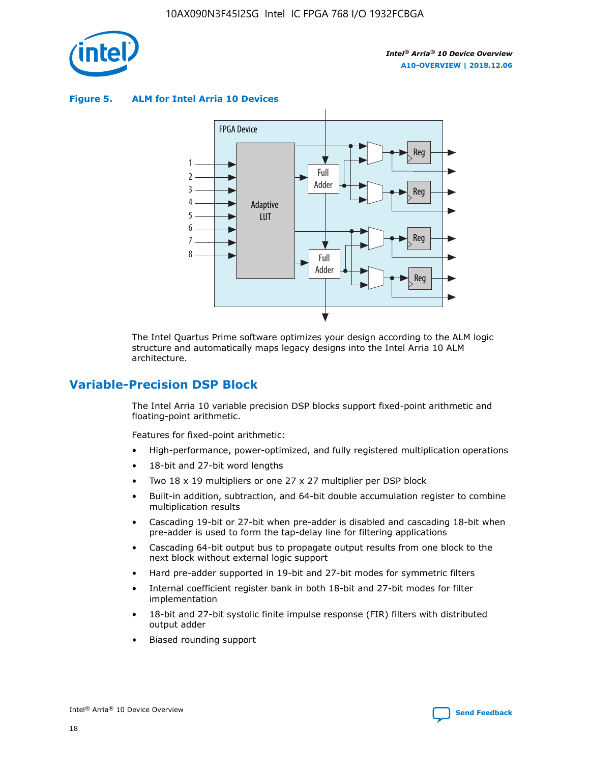**Figure 5. ALM for Intel Arria 10 Devices**

The Intel Quartus Prime software optimizes your design according to the ALM logic structure and automatically maps legacy designs into the Intel Arria 10 ALM architecture.

## Variable-Precision DSP Block

The Intel Arria 10 variable precision DSP blocks support fixed-point arithmetic and floating-point arithmetic.

Features for fixed-point arithmetic:

- High-performance, power-optimized, and fully registered multiplication operations
- 18-bit and 27-bit word lengths
- Two 18 x 19 multipliers or one 27 x 27 multiplier per DSP block
- Built-in addition, subtraction, and 64-bit double accumulation register to combine multiplication results
- Cascading 19-bit or 27-bit when pre-adder is disabled and cascading 18-bit when pre-adder is used to form the tap-delay line for filtering applications
- Cascading 64-bit output bus to propagate output results from one block to the next block without external logic support
- Hard pre-adder supported in 19-bit and 27-bit modes for symmetric filters
- Internal coefficient register bank in both 18-bit and 27-bit modes for filter implementation
- 18-bit and 27-bit systolic finite impulse response (FIR) filters with distributed output adder
- Biased rounding support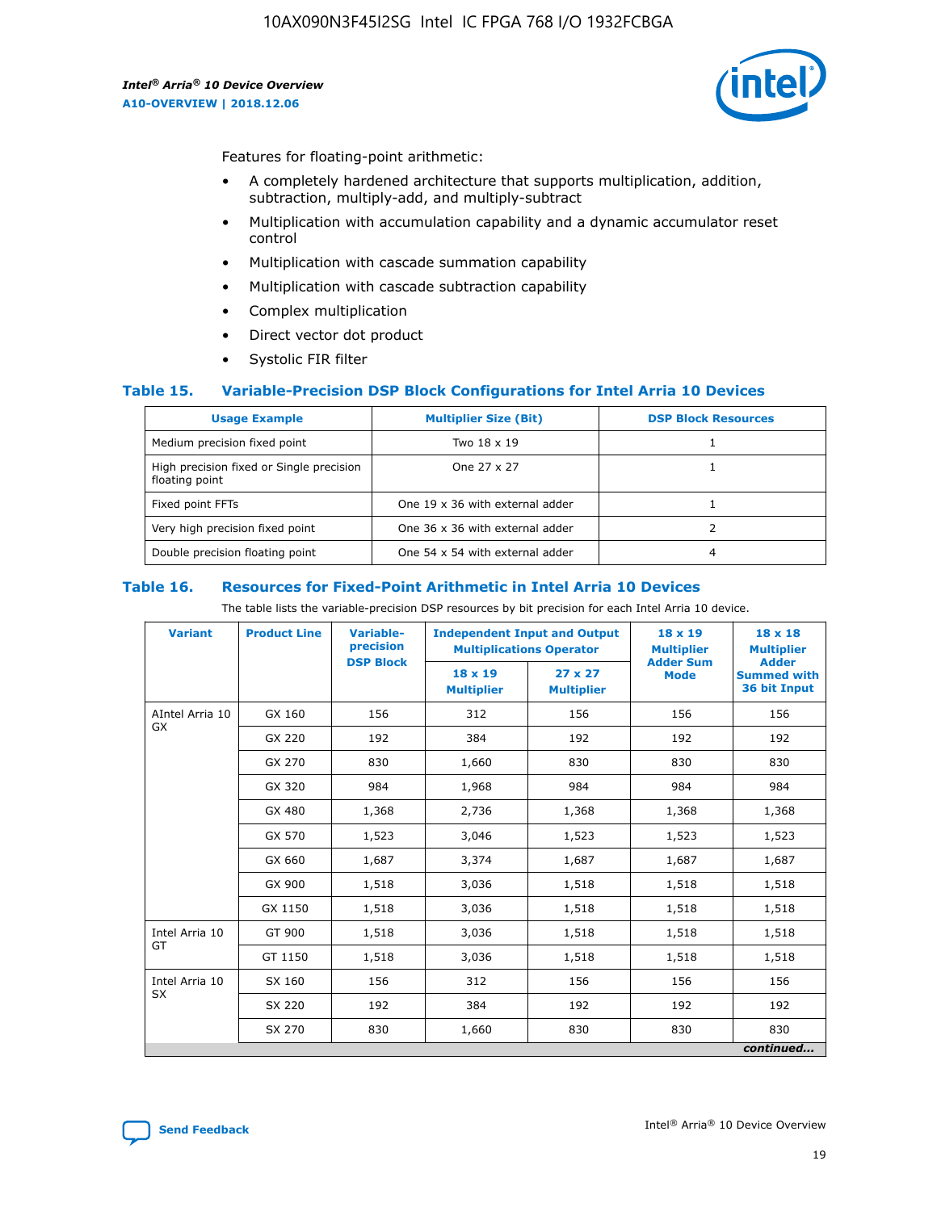Features for floating-point arithmetic:

- A completely hardened architecture that supports multiplication, addition, subtraction, multiply-add, and multiply-subtract
- Multiplication with accumulation capability and a dynamic accumulator reset control
- Multiplication with cascade summation capability
- Multiplication with cascade subtraction capability
- Complex multiplication
- Direct vector dot product
- Systolic FIR filter

### Table 15. Variable-Precision DSP Block Configurations for Intel Arria 10 Devices

| Usage Example | Multiplier Size (Bit) | DSP Block Resources |
|---|---|---|
| Medium precision fixed point | Two 18 x 19 | 1 |
| High precision fixed or Single precision floating point | One 27 x 27 | 1 |
| Fixed point FFTs | One 19 x 36 with external adder | 1 |
| Very high precision fixed point | One 36 x 36 with external adder | 2 |
| Double precision floating point | One 54 x 54 with external adder | 4 |

### Table 16. Resources for Fixed-Point Arithmetic in Intel Arria 10 Devices

The table lists the variable-precision DSP resources by bit precision for each Intel Arria 10 device.

| Variant | Product Line | Variable-precision DSP Block | Independent Input and Output Multiplications Operator | | 18 x 19 Multiplier Adder Sum Mode | 18 x 18 Multiplier Adder Summed with 36 bit Input |
|---|---|---|---|---|---|---|
| | | | 18 x 19 Multiplier | 27 x 27 Multiplier | | |
| AIntel Arria 10 GX | GX 160 | 156 | 312 | 156 | 156 | 156 |
| | GX 220 | 192 | 384 | 192 | 192 | 192 |
| | GX 270 | 830 | 1,660 | 830 | 830 | 830 |
| | GX 320 | 984 | 1,968 | 984 | 984 | 984 |
| | GX 480 | 1,368 | 2,736 | 1,368 | 1,368 | 1,368 |
| | GX 570 | 1,523 | 3,046 | 1,523 | 1,523 | 1,523 |
| | GX 660 | 1,687 | 3,374 | 1,687 | 1,687 | 1,687 |
| | GX 900 | 1,518 | 3,036 | 1,518 | 1,518 | 1,518 |
| | GX 1150 | 1,518 | 3,036 | 1,518 | 1,518 | 1,518 |
| Intel Arria 10 GT | GT 900 | 1,518 | 3,036 | 1,518 | 1,518 | 1,518 |
| | GT 1150 | 1,518 | 3,036 | 1,518 | 1,518 | 1,518 |
| Intel Arria 10 SX | SX 160 | 156 | 312 | 156 | 156 | 156 |
| | SX 220 | 192 | 384 | 192 | 192 | 192 |
| | SX 270 | 830 | 1,660 | 830 | 830 | 830 |

*continued...*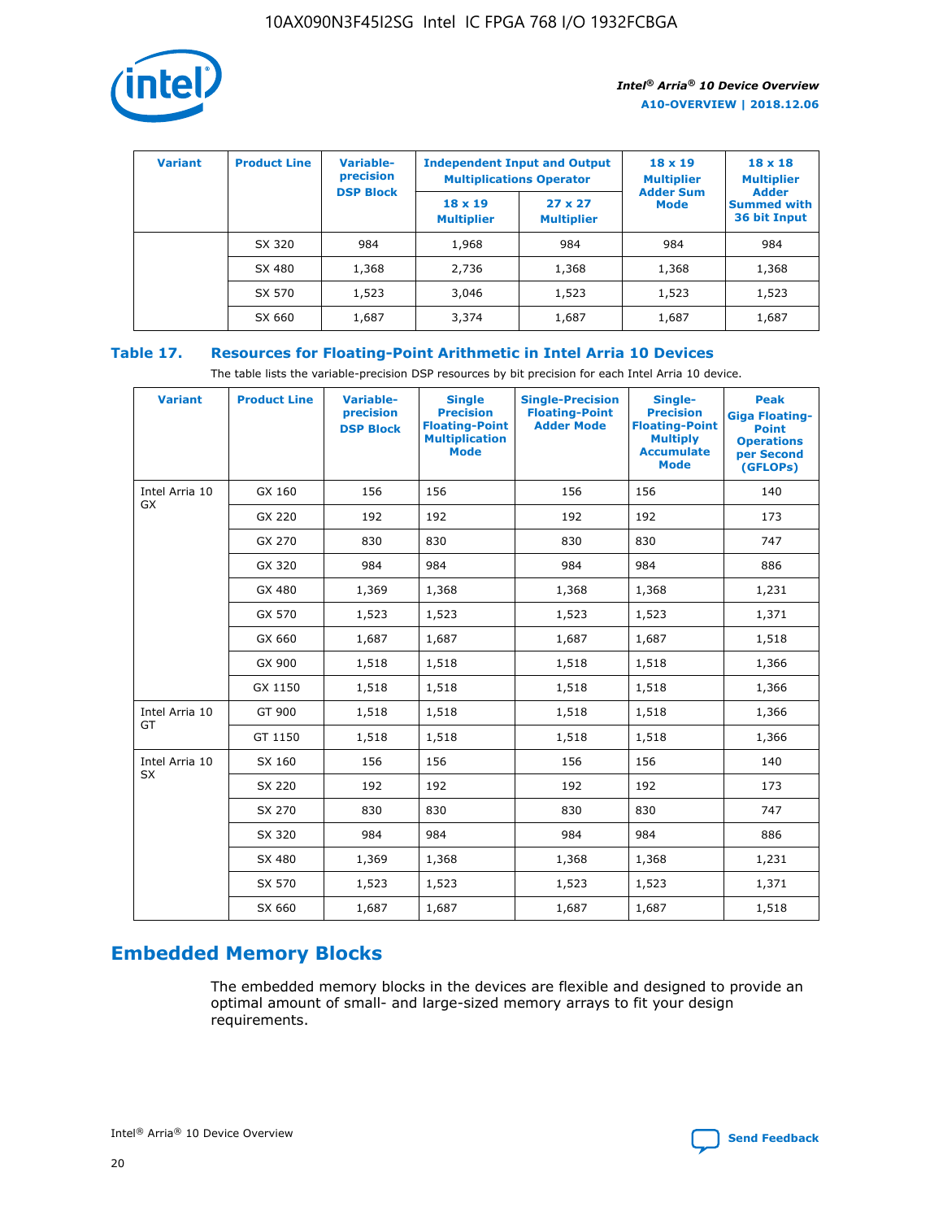| Variant | Product Line | Variable-precision DSP Block | Independent Input and Output Multiplications Operator | | 18 x 19 Multiplier Adder Sum Mode | 18 x 18 Multiplier Adder Summed with 36 bit Input |
|---|---|---|---|---|---|---|
| | | | 18 x 19 Multiplier | 27 x 27 Multiplier | | |
| | SX 320 | 984 | 1,968 | 984 | 984 | 984 |
| | SX 480 | 1,368 | 2,736 | 1,368 | 1,368 | 1,368 |
| | SX 570 | 1,523 | 3,046 | 1,523 | 1,523 | 1,523 |
| | SX 660 | 1,687 | 3,374 | 1,687 | 1,687 | 1,687 |

## Table 17. Resources for Floating-Point Arithmetic in Intel Arria 10 Devices

The table lists the variable-precision DSP resources by bit precision for each Intel Arria 10 device.

| Variant | Product Line | Variable-precision DSP Block | Single Precision Floating-Point Multiplication Mode | Single-Precision Floating-Point Adder Mode | Single-Precision Floating-Point Multiply Accumulate Mode | Peak Giga Floating-Point Operations per Second (GFLOPs) |
|---|---|---|---|---|---|---|
| Intel Arria 10 GX | GX 160 | 156 | 156 | 156 | 156 | 140 |
| | GX 220 | 192 | 192 | 192 | 192 | 173 |
| | GX 270 | 830 | 830 | 830 | 830 | 747 |
| | GX 320 | 984 | 984 | 984 | 984 | 886 |
| | GX 480 | 1,369 | 1,368 | 1,368 | 1,368 | 1,231 |
| | GX 570 | 1,523 | 1,523 | 1,523 | 1,523 | 1,371 |
| | GX 660 | 1,687 | 1,687 | 1,687 | 1,687 | 1,518 |
| | GX 900 | 1,518 | 1,518 | 1,518 | 1,518 | 1,366 |
| | GX 1150 | 1,518 | 1,518 | 1,518 | 1,518 | 1,366 |
| Intel Arria 10 GT | GT 900 | 1,518 | 1,518 | 1,518 | 1,518 | 1,366 |
| | GT 1150 | 1,518 | 1,518 | 1,518 | 1,518 | 1,366 |
| Intel Arria 10 SX | SX 160 | 156 | 156 | 156 | 156 | 140 |
| | SX 220 | 192 | 192 | 192 | 192 | 173 |
| | SX 270 | 830 | 830 | 830 | 830 | 747 |
| | SX 320 | 984 | 984 | 984 | 984 | 886 |
| | SX 480 | 1,369 | 1,368 | 1,368 | 1,368 | 1,231 |
| | SX 570 | 1,523 | 1,523 | 1,523 | 1,523 | 1,371 |
| | SX 660 | 1,687 | 1,687 | 1,687 | 1,687 | 1,518 |

# Embedded Memory Blocks

The embedded memory blocks in the devices are flexible and designed to provide an optimal amount of small- and large-sized memory arrays to fit your design requirements.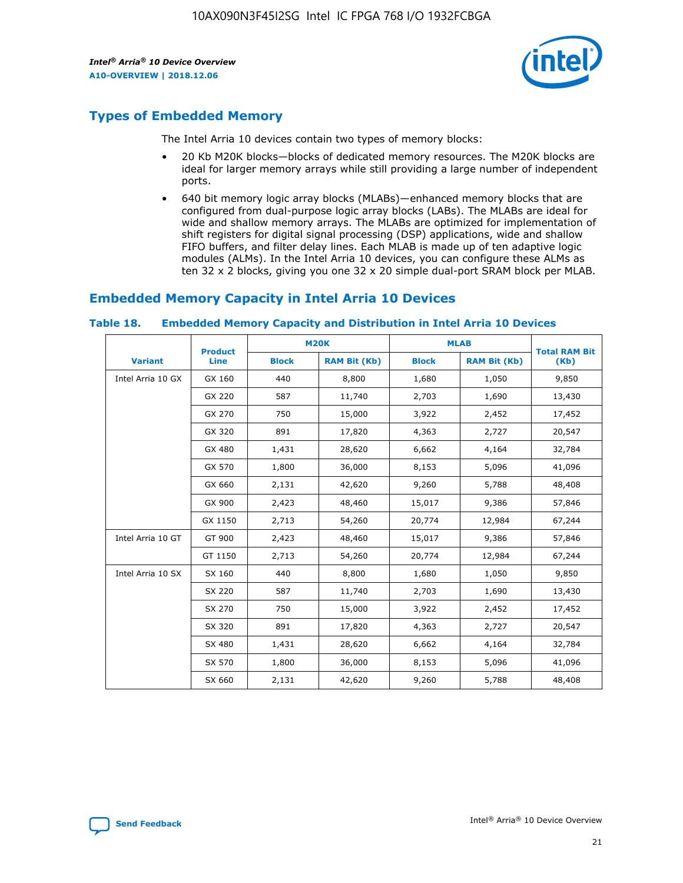## Types of Embedded Memory

The Intel Arria 10 devices contain two types of memory blocks:

- 20 Kb M20K blocks—blocks of dedicated memory resources. The M20K blocks are ideal for larger memory arrays while still providing a large number of independent ports.
- 640 bit memory logic array blocks (MLABs)—enhanced memory blocks that are configured from dual-purpose logic array blocks (LABs). The MLABs are ideal for wide and shallow memory arrays. The MLABs are optimized for implementation of shift registers for digital signal processing (DSP) applications, wide and shallow FIFO buffers, and filter delay lines. Each MLAB is made up of ten adaptive logic modules (ALMs). In the Intel Arria 10 devices, you can configure these ALMs as ten 32 x 2 blocks, giving you one 32 x 20 simple dual-port SRAM block per MLAB.

## Embedded Memory Capacity in Intel Arria 10 Devices

**Table 18. Embedded Memory Capacity and Distribution in Intel Arria 10 Devices**

| Variant | Product Line | M20K | | MLAB | | Total RAM Bit (Kb) |
|---|---|---|---|---|---|---|
| | | Block | RAM Bit (Kb) | Block | RAM Bit (Kb) | |
| Intel Arria 10 GX | GX 160 | 440 | 8,800 | 1,680 | 1,050 | 9,850 |
| | GX 220 | 587 | 11,740 | 2,703 | 1,690 | 13,430 |
| | GX 270 | 750 | 15,000 | 3,922 | 2,452 | 17,452 |
| | GX 320 | 891 | 17,820 | 4,363 | 2,727 | 20,547 |
| | GX 480 | 1,431 | 28,620 | 6,662 | 4,164 | 32,784 |
| | GX 570 | 1,800 | 36,000 | 8,153 | 5,096 | 41,096 |
| | GX 660 | 2,131 | 42,620 | 9,260 | 5,788 | 48,408 |
| | GX 900 | 2,423 | 48,460 | 15,017 | 9,386 | 57,846 |
| | GX 1150 | 2,713 | 54,260 | 20,774 | 12,984 | 67,244 |
| Intel Arria 10 GT | GT 900 | 2,423 | 48,460 | 15,017 | 9,386 | 57,846 |
| | GT 1150 | 2,713 | 54,260 | 20,774 | 12,984 | 67,244 |
| Intel Arria 10 SX | SX 160 | 440 | 8,800 | 1,680 | 1,050 | 9,850 |
| | SX 220 | 587 | 11,740 | 2,703 | 1,690 | 13,430 |
| | SX 270 | 750 | 15,000 | 3,922 | 2,452 | 17,452 |
| | SX 320 | 891 | 17,820 | 4,363 | 2,727 | 20,547 |
| | SX 480 | 1,431 | 28,620 | 6,662 | 4,164 | 32,784 |
| | SX 570 | 1,800 | 36,000 | 8,153 | 5,096 | 41,096 |
| | SX 660 | 2,131 | 42,620 | 9,260 | 5,788 | 48,408 |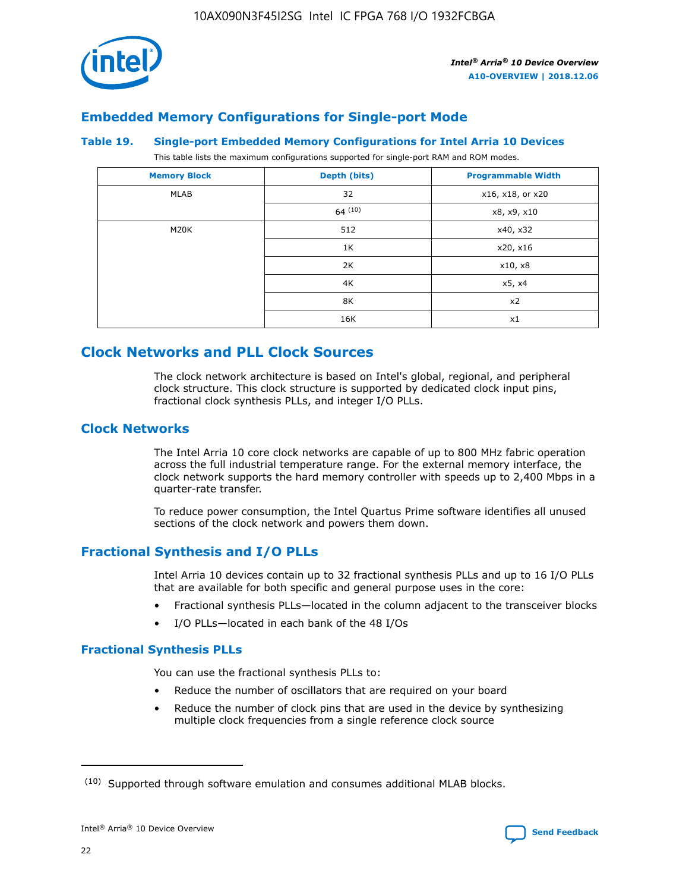## Embedded Memory Configurations for Single-port Mode

### Table 19. Single-port Embedded Memory Configurations for Intel Arria 10 Devices

This table lists the maximum configurations supported for single-port RAM and ROM modes.

| Memory Block | Depth (bits) | Programmable Width |
| --- | --- | --- |
| MLAB | 32 | x16, x18, or x20 |
| | 64 [10] | x8, x9, x10 |
| M20K | 512 | x40, x32 |
| | 1K | x20, x16 |
| | 2K | x10, x8 |
| | 4K | x5, x4 |
| | 8K | x2 |
| | 16K | x1 |

## Clock Networks and PLL Clock Sources

The clock network architecture is based on Intel's global, regional, and peripheral clock structure. This clock structure is supported by dedicated clock input pins, fractional clock synthesis PLLs, and integer I/O PLLs.

## Clock Networks

The Intel Arria 10 core clock networks are capable of up to 800 MHz fabric operation across the full industrial temperature range. For the external memory interface, the clock network supports the hard memory controller with speeds up to 2,400 Mbps in a quarter-rate transfer.

To reduce power consumption, the Intel Quartus Prime software identifies all unused sections of the clock network and powers them down.

## Fractional Synthesis and I/O PLLs

Intel Arria 10 devices contain up to 32 fractional synthesis PLLs and up to 16 I/O PLLs that are available for both specific and general purpose uses in the core:

- Fractional synthesis PLLs—located in the column adjacent to the transceiver blocks
- I/O PLLs—located in each bank of the 48 I/Os

### Fractional Synthesis PLLs

You can use the fractional synthesis PLLs to:

- Reduce the number of oscillators that are required on your board
- Reduce the number of clock pins that are used in the device by synthesizing multiple clock frequencies from a single reference clock source

[10] Supported through software emulation and consumes additional MLAB blocks.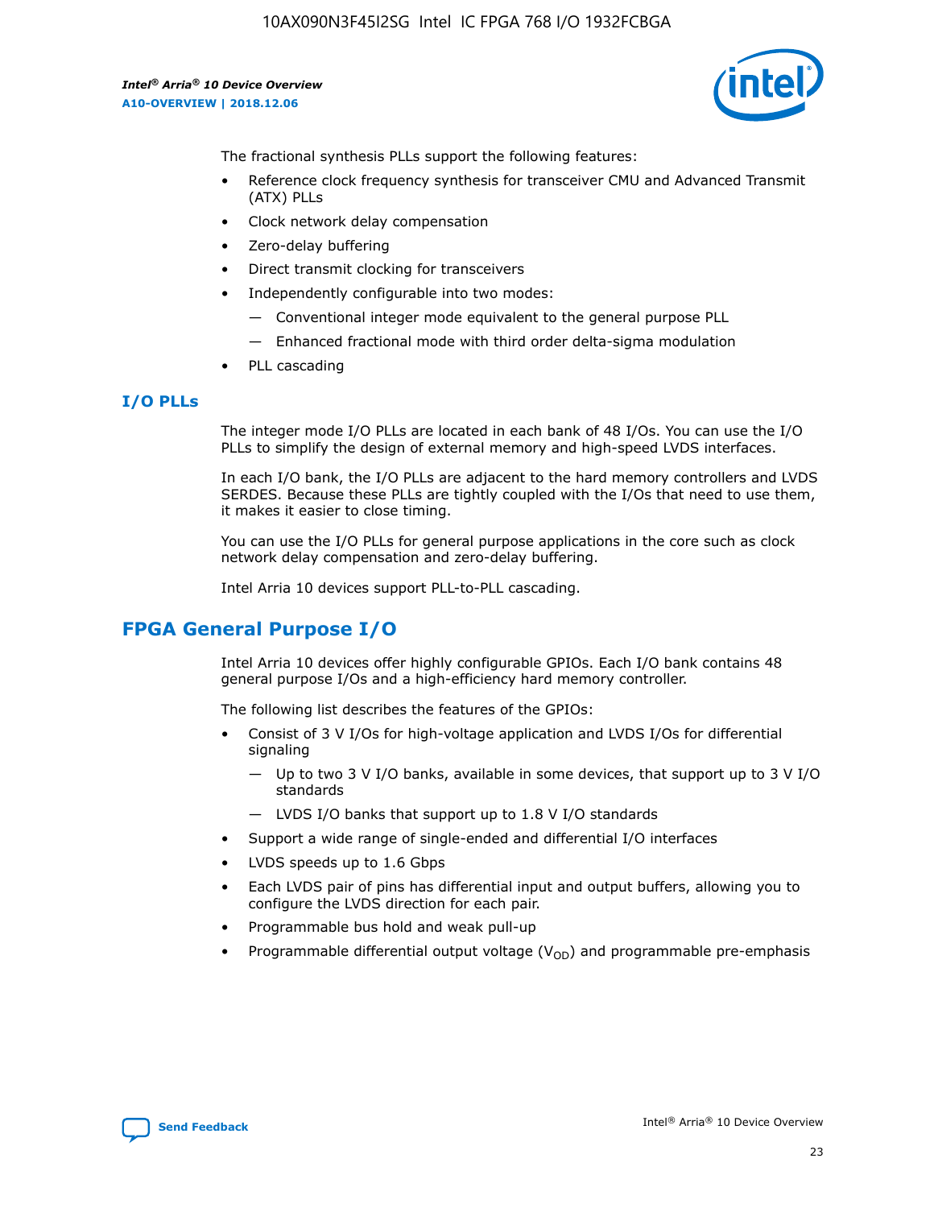The fractional synthesis PLLs support the following features:

- Reference clock frequency synthesis for transceiver CMU and Advanced Transmit (ATX) PLLs
- Clock network delay compensation
- Zero-delay buffering
- Direct transmit clocking for transceivers
- Independently configurable into two modes:
  - Conventional integer mode equivalent to the general purpose PLL
  - Enhanced fractional mode with third order delta-sigma modulation
- PLL cascading

### I/O PLLs

The integer mode I/O PLLs are located in each bank of 48 I/Os. You can use the I/O PLLs to simplify the design of external memory and high-speed LVDS interfaces.

In each I/O bank, the I/O PLLs are adjacent to the hard memory controllers and LVDS SERDES. Because these PLLs are tightly coupled with the I/Os that need to use them, it makes it easier to close timing.

You can use the I/O PLLs for general purpose applications in the core such as clock network delay compensation and zero-delay buffering.

Intel Arria 10 devices support PLL-to-PLL cascading.

## FPGA General Purpose I/O

Intel Arria 10 devices offer highly configurable GPIOs. Each I/O bank contains 48 general purpose I/Os and a high-efficiency hard memory controller.

The following list describes the features of the GPIOs:

- Consist of 3 V I/Os for high-voltage application and LVDS I/Os for differential signaling
  - Up to two 3 V I/O banks, available in some devices, that support up to 3 V I/O standards
  - LVDS I/O banks that support up to 1.8 V I/O standards
- Support a wide range of single-ended and differential I/O interfaces
- LVDS speeds up to 1.6 Gbps
- Each LVDS pair of pins has differential input and output buffers, allowing you to configure the LVDS direction for each pair.
- Programmable bus hold and weak pull-up
- Programmable differential output voltage ($V_{OD}$) and programmable pre-emphasis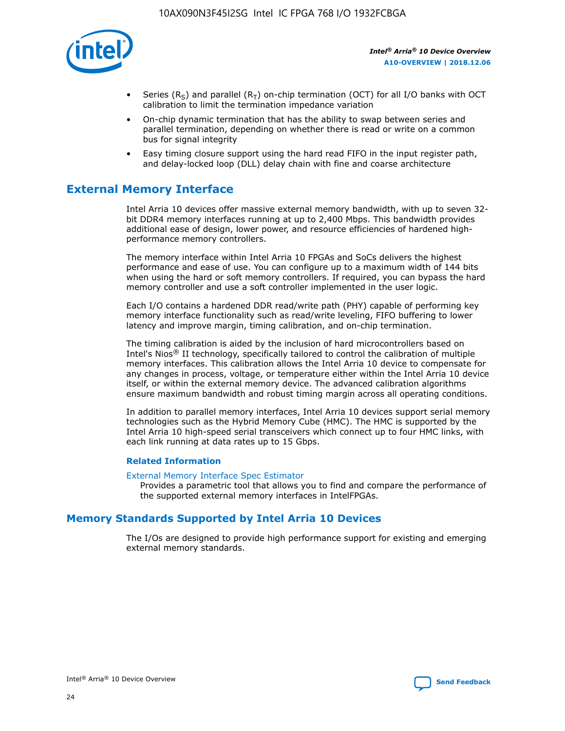- Series ($R_S$) and parallel ($R_T$) on-chip termination (OCT) for all I/O banks with OCT calibration to limit the termination impedance variation
- On-chip dynamic termination that has the ability to swap between series and parallel termination, depending on whether there is read or write on a common bus for signal integrity
- Easy timing closure support using the hard read FIFO in the input register path, and delay-locked loop (DLL) delay chain with fine and coarse architecture

## External Memory Interface

Intel Arria 10 devices offer massive external memory bandwidth, with up to seven 32-bit DDR4 memory interfaces running at up to 2,400 Mbps. This bandwidth provides additional ease of design, lower power, and resource efficiencies of hardened high-performance memory controllers.

The memory interface within Intel Arria 10 FPGAs and SoCs delivers the highest performance and ease of use. You can configure up to a maximum width of 144 bits when using the hard or soft memory controllers. If required, you can bypass the hard memory controller and use a soft controller implemented in the user logic.

Each I/O contains a hardened DDR read/write path (PHY) capable of performing key memory interface functionality such as read/write leveling, FIFO buffering to lower latency and improve margin, timing calibration, and on-chip termination.

The timing calibration is aided by the inclusion of hard microcontrollers based on Intel's Nios® II technology, specifically tailored to control the calibration of multiple memory interfaces. This calibration allows the Intel Arria 10 device to compensate for any changes in process, voltage, or temperature either within the Intel Arria 10 device itself, or within the external memory device. The advanced calibration algorithms ensure maximum bandwidth and robust timing margin across all operating conditions.

In addition to parallel memory interfaces, Intel Arria 10 devices support serial memory technologies such as the Hybrid Memory Cube (HMC). The HMC is supported by the Intel Arria 10 high-speed serial transceivers which connect up to four HMC links, with each link running at data rates up to 15 Gbps.

### Related Information

External Memory Interface Spec Estimator
Provides a parametric tool that allows you to find and compare the performance of the supported external memory interfaces in IntelFPGAs.

## Memory Standards Supported by Intel Arria 10 Devices

The I/Os are designed to provide high performance support for existing and emerging external memory standards.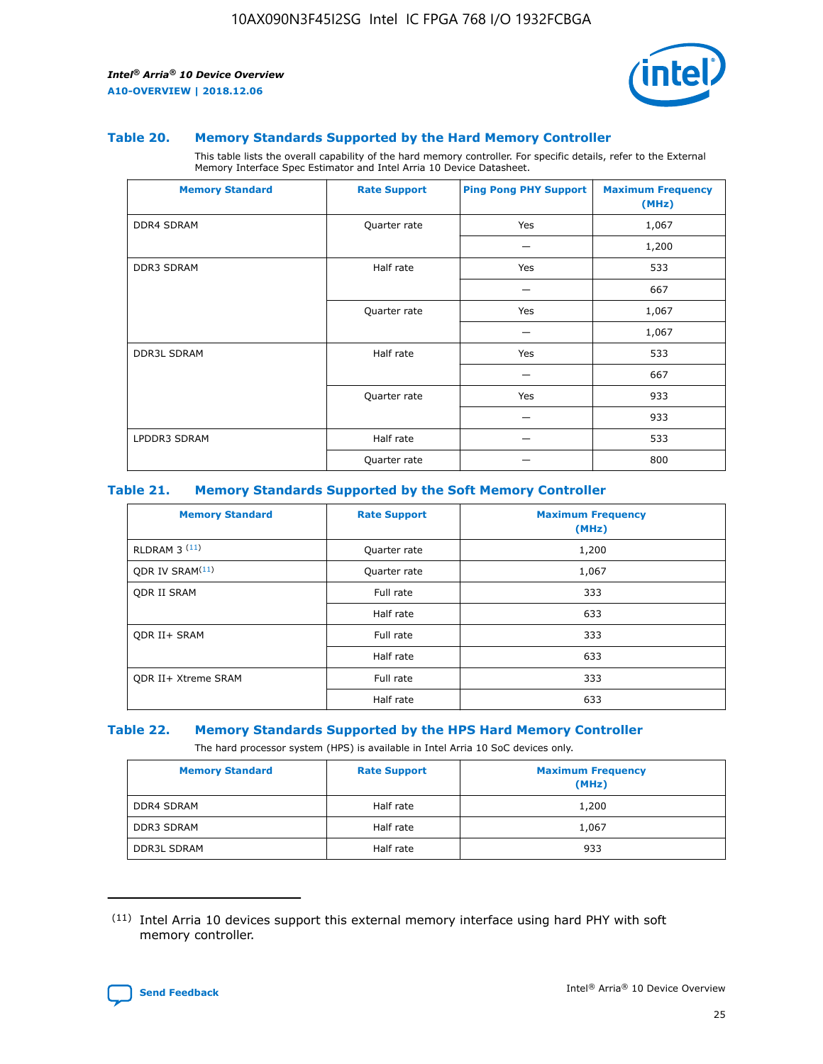### Table 20. Memory Standards Supported by the Hard Memory Controller

This table lists the overall capability of the hard memory controller. For specific details, refer to the External Memory Interface Spec Estimator and Intel Arria 10 Device Datasheet.

| Memory Standard | Rate Support | Ping Pong PHY Support | Maximum Frequency (MHz) |
| --- | --- | --- | --- |
| DDR4 SDRAM | Quarter rate | Yes | 1,067 |
| | | — | 1,200 |
| DDR3 SDRAM | Half rate | Yes | 533 |
| | | — | 667 |
| | Quarter rate | Yes | 1,067 |
| | | — | 1,067 |
| DDR3L SDRAM | Half rate | Yes | 533 |
| | | — | 667 |
| | Quarter rate | Yes | 933 |
| | | — | 933 |
| LPDDR3 SDRAM | Half rate | — | 533 |
| | Quarter rate | — | 800 |

### Table 21. Memory Standards Supported by the Soft Memory Controller

| Memory Standard | Rate Support | Maximum Frequency (MHz) |
| --- | --- | --- |
| RLDRAM 3 (11) | Quarter rate | 1,200 |
| QDR IV SRAM(11) | Quarter rate | 1,067 |
| QDR II SRAM | Full rate | 333 |
| | Half rate | 633 |
| QDR II+ SRAM | Full rate | 333 |
| | Half rate | 633 |
| QDR II+ Xtreme SRAM | Full rate | 333 |
| | Half rate | 633 |

### Table 22. Memory Standards Supported by the HPS Hard Memory Controller

The hard processor system (HPS) is available in Intel Arria 10 SoC devices only.

| Memory Standard | Rate Support | Maximum Frequency (MHz) |
| --- | --- | --- |
| DDR4 SDRAM | Half rate | 1,200 |
| DDR3 SDRAM | Half rate | 1,067 |
| DDR3L SDRAM | Half rate | 933 |

(11) Intel Arria 10 devices support this external memory interface using hard PHY with soft memory controller.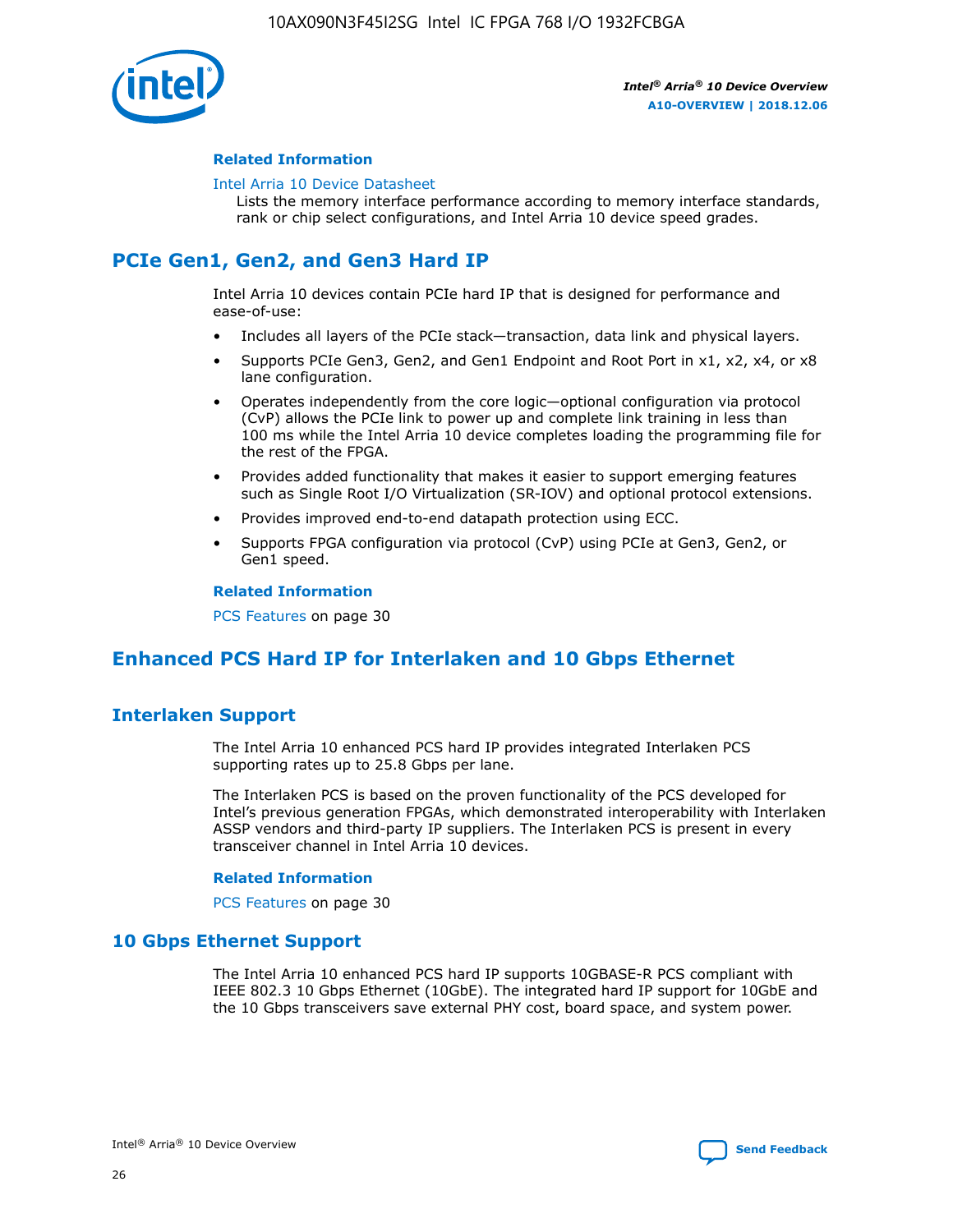#### Related Information

Intel Arria 10 Device Datasheet
Lists the memory interface performance according to memory interface standards, rank or chip select configurations, and Intel Arria 10 device speed grades.

## PCIe Gen1, Gen2, and Gen3 Hard IP

Intel Arria 10 devices contain PCIe hard IP that is designed for performance and ease-of-use:

- Includes all layers of the PCIe stack—transaction, data link and physical layers.
- Supports PCIe Gen3, Gen2, and Gen1 Endpoint and Root Port in x1, x2, x4, or x8 lane configuration.
- Operates independently from the core logic—optional configuration via protocol (CvP) allows the PCIe link to power up and complete link training in less than 100 ms while the Intel Arria 10 device completes loading the programming file for the rest of the FPGA.
- Provides added functionality that makes it easier to support emerging features such as Single Root I/O Virtualization (SR-IOV) and optional protocol extensions.
- Provides improved end-to-end datapath protection using ECC.
- Supports FPGA configuration via protocol (CvP) using PCIe at Gen3, Gen2, or Gen1 speed.

#### Related Information

PCS Features on page 30

## Enhanced PCS Hard IP for Interlaken and 10 Gbps Ethernet

### Interlaken Support

The Intel Arria 10 enhanced PCS hard IP provides integrated Interlaken PCS supporting rates up to 25.8 Gbps per lane.

The Interlaken PCS is based on the proven functionality of the PCS developed for Intel's previous generation FPGAs, which demonstrated interoperability with Interlaken ASSP vendors and third-party IP suppliers. The Interlaken PCS is present in every transceiver channel in Intel Arria 10 devices.

#### Related Information

PCS Features on page 30

### 10 Gbps Ethernet Support

The Intel Arria 10 enhanced PCS hard IP supports 10GBASE-R PCS compliant with IEEE 802.3 10 Gbps Ethernet (10GbE). The integrated hard IP support for 10GbE and the 10 Gbps transceivers save external PHY cost, board space, and system power.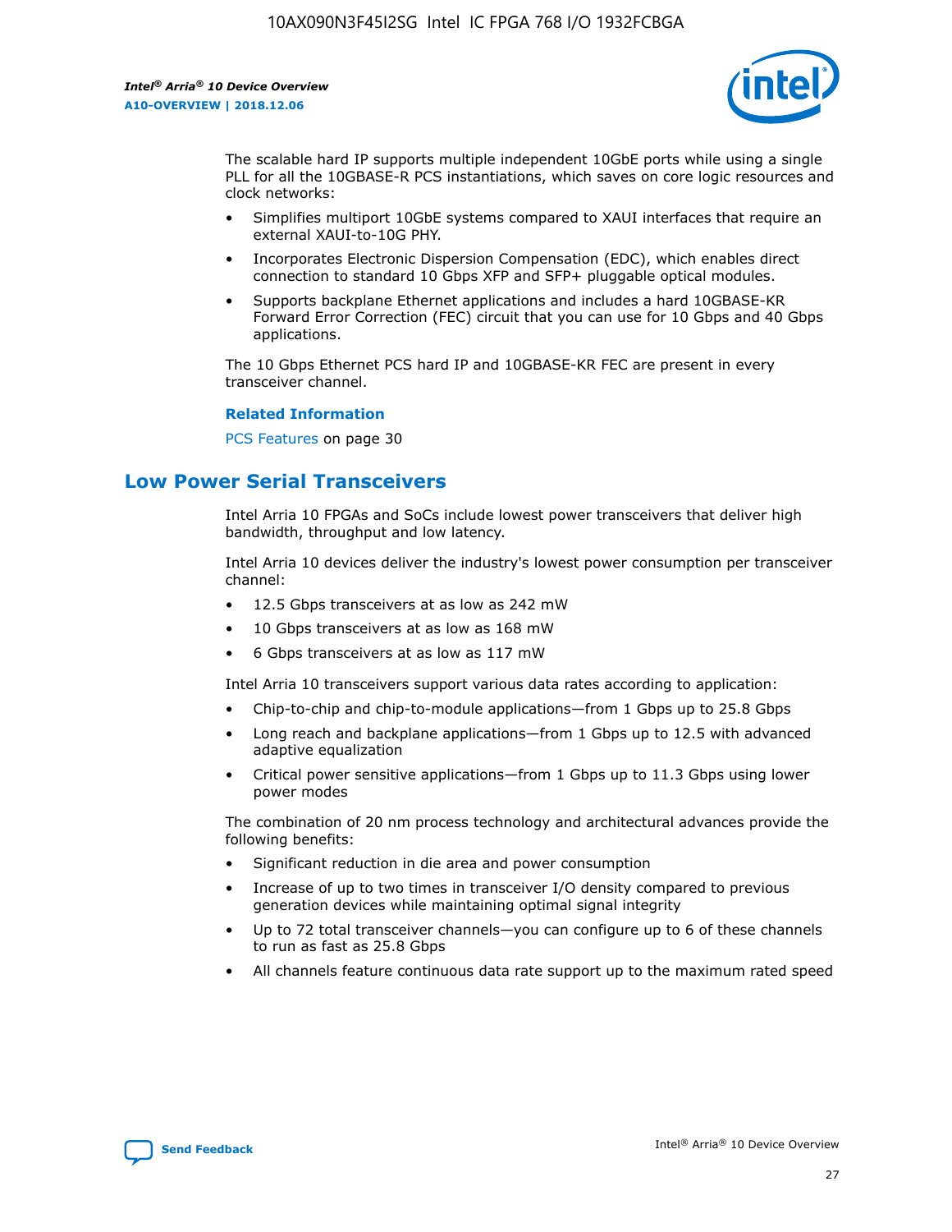The scalable hard IP supports multiple independent 10GbE ports while using a single PLL for all the 10GBASE-R PCS instantiations, which saves on core logic resources and clock networks:

- Simplifies multiport 10GbE systems compared to XAUI interfaces that require an external XAUI-to-10G PHY.
- Incorporates Electronic Dispersion Compensation (EDC), which enables direct connection to standard 10 Gbps XFP and SFP+ pluggable optical modules.
- Supports backplane Ethernet applications and includes a hard 10GBASE-KR Forward Error Correction (FEC) circuit that you can use for 10 Gbps and 40 Gbps applications.

The 10 Gbps Ethernet PCS hard IP and 10GBASE-KR FEC are present in every transceiver channel.

**Related Information**

PCS Features on page 30

## Low Power Serial Transceivers

Intel Arria 10 FPGAs and SoCs include lowest power transceivers that deliver high bandwidth, throughput and low latency.

Intel Arria 10 devices deliver the industry's lowest power consumption per transceiver channel:

- 12.5 Gbps transceivers at as low as 242 mW
- 10 Gbps transceivers at as low as 168 mW
- 6 Gbps transceivers at as low as 117 mW

Intel Arria 10 transceivers support various data rates according to application:

- Chip-to-chip and chip-to-module applications—from 1 Gbps up to 25.8 Gbps
- Long reach and backplane applications—from 1 Gbps up to 12.5 with advanced adaptive equalization
- Critical power sensitive applications—from 1 Gbps up to 11.3 Gbps using lower power modes

The combination of 20 nm process technology and architectural advances provide the following benefits:

- Significant reduction in die area and power consumption
- Increase of up to two times in transceiver I/O density compared to previous generation devices while maintaining optimal signal integrity
- Up to 72 total transceiver channels—you can configure up to 6 of these channels to run as fast as 25.8 Gbps
- All channels feature continuous data rate support up to the maximum rated speed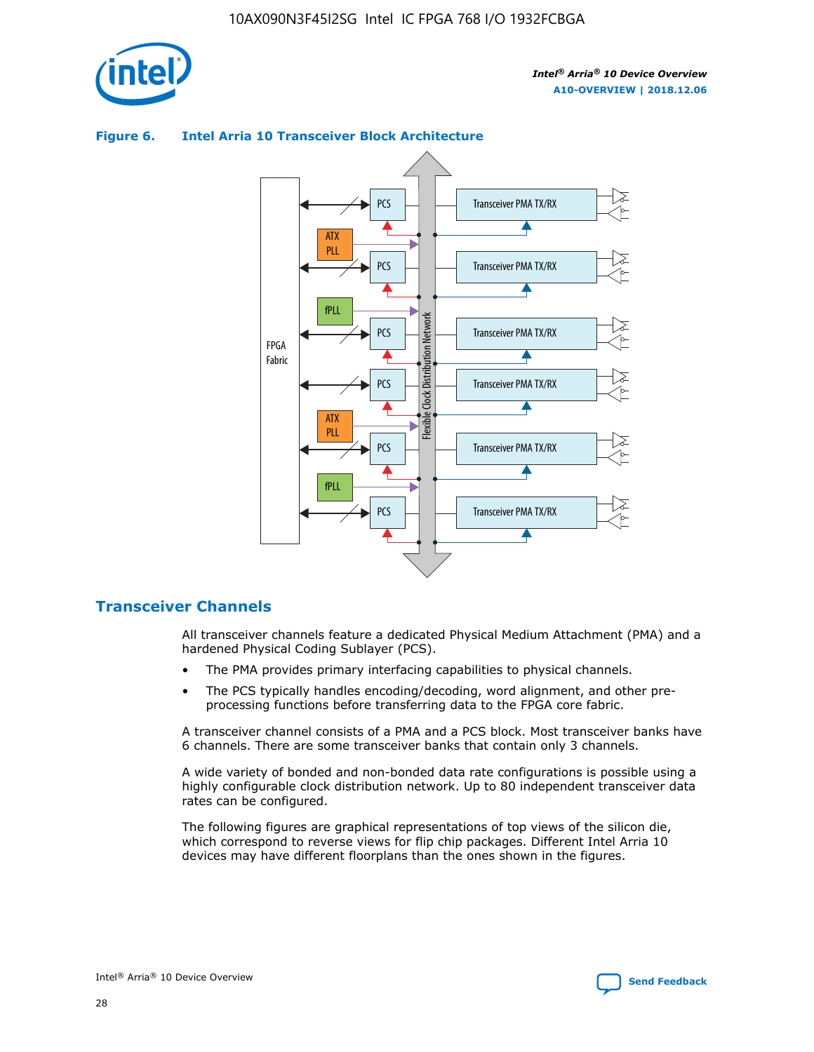**Figure 6. Intel Arria 10 Transceiver Block Architecture**

## Transceiver Channels

All transceiver channels feature a dedicated Physical Medium Attachment (PMA) and a hardened Physical Coding Sublayer (PCS).

- The PMA provides primary interfacing capabilities to physical channels.
- The PCS typically handles encoding/decoding, word alignment, and other pre-processing functions before transferring data to the FPGA core fabric.

A transceiver channel consists of a PMA and a PCS block. Most transceiver banks have 6 channels. There are some transceiver banks that contain only 3 channels.

A wide variety of bonded and non-bonded data rate configurations is possible using a highly configurable clock distribution network. Up to 80 independent transceiver data rates can be configured.

The following figures are graphical representations of top views of the silicon die, which correspond to reverse views for flip chip packages. Different Intel Arria 10 devices may have different floorplans than the ones shown in the figures.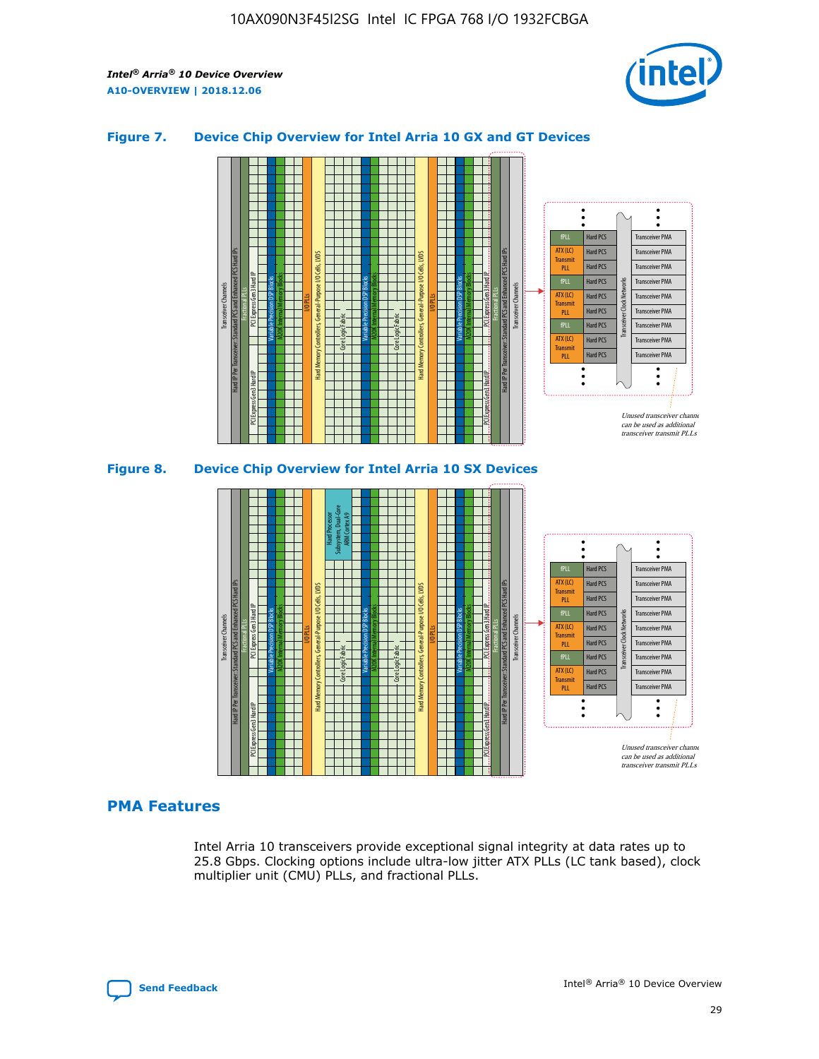### Figure 7. Device Chip Overview for Intel Arria 10 GX and GT Devices

### Figure 8. Device Chip Overview for Intel Arria 10 SX Devices

## PMA Features

Intel Arria 10 transceivers provide exceptional signal integrity at data rates up to 25.8 Gbps. Clocking options include ultra-low jitter ATX PLLs (LC tank based), clock multiplier unit (CMU) PLLs, and fractional PLLs.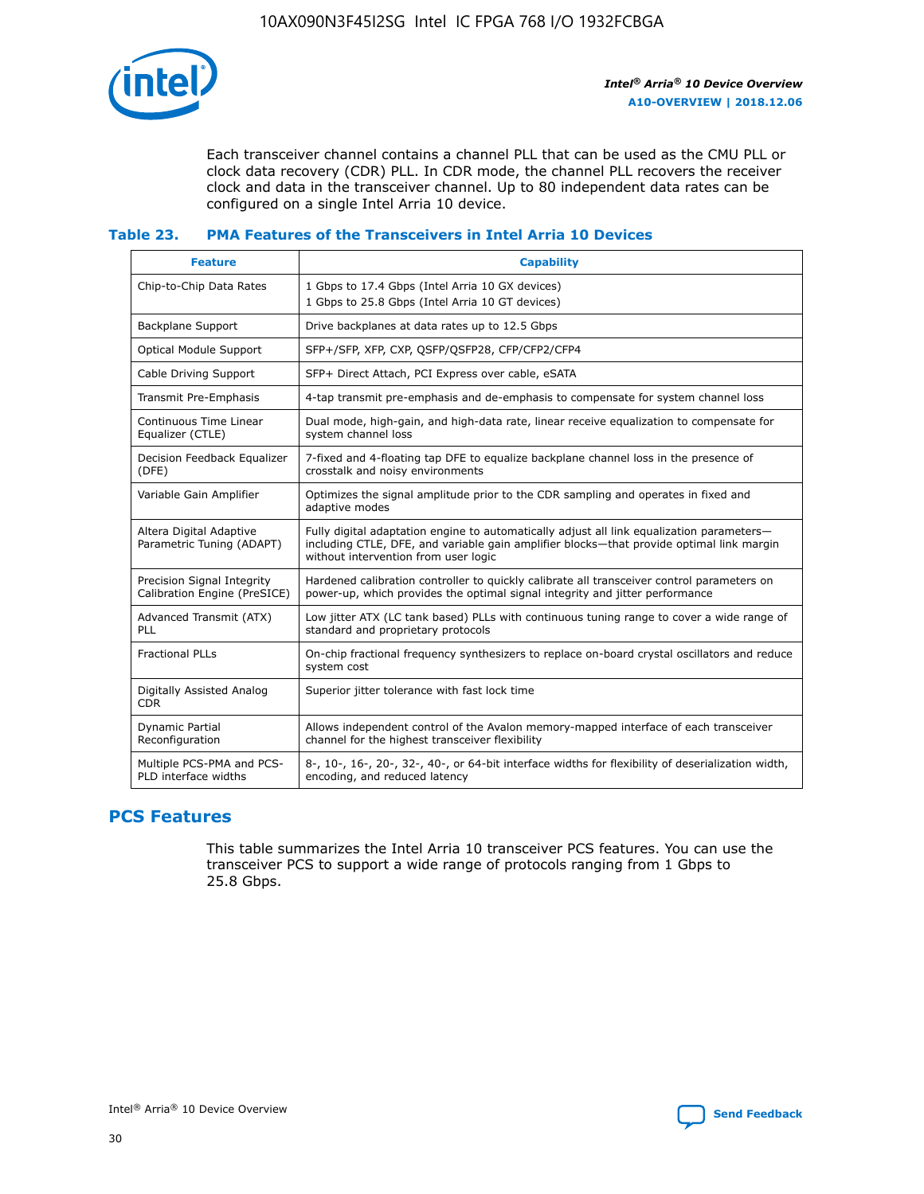Each transceiver channel contains a channel PLL that can be used as the CMU PLL or clock data recovery (CDR) PLL. In CDR mode, the channel PLL recovers the receiver clock and data in the transceiver channel. Up to 80 independent data rates can be configured on a single Intel Arria 10 device.

### Table 23. PMA Features of the Transceivers in Intel Arria 10 Devices

| Feature | Capability |
| --- | --- |
| Chip-to-Chip Data Rates | 1 Gbps to 17.4 Gbps (Intel Arria 10 GX devices)<br>1 Gbps to 25.8 Gbps (Intel Arria 10 GT devices) |
| Backplane Support | Drive backplanes at data rates up to 12.5 Gbps |
| Optical Module Support | SFP+/SFP, XFP, CXP, QSFP/QSFP28, CFP/CFP2/CFP4 |
| Cable Driving Support | SFP+ Direct Attach, PCI Express over cable, eSATA |
| Transmit Pre-Emphasis | 4-tap transmit pre-emphasis and de-emphasis to compensate for system channel loss |
| Continuous Time Linear Equalizer (CTLE) | Dual mode, high-gain, and high-data rate, linear receive equalization to compensate for system channel loss |
| Decision Feedback Equalizer (DFE) | 7-fixed and 4-floating tap DFE to equalize backplane channel loss in the presence of crosstalk and noisy environments |
| Variable Gain Amplifier | Optimizes the signal amplitude prior to the CDR sampling and operates in fixed and adaptive modes |
| Altera Digital Adaptive Parametric Tuning (ADAPT) | Fully digital adaptation engine to automatically adjust all link equalization parameters—including CTLE, DFE, and variable gain amplifier blocks—that provide optimal link margin without intervention from user logic |
| Precision Signal Integrity Calibration Engine (PreSICE) | Hardened calibration controller to quickly calibrate all transceiver control parameters on power-up, which provides the optimal signal integrity and jitter performance |
| Advanced Transmit (ATX) PLL | Low jitter ATX (LC tank based) PLLs with continuous tuning range to cover a wide range of standard and proprietary protocols |
| Fractional PLLs | On-chip fractional frequency synthesizers to replace on-board crystal oscillators and reduce system cost |
| Digitally Assisted Analog CDR | Superior jitter tolerance with fast lock time |
| Dynamic Partial Reconfiguration | Allows independent control of the Avalon memory-mapped interface of each transceiver channel for the highest transceiver flexibility |
| Multiple PCS-PMA and PCS-PLD interface widths | 8-, 10-, 16-, 20-, 32-, 40-, or 64-bit interface widths for flexibility of deserialization width, encoding, and reduced latency |

## PCS Features

This table summarizes the Intel Arria 10 transceiver PCS features. You can use the transceiver PCS to support a wide range of protocols ranging from 1 Gbps to 25.8 Gbps.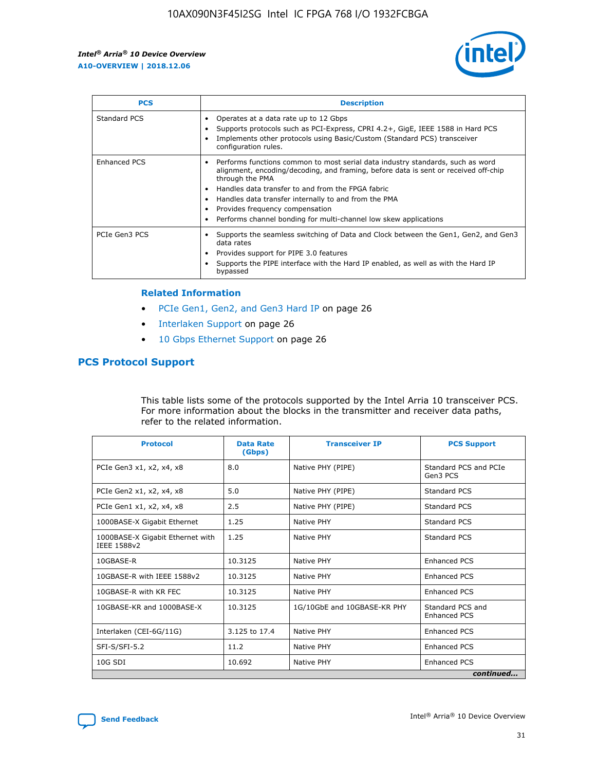| PCS | Description |
| --- | --- |
| Standard PCS | • Operates at a data rate up to 12 Gbps<br>• Supports protocols such as PCI-Express, CPRI 4.2+, GigE, IEEE 1588 in Hard PCS<br>• Implements other protocols using Basic/Custom (Standard PCS) transceiver configuration rules. |
| Enhanced PCS | • Performs functions common to most serial data industry standards, such as word alignment, encoding/decoding, and framing, before data is sent or received off-chip through the PMA<br>• Handles data transfer to and from the FPGA fabric<br>• Handles data transfer internally to and from the PMA<br>• Provides frequency compensation<br>• Performs channel bonding for multi-channel low skew applications |
| PCIe Gen3 PCS | • Supports the seamless switching of Data and Clock between the Gen1, Gen2, and Gen3 data rates<br>• Provides support for PIPE 3.0 features<br>• Supports the PIPE interface with the Hard IP enabled, as well as with the Hard IP bypassed |

**Related Information**

- PCIe Gen1, Gen2, and Gen3 Hard IP on page 26
- Interlaken Support on page 26
- 10 Gbps Ethernet Support on page 26

## PCS Protocol Support

This table lists some of the protocols supported by the Intel Arria 10 transceiver PCS. For more information about the blocks in the transmitter and receiver data paths, refer to the related information.

| Protocol | Data Rate (Gbps) | Transceiver IP | PCS Support |
| --- | --- | --- | --- |
| PCIe Gen3 x1, x2, x4, x8 | 8.0 | Native PHY (PIPE) | Standard PCS and PCIe Gen3 PCS |
| PCIe Gen2 x1, x2, x4, x8 | 5.0 | Native PHY (PIPE) | Standard PCS |
| PCIe Gen1 x1, x2, x4, x8 | 2.5 | Native PHY (PIPE) | Standard PCS |
| 1000BASE-X Gigabit Ethernet | 1.25 | Native PHY | Standard PCS |
| 1000BASE-X Gigabit Ethernet with IEEE 1588v2 | 1.25 | Native PHY | Standard PCS |
| 10GBASE-R | 10.3125 | Native PHY | Enhanced PCS |
| 10GBASE-R with IEEE 1588v2 | 10.3125 | Native PHY | Enhanced PCS |
| 10GBASE-R with KR FEC | 10.3125 | Native PHY | Enhanced PCS |
| 10GBASE-KR and 1000BASE-X | 10.3125 | 1G/10GbE and 10GBASE-KR PHY | Standard PCS and Enhanced PCS |
| Interlaken (CEI-6G/11G) | 3.125 to 17.4 | Native PHY | Enhanced PCS |
| SFI-S/SFI-5.2 | 11.2 | Native PHY | Enhanced PCS |
| 10G SDI | 10.692 | Native PHY | Enhanced PCS |

*continued...*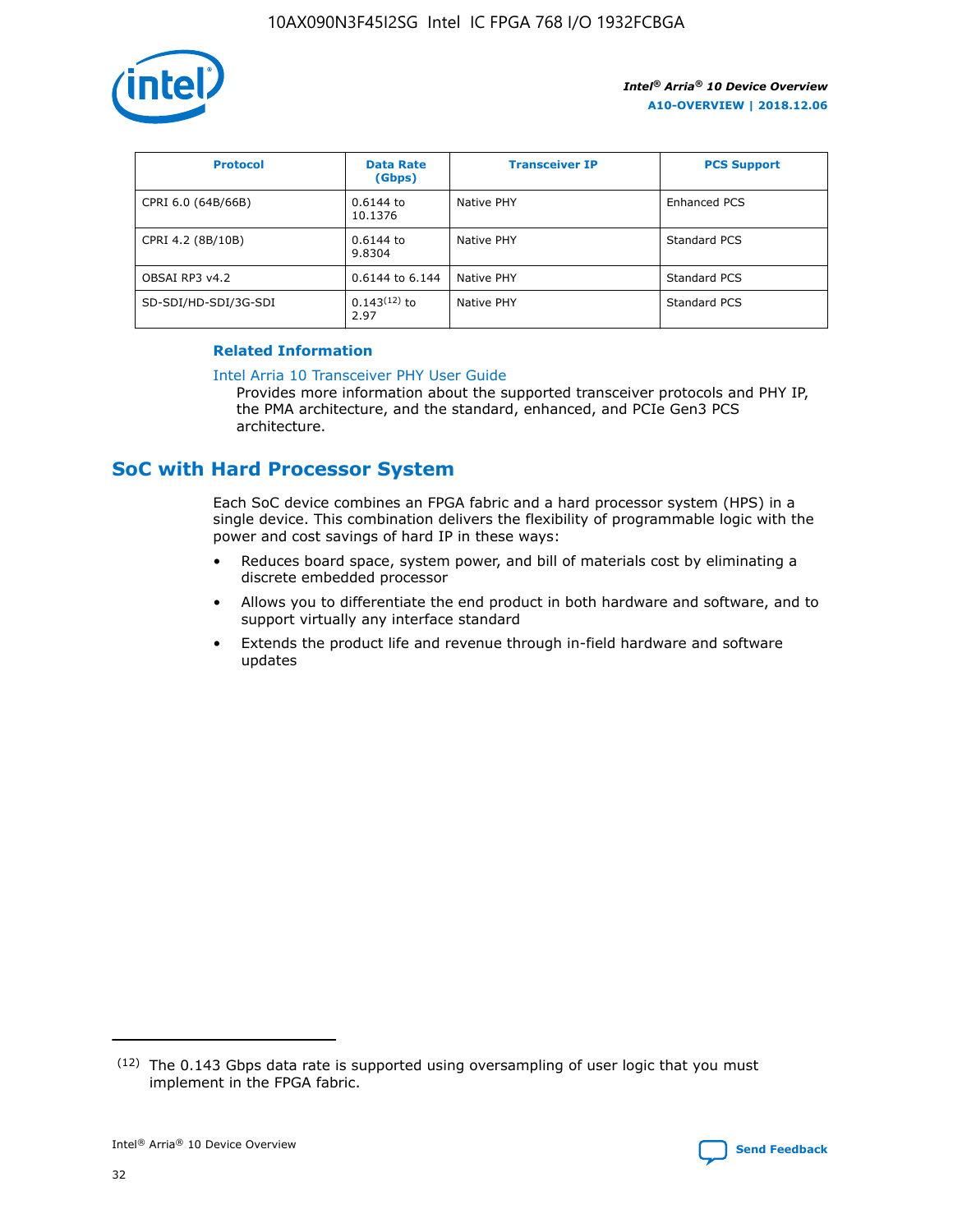| Protocol | Data Rate (Gbps) | Transceiver IP | PCS Support |
| --- | --- | --- | --- |
| CPRI 6.0 (64B/66B) | 0.6144 to 10.1376 | Native PHY | Enhanced PCS |
| CPRI 4.2 (8B/10B) | 0.6144 to 9.8304 | Native PHY | Standard PCS |
| OBSAI RP3 v4.2 | 0.6144 to 6.144 | Native PHY | Standard PCS |
| SD-SDI/HD-SDI/3G-SDI | 0.143[12] to 2.97 | Native PHY | Standard PCS |

#### Related Information

Intel Arria 10 Transceiver PHY User Guide
Provides more information about the supported transceiver protocols and PHY IP, the PMA architecture, and the standard, enhanced, and PCIe Gen3 PCS architecture.

## SoC with Hard Processor System

Each SoC device combines an FPGA fabric and a hard processor system (HPS) in a single device. This combination delivers the flexibility of programmable logic with the power and cost savings of hard IP in these ways:

- Reduces board space, system power, and bill of materials cost by eliminating a discrete embedded processor
- Allows you to differentiate the end product in both hardware and software, and to support virtually any interface standard
- Extends the product life and revenue through in-field hardware and software updates

[12] The 0.143 Gbps data rate is supported using oversampling of user logic that you must implement in the FPGA fabric.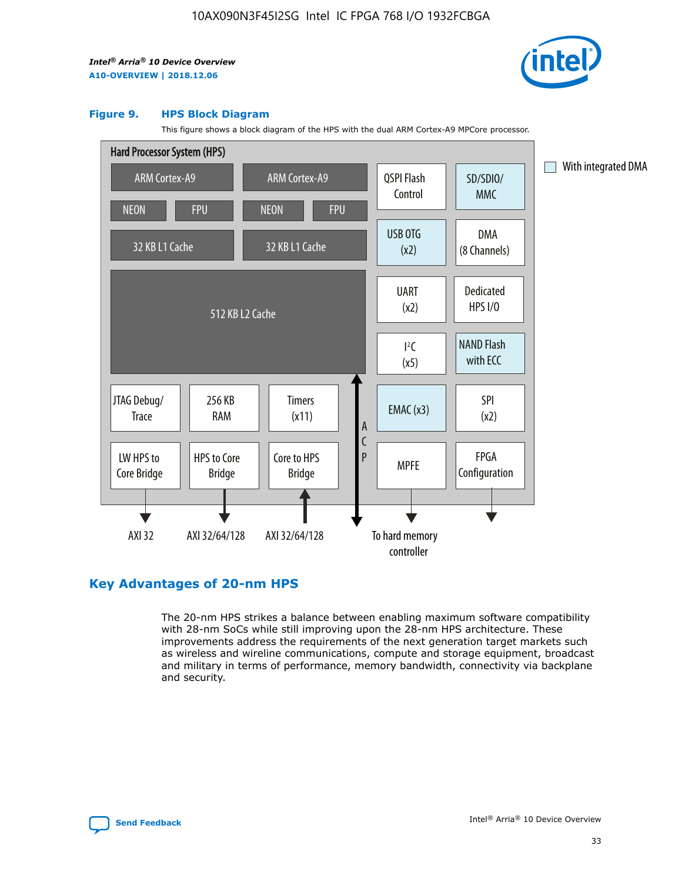**Figure 9. HPS Block Diagram**

This figure shows a block diagram of the HPS with the dual ARM Cortex-A9 MPCore processor.

Hard Processor System (HPS)

- ARM Cortex-A9 (NEON, FPU, 32 KB L1 Cache)
- ARM Cortex-A9 (NEON, FPU, 32 KB L1 Cache)
- 512 KB L2 Cache
- QSPI Flash Control
- SD/SDIO/MMC
- USB OTG (x2)
- DMA (8 Channels)
- UART (x2)
- Dedicated HPS I/O
- I²C (x5)
- NAND Flash with ECC
- JTAG Debug/Trace
- 256 KB RAM
- Timers (x11)
- EMAC (x3)
- SPI (x2)
- LW HPS to Core Bridge → AXI 32
- HPS to Core Bridge → AXI 32/64/128
- Core to HPS Bridge ← AXI 32/64/128
- ACP
- MPFE → To hard memory controller
- FPGA Configuration

With integrated DMA

## Key Advantages of 20-nm HPS

The 20-nm HPS strikes a balance between enabling maximum software compatibility with 28-nm SoCs while still improving upon the 28-nm HPS architecture. These improvements address the requirements of the next generation target markets such as wireless and wireline communications, compute and storage equipment, broadcast and military in terms of performance, memory bandwidth, connectivity via backplane and security.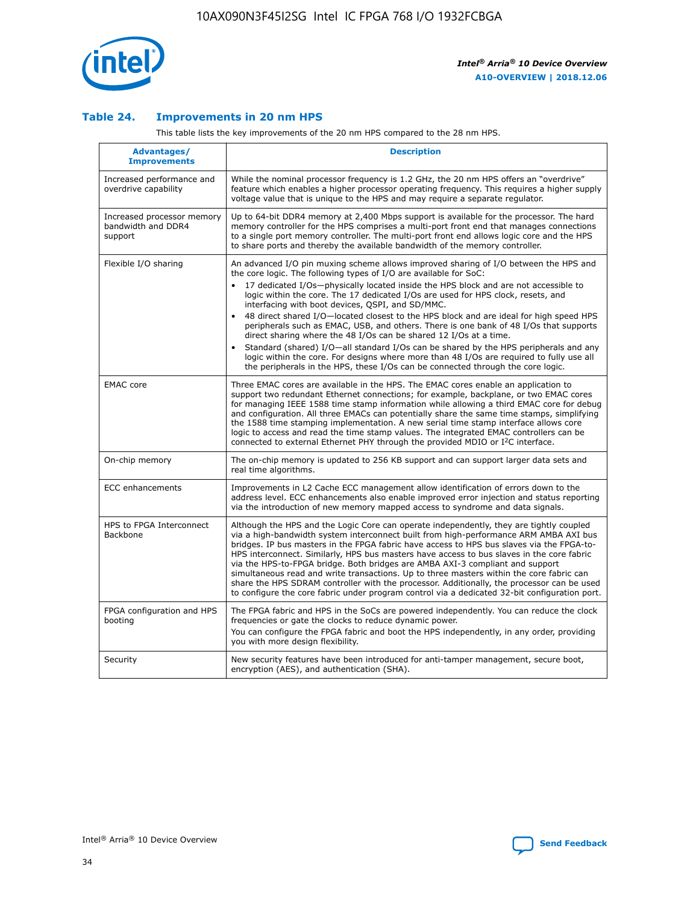### Table 24. Improvements in 20 nm HPS

This table lists the key improvements of the 20 nm HPS compared to the 28 nm HPS.

| Advantages/ Improvements | Description |
|---|---|
| Increased performance and overdrive capability | While the nominal processor frequency is 1.2 GHz, the 20 nm HPS offers an "overdrive" feature which enables a higher processor operating frequency. This requires a higher supply voltage value that is unique to the HPS and may require a separate regulator. |
| Increased processor memory bandwidth and DDR4 support | Up to 64-bit DDR4 memory at 2,400 Mbps support is available for the processor. The hard memory controller for the HPS comprises a multi-port front end that manages connections to a single port memory controller. The multi-port front end allows logic core and the HPS to share ports and thereby the available bandwidth of the memory controller. |
| Flexible I/O sharing | An advanced I/O pin muxing scheme allows improved sharing of I/O between the HPS and the core logic. The following types of I/O are available for SoC:<br>• 17 dedicated I/Os—physically located inside the HPS block and are not accessible to logic within the core. The 17 dedicated I/Os are used for HPS clock, resets, and interfacing with boot devices, QSPI, and SD/MMC.<br>• 48 direct shared I/O—located closest to the HPS block and are ideal for high speed HPS peripherals such as EMAC, USB, and others. There is one bank of 48 I/Os that supports direct sharing where the 48 I/Os can be shared 12 I/Os at a time.<br>• Standard (shared) I/O—all standard I/Os can be shared by the HPS peripherals and any logic within the core. For designs where more than 48 I/Os are required to fully use all the peripherals in the HPS, these I/Os can be connected through the core logic. |
| EMAC core | Three EMAC cores are available in the HPS. The EMAC cores enable an application to support two redundant Ethernet connections; for example, backplane, or two EMAC cores for managing IEEE 1588 time stamp information while allowing a third EMAC core for debug and configuration. All three EMACs can potentially share the same time stamps, simplifying the 1588 time stamping implementation. A new serial time stamp interface allows core logic to access and read the time stamp values. The integrated EMAC controllers can be connected to external Ethernet PHY through the provided MDIO or I²C interface. |
| On-chip memory | The on-chip memory is updated to 256 KB support and can support larger data sets and real time algorithms. |
| ECC enhancements | Improvements in L2 Cache ECC management allow identification of errors down to the address level. ECC enhancements also enable improved error injection and status reporting via the introduction of new memory mapped access to syndrome and data signals. |
| HPS to FPGA Interconnect Backbone | Although the HPS and the Logic Core can operate independently, they are tightly coupled via a high-bandwidth system interconnect built from high-performance ARM AMBA AXI bus bridges. IP bus masters in the FPGA fabric have access to HPS bus slaves via the FPGA-to-HPS interconnect. Similarly, HPS bus masters have access to bus slaves in the core fabric via the HPS-to-FPGA bridge. Both bridges are AMBA AXI-3 compliant and support simultaneous read and write transactions. Up to three masters within the core fabric can share the HPS SDRAM controller with the processor. Additionally, the processor can be used to configure the core fabric under program control via a dedicated 32-bit configuration port. |
| FPGA configuration and HPS booting | The FPGA fabric and HPS in the SoCs are powered independently. You can reduce the clock frequencies or gate the clocks to reduce dynamic power.<br>You can configure the FPGA fabric and boot the HPS independently, in any order, providing you with more design flexibility. |
| Security | New security features have been introduced for anti-tamper management, secure boot, encryption (AES), and authentication (SHA). |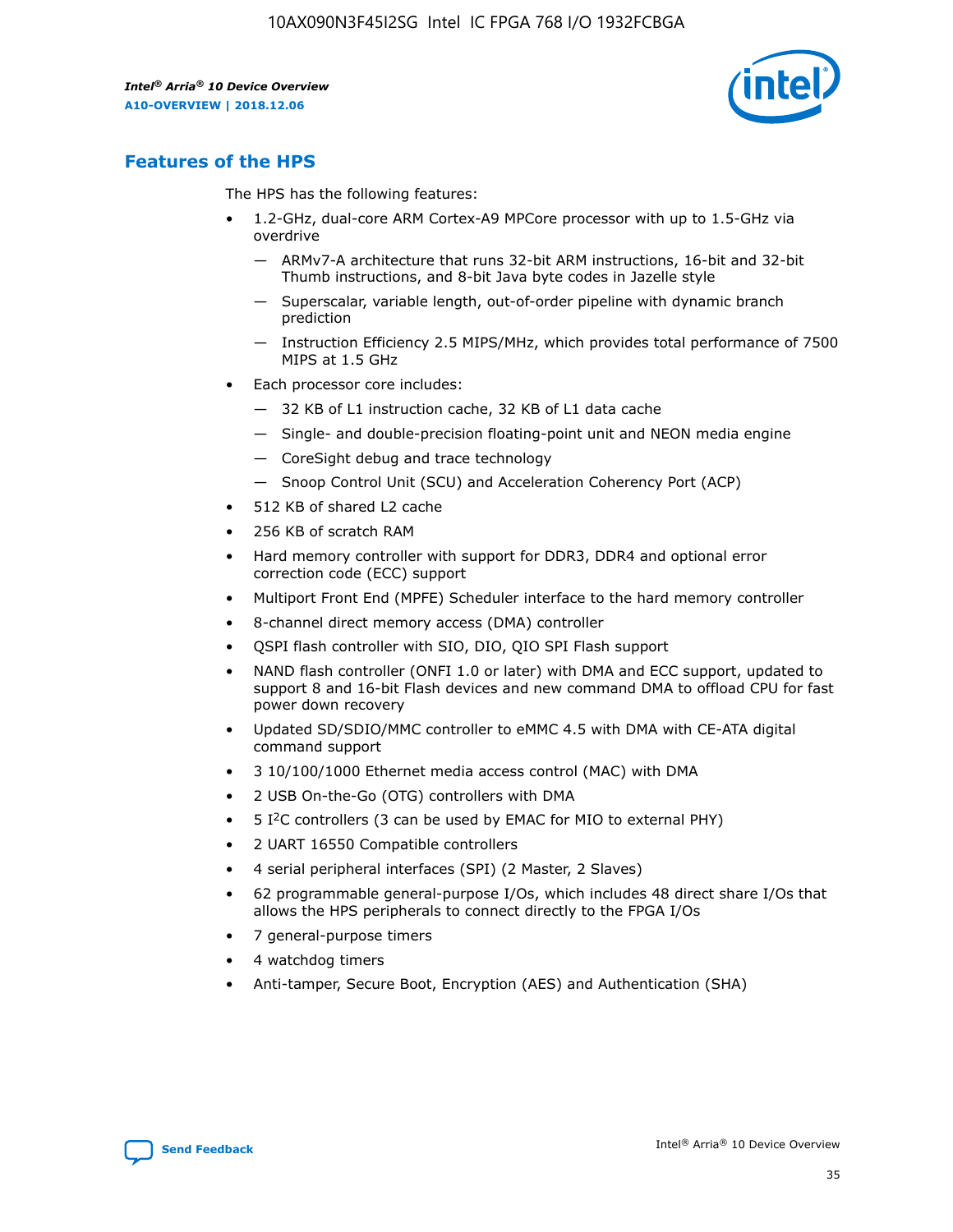## Features of the HPS

The HPS has the following features:

- 1.2-GHz, dual-core ARM Cortex-A9 MPCore processor with up to 1.5-GHz via overdrive
  - — ARMv7-A architecture that runs 32-bit ARM instructions, 16-bit and 32-bit Thumb instructions, and 8-bit Java byte codes in Jazelle style
  - — Superscalar, variable length, out-of-order pipeline with dynamic branch prediction
  - — Instruction Efficiency 2.5 MIPS/MHz, which provides total performance of 7500 MIPS at 1.5 GHz
- Each processor core includes:
  - — 32 KB of L1 instruction cache, 32 KB of L1 data cache
  - — Single- and double-precision floating-point unit and NEON media engine
  - — CoreSight debug and trace technology
  - — Snoop Control Unit (SCU) and Acceleration Coherency Port (ACP)
- 512 KB of shared L2 cache
- 256 KB of scratch RAM
- Hard memory controller with support for DDR3, DDR4 and optional error correction code (ECC) support
- Multiport Front End (MPFE) Scheduler interface to the hard memory controller
- 8-channel direct memory access (DMA) controller
- QSPI flash controller with SIO, DIO, QIO SPI Flash support
- NAND flash controller (ONFI 1.0 or later) with DMA and ECC support, updated to support 8 and 16-bit Flash devices and new command DMA to offload CPU for fast power down recovery
- Updated SD/SDIO/MMC controller to eMMC 4.5 with DMA with CE-ATA digital command support
- 3 10/100/1000 Ethernet media access control (MAC) with DMA
- 2 USB On-the-Go (OTG) controllers with DMA
- 5 I²C controllers (3 can be used by EMAC for MIO to external PHY)
- 2 UART 16550 Compatible controllers
- 4 serial peripheral interfaces (SPI) (2 Master, 2 Slaves)
- 62 programmable general-purpose I/Os, which includes 48 direct share I/Os that allows the HPS peripherals to connect directly to the FPGA I/Os
- 7 general-purpose timers
- 4 watchdog timers
- Anti-tamper, Secure Boot, Encryption (AES) and Authentication (SHA)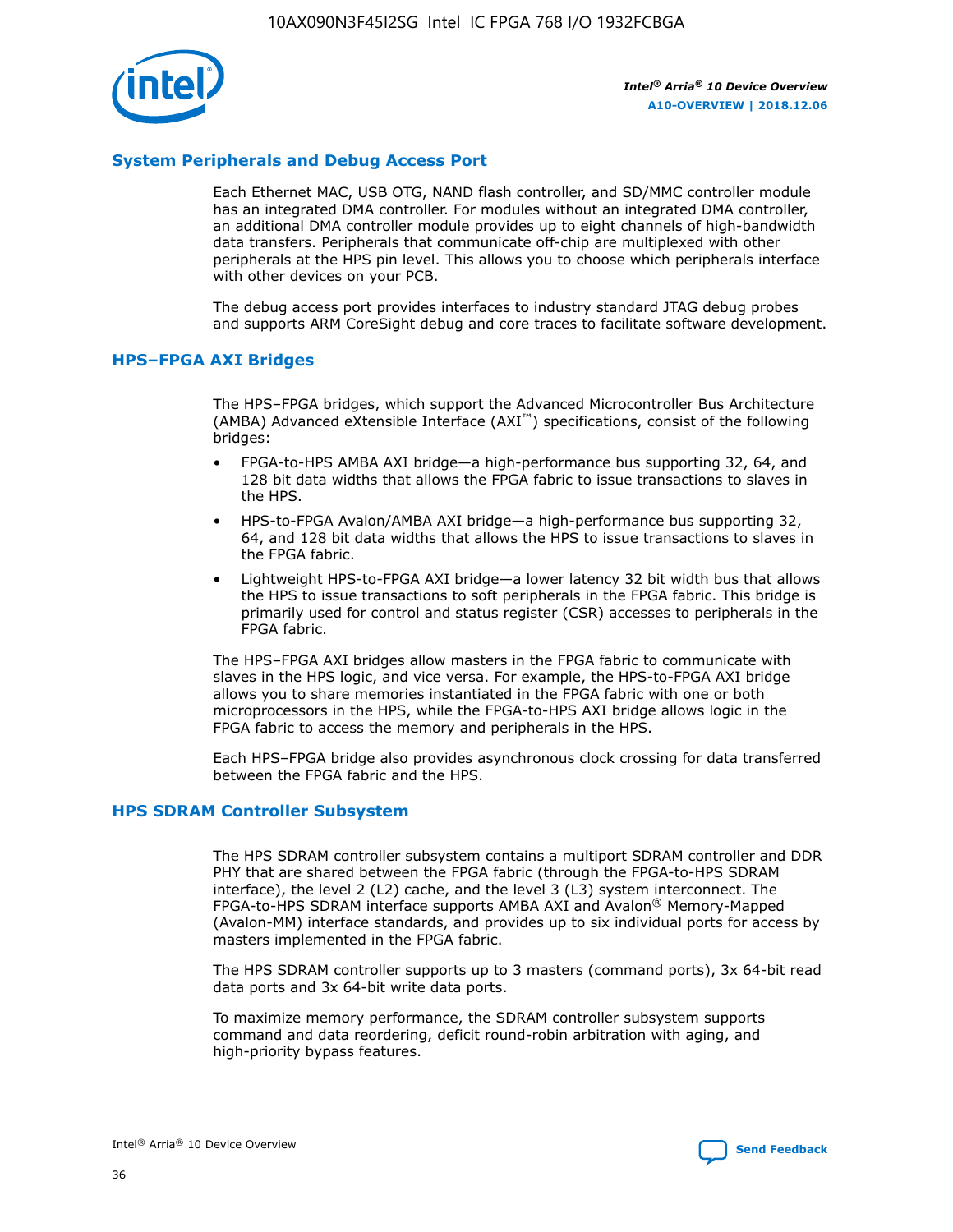## System Peripherals and Debug Access Port

Each Ethernet MAC, USB OTG, NAND flash controller, and SD/MMC controller module has an integrated DMA controller. For modules without an integrated DMA controller, an additional DMA controller module provides up to eight channels of high-bandwidth data transfers. Peripherals that communicate off-chip are multiplexed with other peripherals at the HPS pin level. This allows you to choose which peripherals interface with other devices on your PCB.

The debug access port provides interfaces to industry standard JTAG debug probes and supports ARM CoreSight debug and core traces to facilitate software development.

## HPS–FPGA AXI Bridges

The HPS–FPGA bridges, which support the Advanced Microcontroller Bus Architecture (AMBA) Advanced eXtensible Interface (AXI™) specifications, consist of the following bridges:

- FPGA-to-HPS AMBA AXI bridge—a high-performance bus supporting 32, 64, and 128 bit data widths that allows the FPGA fabric to issue transactions to slaves in the HPS.
- HPS-to-FPGA Avalon/AMBA AXI bridge—a high-performance bus supporting 32, 64, and 128 bit data widths that allows the HPS to issue transactions to slaves in the FPGA fabric.
- Lightweight HPS-to-FPGA AXI bridge—a lower latency 32 bit width bus that allows the HPS to issue transactions to soft peripherals in the FPGA fabric. This bridge is primarily used for control and status register (CSR) accesses to peripherals in the FPGA fabric.

The HPS–FPGA AXI bridges allow masters in the FPGA fabric to communicate with slaves in the HPS logic, and vice versa. For example, the HPS-to-FPGA AXI bridge allows you to share memories instantiated in the FPGA fabric with one or both microprocessors in the HPS, while the FPGA-to-HPS AXI bridge allows logic in the FPGA fabric to access the memory and peripherals in the HPS.

Each HPS–FPGA bridge also provides asynchronous clock crossing for data transferred between the FPGA fabric and the HPS.

## HPS SDRAM Controller Subsystem

The HPS SDRAM controller subsystem contains a multiport SDRAM controller and DDR PHY that are shared between the FPGA fabric (through the FPGA-to-HPS SDRAM interface), the level 2 (L2) cache, and the level 3 (L3) system interconnect. The FPGA-to-HPS SDRAM interface supports AMBA AXI and Avalon® Memory-Mapped (Avalon-MM) interface standards, and provides up to six individual ports for access by masters implemented in the FPGA fabric.

The HPS SDRAM controller supports up to 3 masters (command ports), 3x 64-bit read data ports and 3x 64-bit write data ports.

To maximize memory performance, the SDRAM controller subsystem supports command and data reordering, deficit round-robin arbitration with aging, and high-priority bypass features.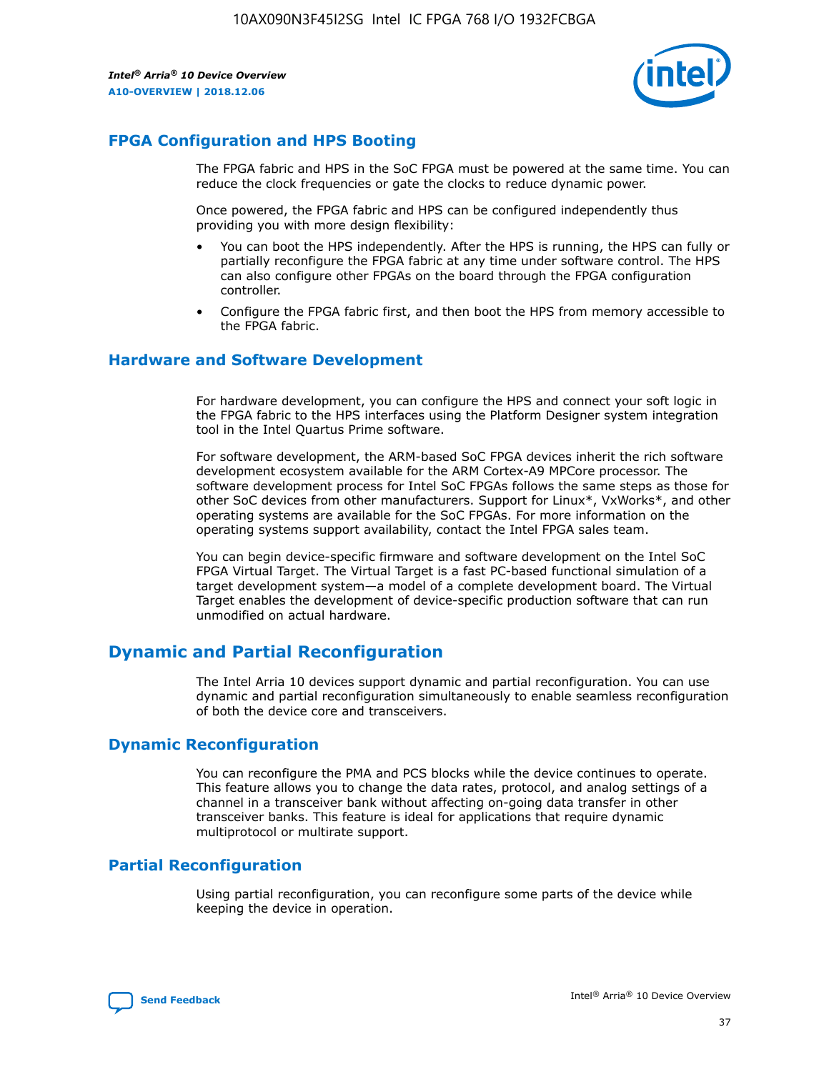## FPGA Configuration and HPS Booting

The FPGA fabric and HPS in the SoC FPGA must be powered at the same time. You can reduce the clock frequencies or gate the clocks to reduce dynamic power.

Once powered, the FPGA fabric and HPS can be configured independently thus providing you with more design flexibility:

- You can boot the HPS independently. After the HPS is running, the HPS can fully or partially reconfigure the FPGA fabric at any time under software control. The HPS can also configure other FPGAs on the board through the FPGA configuration controller.
- Configure the FPGA fabric first, and then boot the HPS from memory accessible to the FPGA fabric.

## Hardware and Software Development

For hardware development, you can configure the HPS and connect your soft logic in the FPGA fabric to the HPS interfaces using the Platform Designer system integration tool in the Intel Quartus Prime software.

For software development, the ARM-based SoC FPGA devices inherit the rich software development ecosystem available for the ARM Cortex-A9 MPCore processor. The software development process for Intel SoC FPGAs follows the same steps as those for other SoC devices from other manufacturers. Support for Linux*, VxWorks*, and other operating systems are available for the SoC FPGAs. For more information on the operating systems support availability, contact the Intel FPGA sales team.

You can begin device-specific firmware and software development on the Intel SoC FPGA Virtual Target. The Virtual Target is a fast PC-based functional simulation of a target development system—a model of a complete development board. The Virtual Target enables the development of device-specific production software that can run unmodified on actual hardware.

# Dynamic and Partial Reconfiguration

The Intel Arria 10 devices support dynamic and partial reconfiguration. You can use dynamic and partial reconfiguration simultaneously to enable seamless reconfiguration of both the device core and transceivers.

## Dynamic Reconfiguration

You can reconfigure the PMA and PCS blocks while the device continues to operate. This feature allows you to change the data rates, protocol, and analog settings of a channel in a transceiver bank without affecting on-going data transfer in other transceiver banks. This feature is ideal for applications that require dynamic multiprotocol or multirate support.

## Partial Reconfiguration

Using partial reconfiguration, you can reconfigure some parts of the device while keeping the device in operation.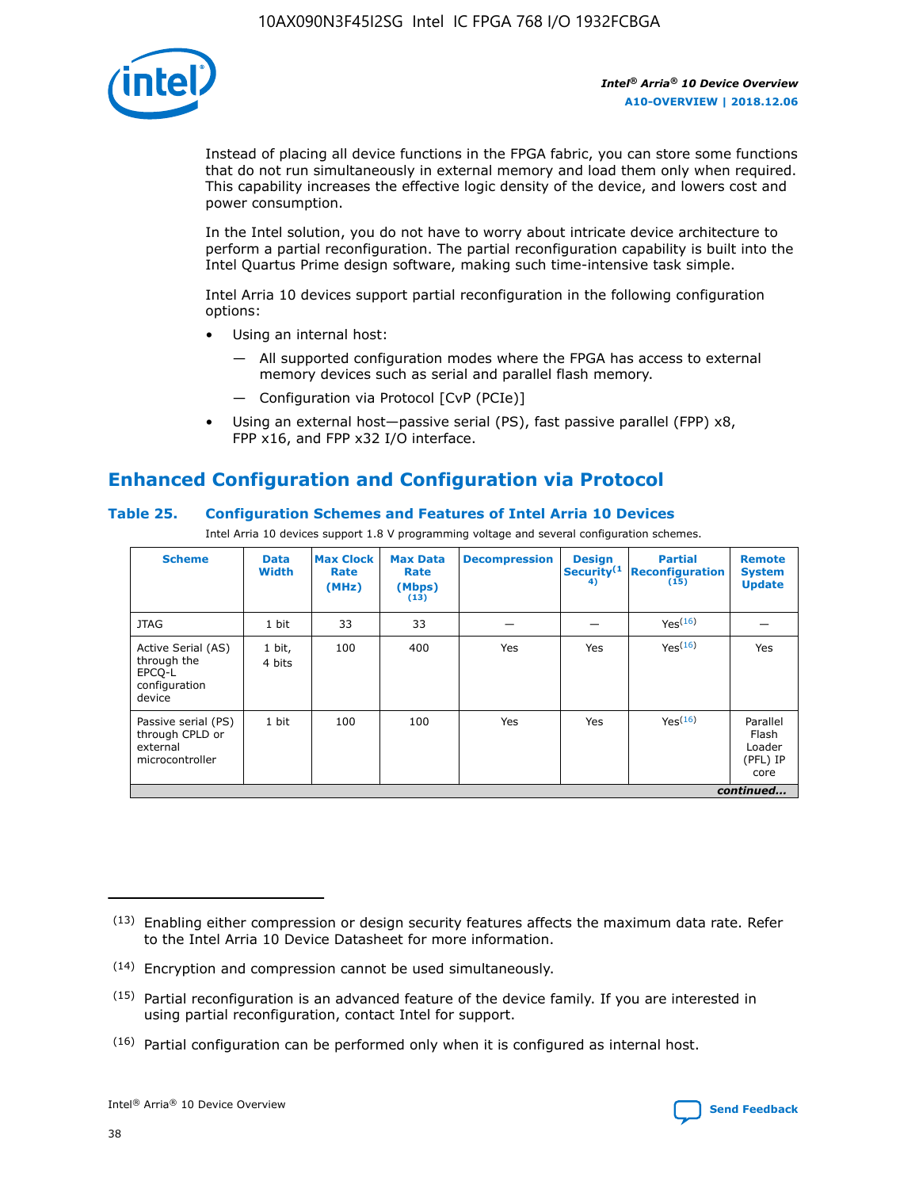Instead of placing all device functions in the FPGA fabric, you can store some functions that do not run simultaneously in external memory and load them only when required. This capability increases the effective logic density of the device, and lowers cost and power consumption.

In the Intel solution, you do not have to worry about intricate device architecture to perform a partial reconfiguration. The partial reconfiguration capability is built into the Intel Quartus Prime design software, making such time-intensive task simple.

Intel Arria 10 devices support partial reconfiguration in the following configuration options:

- Using an internal host:
  - — All supported configuration modes where the FPGA has access to external memory devices such as serial and parallel flash memory.
  - — Configuration via Protocol [CvP (PCIe)]
- Using an external host—passive serial (PS), fast passive parallel (FPP) x8, FPP x16, and FPP x32 I/O interface.

## Enhanced Configuration and Configuration via Protocol

**Table 25. Configuration Schemes and Features of Intel Arria 10 Devices**

Intel Arria 10 devices support 1.8 V programming voltage and several configuration schemes.

| Scheme | Data Width | Max Clock Rate (MHz) | Max Data Rate (Mbps) (13) | Decompression | Design Security(14) | Partial Reconfiguration (15) | Remote System Update |
|---|---|---|---|---|---|---|---|
| JTAG | 1 bit | 33 | 33 | — | — | Yes(16) | — |
| Active Serial (AS) through the EPCQ-L configuration device | 1 bit, 4 bits | 100 | 400 | Yes | Yes | Yes(16) | Yes |
| Passive serial (PS) through CPLD or external microcontroller | 1 bit | 100 | 100 | Yes | Yes | Yes(16) | Parallel Flash Loader (PFL) IP core |

*continued...*

(13) Enabling either compression or design security features affects the maximum data rate. Refer to the Intel Arria 10 Device Datasheet for more information.

(14) Encryption and compression cannot be used simultaneously.

(15) Partial reconfiguration is an advanced feature of the device family. If you are interested in using partial reconfiguration, contact Intel for support.

(16) Partial configuration can be performed only when it is configured as internal host.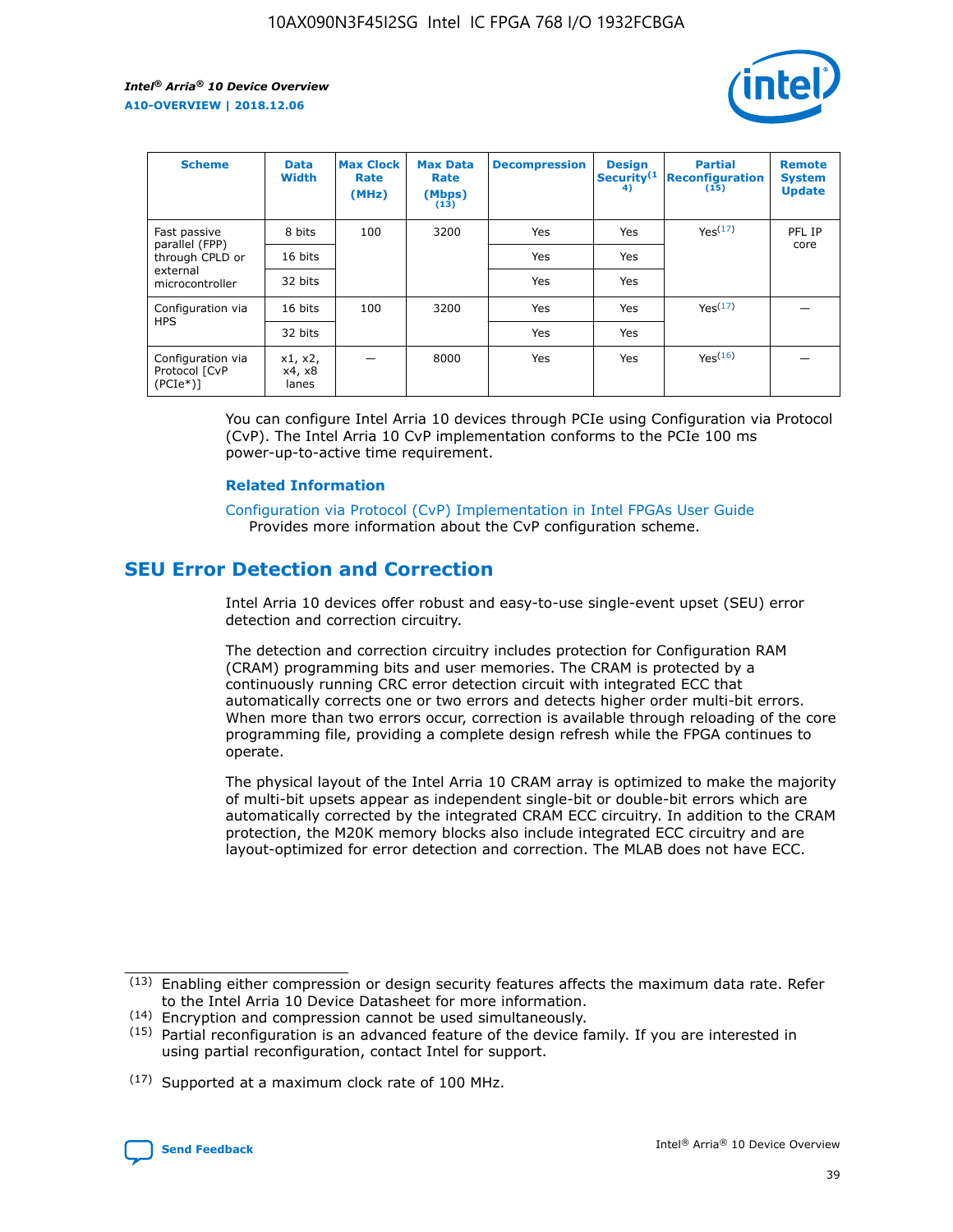| Scheme | Data Width | Max Clock Rate (MHz) | Max Data Rate (Mbps) (13) | Decompression | Design Security (14) | Partial Reconfiguration (15) | Remote System Update |
|---|---|---|---|---|---|---|---|
| Fast passive parallel (FPP) through CPLD or external microcontroller | 8 bits | 100 | 3200 | Yes | Yes | Yes(17) | PFL IP core |
| | 16 bits | | | Yes | Yes | | |
| | 32 bits | | | Yes | Yes | | |
| Configuration via HPS | 16 bits | 100 | 3200 | Yes | Yes | Yes(17) | — |
| | 32 bits | | | Yes | Yes | | |
| Configuration via Protocol [CvP (PCIe*)] | x1, x2, x4, x8 lanes | — | 8000 | Yes | Yes | Yes(16) | — |

You can configure Intel Arria 10 devices through PCIe using Configuration via Protocol (CvP). The Intel Arria 10 CvP implementation conforms to the PCIe 100 ms power-up-to-active time requirement.

### Related Information

Configuration via Protocol (CvP) Implementation in Intel FPGAs User Guide
Provides more information about the CvP configuration scheme.

## SEU Error Detection and Correction

Intel Arria 10 devices offer robust and easy-to-use single-event upset (SEU) error detection and correction circuitry.

The detection and correction circuitry includes protection for Configuration RAM (CRAM) programming bits and user memories. The CRAM is protected by a continuously running CRC error detection circuit with integrated ECC that automatically corrects one or two errors and detects higher order multi-bit errors. When more than two errors occur, correction is available through reloading of the core programming file, providing a complete design refresh while the FPGA continues to operate.

The physical layout of the Intel Arria 10 CRAM array is optimized to make the majority of multi-bit upsets appear as independent single-bit or double-bit errors which are automatically corrected by the integrated CRAM ECC circuitry. In addition to the CRAM protection, the M20K memory blocks also include integrated ECC circuitry and are layout-optimized for error detection and correction. The MLAB does not have ECC.

(13) Enabling either compression or design security features affects the maximum data rate. Refer to the Intel Arria 10 Device Datasheet for more information.

(14) Encryption and compression cannot be used simultaneously.

(15) Partial reconfiguration is an advanced feature of the device family. If you are interested in using partial reconfiguration, contact Intel for support.

(17) Supported at a maximum clock rate of 100 MHz.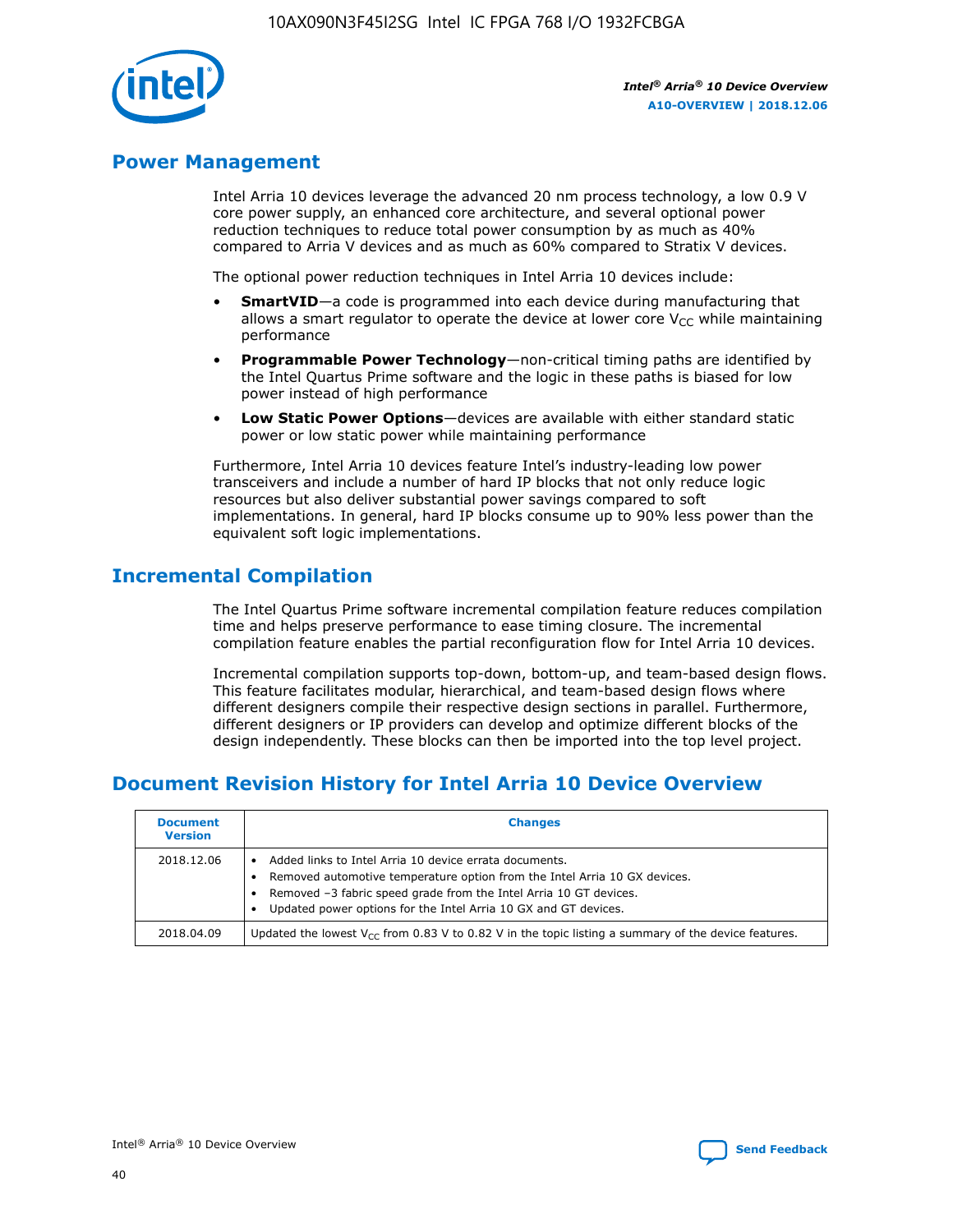## Power Management

Intel Arria 10 devices leverage the advanced 20 nm process technology, a low 0.9 V core power supply, an enhanced core architecture, and several optional power reduction techniques to reduce total power consumption by as much as 40% compared to Arria V devices and as much as 60% compared to Stratix V devices.

The optional power reduction techniques in Intel Arria 10 devices include:

- **SmartVID**—a code is programmed into each device during manufacturing that allows a smart regulator to operate the device at lower core $V_{CC}$ while maintaining performance
- **Programmable Power Technology**—non-critical timing paths are identified by the Intel Quartus Prime software and the logic in these paths is biased for low power instead of high performance
- **Low Static Power Options**—devices are available with either standard static power or low static power while maintaining performance

Furthermore, Intel Arria 10 devices feature Intel's industry-leading low power transceivers and include a number of hard IP blocks that not only reduce logic resources but also deliver substantial power savings compared to soft implementations. In general, hard IP blocks consume up to 90% less power than the equivalent soft logic implementations.

## Incremental Compilation

The Intel Quartus Prime software incremental compilation feature reduces compilation time and helps preserve performance to ease timing closure. The incremental compilation feature enables the partial reconfiguration flow for Intel Arria 10 devices.

Incremental compilation supports top-down, bottom-up, and team-based design flows. This feature facilitates modular, hierarchical, and team-based design flows where different designers compile their respective design sections in parallel. Furthermore, different designers or IP providers can develop and optimize different blocks of the design independently. These blocks can then be imported into the top level project.

## Document Revision History for Intel Arria 10 Device Overview

| Document Version | Changes |
| --- | --- |
| 2018.12.06 | • Added links to Intel Arria 10 device errata documents.<br>• Removed automotive temperature option from the Intel Arria 10 GX devices.<br>• Removed –3 fabric speed grade from the Intel Arria 10 GT devices.<br>• Updated power options for the Intel Arria 10 GX and GT devices. |
| 2018.04.09 | Updated the lowest $V_{CC}$ from 0.83 V to 0.82 V in the topic listing a summary of the device features. |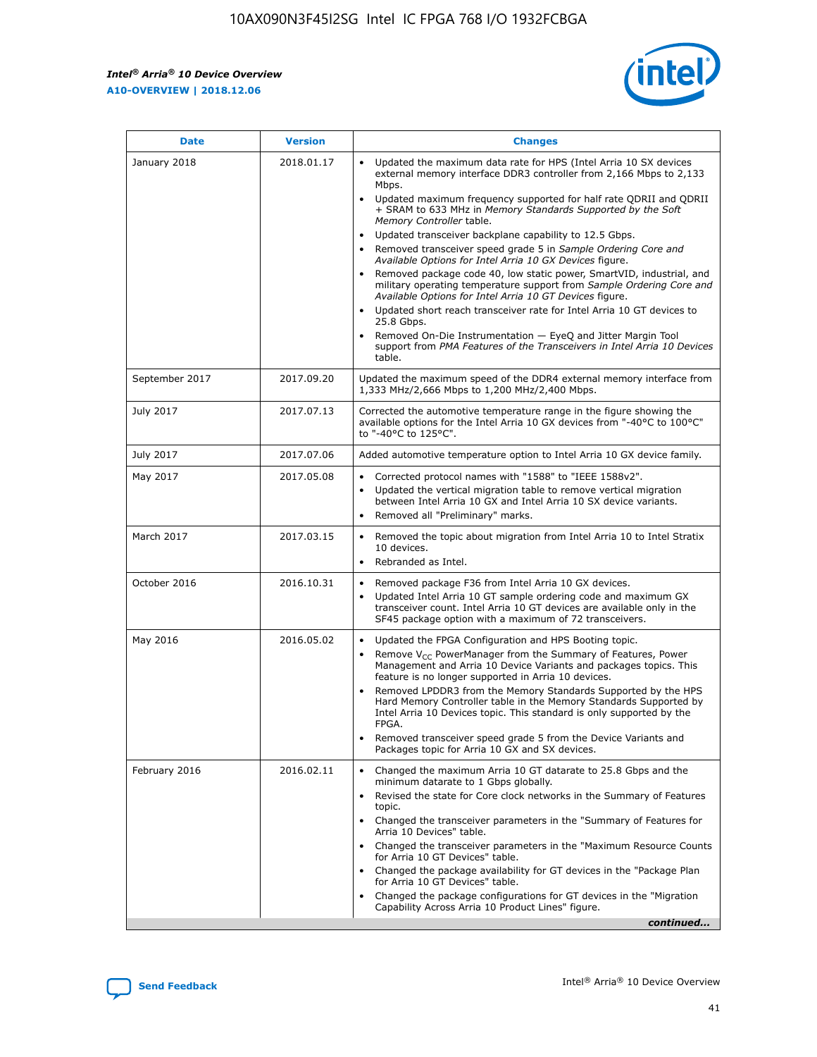| Date | Version | Changes |
| --- | --- | --- |
| January 2018 | 2018.01.17 | • Updated the maximum data rate for HPS (Intel Arria 10 SX devices external memory interface DDR3 controller from 2,166 Mbps to 2,133 Mbps.<br>• Updated maximum frequency supported for half rate QDRII and QDRII + SRAM to 633 MHz in *Memory Standards Supported by the Soft Memory Controller* table.<br>• Updated transceiver backplane capability to 12.5 Gbps.<br>• Removed transceiver speed grade 5 in *Sample Ordering Core and Available Options for Intel Arria 10 GX Devices* figure.<br>• Removed package code 40, low static power, SmartVID, industrial, and military operating temperature support from *Sample Ordering Core and Available Options for Intel Arria 10 GT Devices* figure.<br>• Updated short reach transceiver rate for Intel Arria 10 GT devices to 25.8 Gbps.<br>• Removed On-Die Instrumentation — EyeQ and Jitter Margin Tool support from *PMA Features of the Transceivers in Intel Arria 10 Devices* table. |
| September 2017 | 2017.09.20 | Updated the maximum speed of the DDR4 external memory interface from 1,333 MHz/2,666 Mbps to 1,200 MHz/2,400 Mbps. |
| July 2017 | 2017.07.13 | Corrected the automotive temperature range in the figure showing the available options for the Intel Arria 10 GX devices from "-40°C to 100°C" to "-40°C to 125°C". |
| July 2017 | 2017.07.06 | Added automotive temperature option to Intel Arria 10 GX device family. |
| May 2017 | 2017.05.08 | • Corrected protocol names with "1588" to "IEEE 1588v2".<br>• Updated the vertical migration table to remove vertical migration between Intel Arria 10 GX and Intel Arria 10 SX device variants.<br>• Removed all "Preliminary" marks. |
| March 2017 | 2017.03.15 | • Removed the topic about migration from Intel Arria 10 to Intel Stratix 10 devices.<br>• Rebranded as Intel. |
| October 2016 | 2016.10.31 | • Removed package F36 from Intel Arria 10 GX devices.<br>• Updated Intel Arria 10 GT sample ordering code and maximum GX transceiver count. Intel Arria 10 GT devices are available only in the SF45 package option with a maximum of 72 transceivers. |
| May 2016 | 2016.05.02 | • Updated the FPGA Configuration and HPS Booting topic.<br>• Remove $V_{CC}$ PowerManager from the Summary of Features, Power Management and Arria 10 Device Variants and packages topics. This feature is no longer supported in Arria 10 devices.<br>• Removed LPDDR3 from the Memory Standards Supported by the HPS Hard Memory Controller table in the Memory Standards Supported by Intel Arria 10 Devices topic. This standard is only supported by the FPGA.<br>• Removed transceiver speed grade 5 from the Device Variants and Packages topic for Arria 10 GX and SX devices. |
| February 2016 | 2016.02.11 | • Changed the maximum Arria 10 GT datarate to 25.8 Gbps and the minimum datarate to 1 Gbps globally.<br>• Revised the state for Core clock networks in the Summary of Features topic.<br>• Changed the transceiver parameters in the "Summary of Features for Arria 10 Devices" table.<br>• Changed the transceiver parameters in the "Maximum Resource Counts for Arria 10 GT Devices" table.<br>• Changed the package availability for GT devices in the "Package Plan for Arria 10 GT Devices" table.<br>• Changed the package configurations for GT devices in the "Migration Capability Across Arria 10 Product Lines" figure. |

*continued...*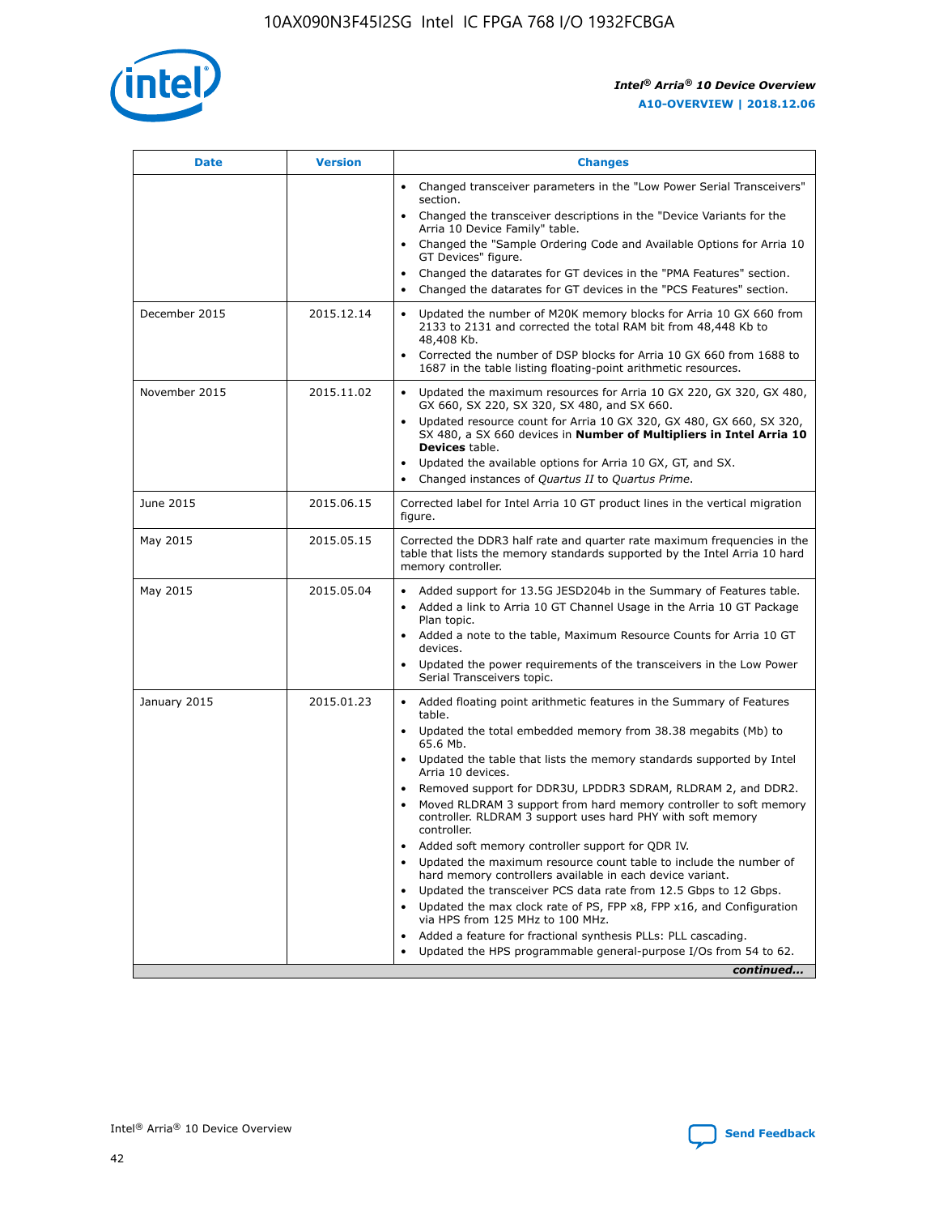| Date | Version | Changes |
| --- | --- | --- |
| | | • Changed transceiver parameters in the "Low Power Serial Transceivers" section.<br>• Changed the transceiver descriptions in the "Device Variants for the Arria 10 Device Family" table.<br>• Changed the "Sample Ordering Code and Available Options for Arria 10 GT Devices" figure.<br>• Changed the datarates for GT devices in the "PMA Features" section.<br>• Changed the datarates for GT devices in the "PCS Features" section. |
| December 2015 | 2015.12.14 | • Updated the number of M20K memory blocks for Arria 10 GX 660 from 2133 to 2131 and corrected the total RAM bit from 48,448 Kb to 48,408 Kb.<br>• Corrected the number of DSP blocks for Arria 10 GX 660 from 1688 to 1687 in the table listing floating-point arithmetic resources. |
| November 2015 | 2015.11.02 | • Updated the maximum resources for Arria 10 GX 220, GX 320, GX 480, GX 660, SX 220, SX 320, SX 480, and SX 660.<br>• Updated resource count for Arria 10 GX 320, GX 480, GX 660, SX 320, SX 480, a SX 660 devices in **Number of Multipliers in Intel Arria 10 Devices** table.<br>• Updated the available options for Arria 10 GX, GT, and SX.<br>• Changed instances of *Quartus II* to *Quartus Prime*. |
| June 2015 | 2015.06.15 | Corrected label for Intel Arria 10 GT product lines in the vertical migration figure. |
| May 2015 | 2015.05.15 | Corrected the DDR3 half rate and quarter rate maximum frequencies in the table that lists the memory standards supported by the Intel Arria 10 hard memory controller. |
| May 2015 | 2015.05.04 | • Added support for 13.5G JESD204b in the Summary of Features table.<br>• Added a link to Arria 10 GT Channel Usage in the Arria 10 GT Package Plan topic.<br>• Added a note to the table, Maximum Resource Counts for Arria 10 GT devices.<br>• Updated the power requirements of the transceivers in the Low Power Serial Transceivers topic. |
| January 2015 | 2015.01.23 | • Added floating point arithmetic features in the Summary of Features table.<br>• Updated the total embedded memory from 38.38 megabits (Mb) to 65.6 Mb.<br>• Updated the table that lists the memory standards supported by Intel Arria 10 devices.<br>• Removed support for DDR3U, LPDDR3 SDRAM, RLDRAM 2, and DDR2.<br>• Moved RLDRAM 3 support from hard memory controller to soft memory controller. RLDRAM 3 support uses hard PHY with soft memory controller.<br>• Added soft memory controller support for QDR IV.<br>• Updated the maximum resource count table to include the number of hard memory controllers available in each device variant.<br>• Updated the transceiver PCS data rate from 12.5 Gbps to 12 Gbps.<br>• Updated the max clock rate of PS, FPP x8, FPP x16, and Configuration via HPS from 125 MHz to 100 MHz.<br>• Added a feature for fractional synthesis PLLs: PLL cascading.<br>• Updated the HPS programmable general-purpose I/Os from 54 to 62. |

*continued...*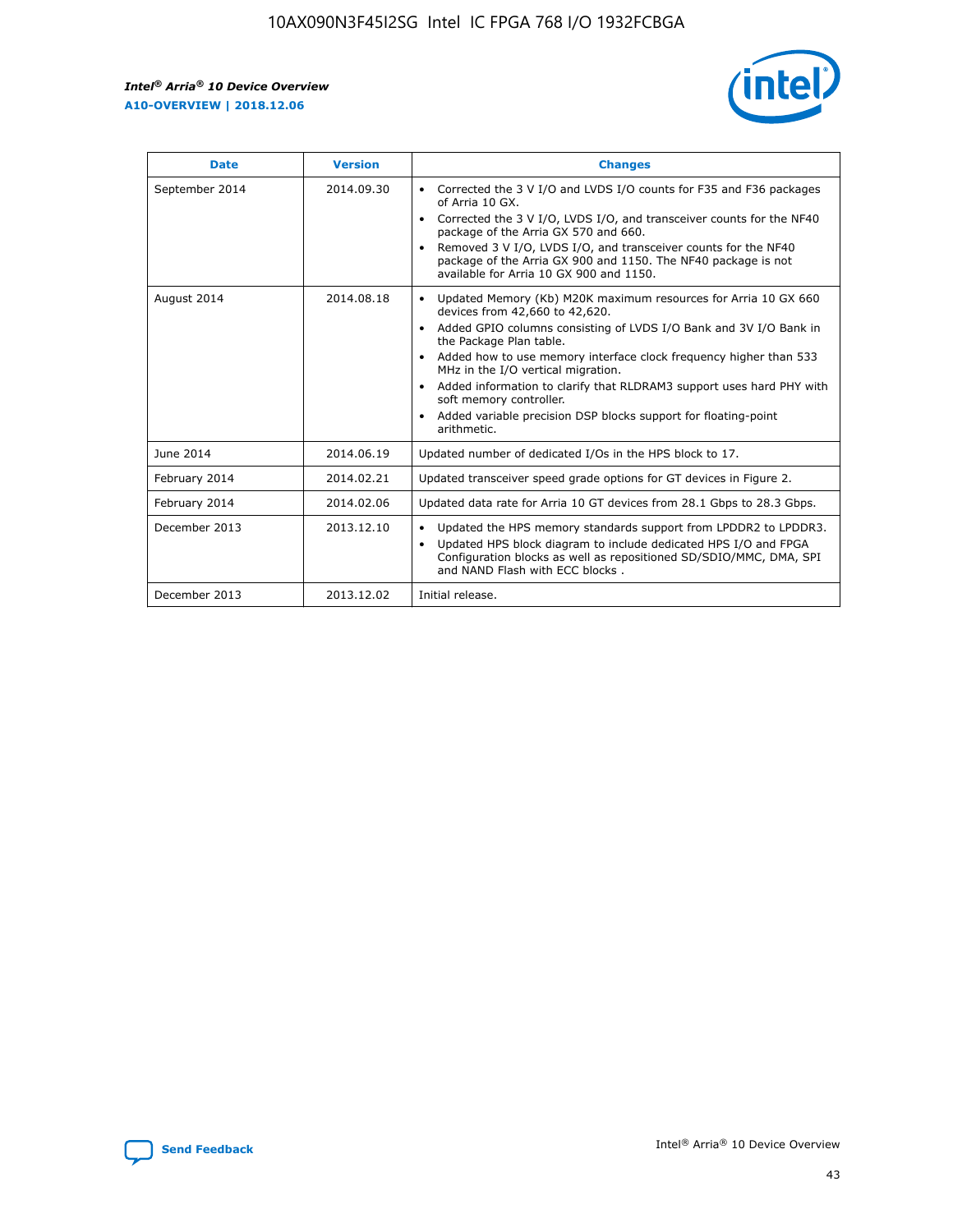| Date | Version | Changes |
| --- | --- | --- |
| September 2014 | 2014.09.30 | • Corrected the 3 V I/O and LVDS I/O counts for F35 and F36 packages of Arria 10 GX.<br>• Corrected the 3 V I/O, LVDS I/O, and transceiver counts for the NF40 package of the Arria GX 570 and 660.<br>• Removed 3 V I/O, LVDS I/O, and transceiver counts for the NF40 package of the Arria GX 900 and 1150. The NF40 package is not available for Arria 10 GX 900 and 1150. |
| August 2014 | 2014.08.18 | • Updated Memory (Kb) M20K maximum resources for Arria 10 GX 660 devices from 42,660 to 42,620.<br>• Added GPIO columns consisting of LVDS I/O Bank and 3V I/O Bank in the Package Plan table.<br>• Added how to use memory interface clock frequency higher than 533 MHz in the I/O vertical migration.<br>• Added information to clarify that RLDRAM3 support uses hard PHY with soft memory controller.<br>• Added variable precision DSP blocks support for floating-point arithmetic. |
| June 2014 | 2014.06.19 | Updated number of dedicated I/Os in the HPS block to 17. |
| February 2014 | 2014.02.21 | Updated transceiver speed grade options for GT devices in Figure 2. |
| February 2014 | 2014.02.06 | Updated data rate for Arria 10 GT devices from 28.1 Gbps to 28.3 Gbps. |
| December 2013 | 2013.12.10 | • Updated the HPS memory standards support from LPDDR2 to LPDDR3.<br>• Updated HPS block diagram to include dedicated HPS I/O and FPGA Configuration blocks as well as repositioned SD/SDIO/MMC, DMA, SPI and NAND Flash with ECC blocks . |
| December 2013 | 2013.12.02 | Initial release. |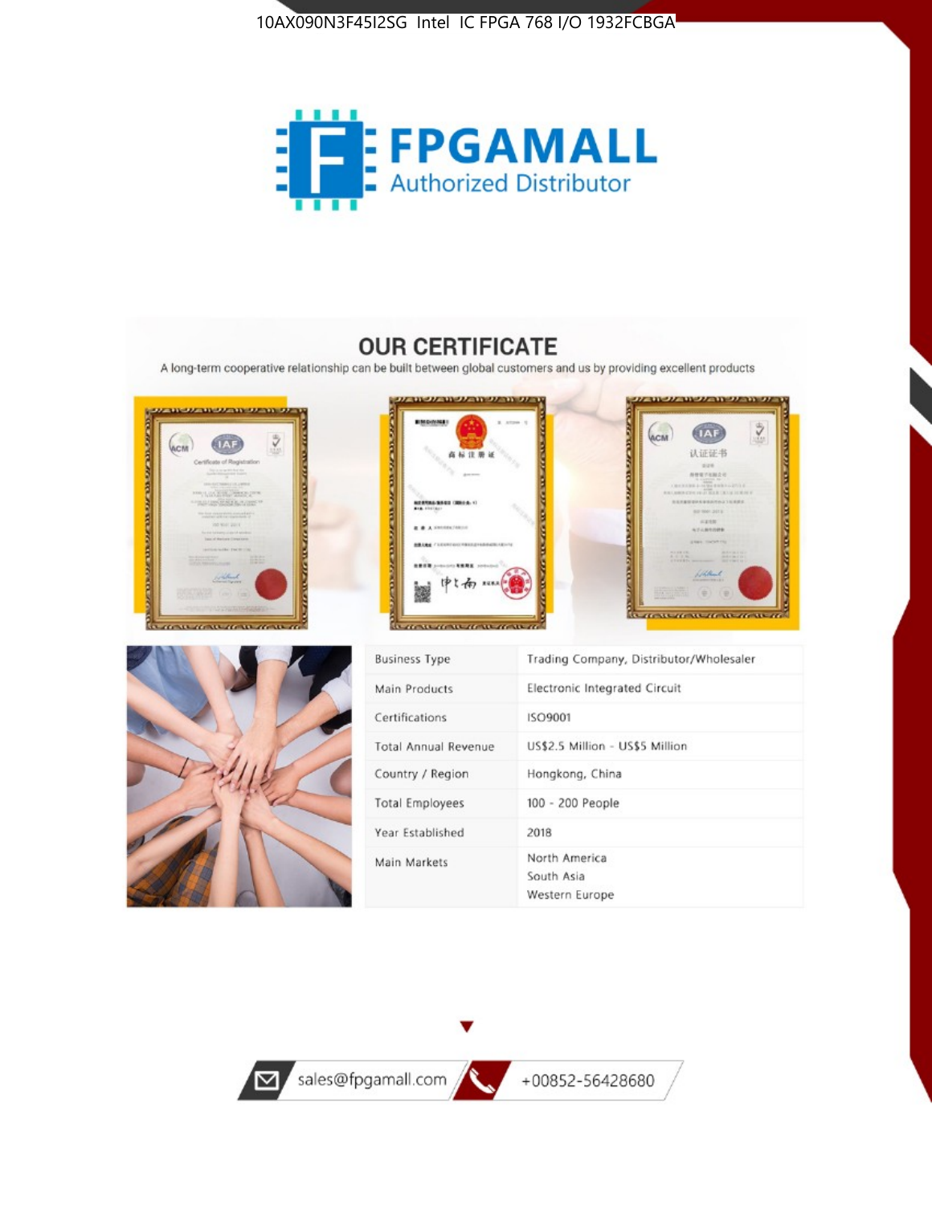FPGAMALL
Authorized Distributor

## OUR CERTIFICATE

A long-term cooperative relationship can be built between global customers and us by providing excellent products

| | |
|---|---|
| Business Type | Trading Company, Distributor/Wholesaler |
| Main Products | Electronic Integrated Circuit |
| Certifications | ISO9001 |
| Total Annual Revenue | US$2.5 Million - US$5 Million |
| Country / Region | Hongkong, China |
| Total Employees | 100 - 200 People |
| Year Established | 2018 |
| Main Markets | North America<br>South Asia<br>Western Europe |

sales@fpgamall.com

+00852-56428680